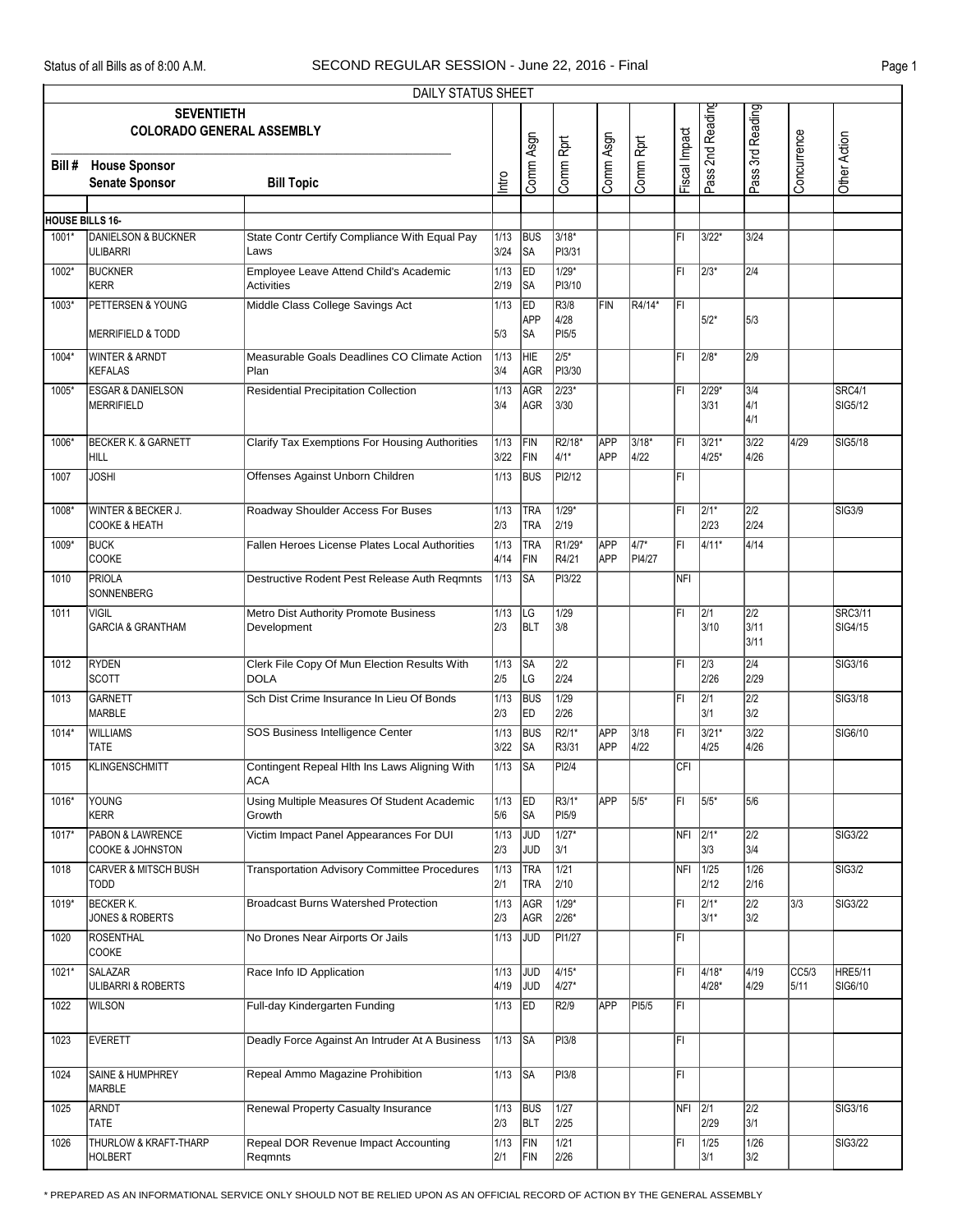DAILY STATUS SHEET

**SEVENTIETH COLORADO GENERAL ASSEMBLY**

SECOND REGULAR SESSION - June 22, 2016 - Final

Status of all Bills as of 8:00 A.M.

| Bill # | House Sponsor / Senate Sponsor | Bill Topic | Intro | Comm Asgn | Comm Rprt | Comm Asgn | Comm Rprt | Fiscal Impact | Pass 2nd Reading | Pass 3rd Reading | Concurrence | Other Action |
|---|---|---|---|---|---|---|---|---|---|---|---|---|
| **HOUSE BILLS 16-** | | | | | | | | | | | | |
| 1001* | DANIELSON & BUCKNER / ULIBARRI | State Contr Certify Compliance With Equal Pay Laws | 1/13 3/24 | BUS SA | 3/18* PI3/31 | | | FI | 3/22* | 3/24 | | |
| 1002* | BUCKNER / KERR | Employee Leave Attend Child's Academic Activities | 1/13 2/19 | ED SA | 1/29* PI3/10 | | | FI | 2/3* | 2/4 | | |
| 1003* | PETTERSEN & YOUNG / MERRIFIELD & TODD | Middle Class College Savings Act | 1/13 5/3 | ED APP SA | R3/8 4/28 PI5/5 | FIN | R4/14* | FI | 5/2* | 5/3 | | |
| 1004* | WINTER & ARNDT / KEFALAS | Measurable Goals Deadlines CO Climate Action Plan | 1/13 3/4 | HIE AGR | 2/5* PI3/30 | | | FI | 2/8* | 2/9 | | |
| 1005* | ESGAR & DANIELSON / MERRIFIELD | Residential Precipitation Collection | 1/13 3/4 | AGR AGR | 2/23* 3/30 | | | FI | 2/29* 3/31 | 3/4 4/1 4/1 | | SRC4/1 SIG5/12 |
| 1006* | BECKER K. & GARNETT / HILL | Clarify Tax Exemptions For Housing Authorities | 1/13 3/22 | FIN FIN | R2/18* 4/1* | APP APP | 3/18* 4/22 | FI | 3/21* 4/25* | 3/22 4/26 | 4/29 | SIG5/18 |
| 1007 | JOSHI | Offenses Against Unborn Children | 1/13 | BUS | PI2/12 | | | FI | | | | |
| 1008* | WINTER & BECKER J. / COOKE & HEATH | Roadway Shoulder Access For Buses | 1/13 2/3 | TRA TRA | 1/29* 2/19 | | | FI | 2/1* 2/23 | 2/2 2/24 | | SIG3/9 |
| 1009* | BUCK / COOKE | Fallen Heroes License Plates Local Authorities | 1/13 4/14 | TRA FIN | R1/29* R4/21 | APP APP | 4/7* PI4/27 | FI | 4/11* | 4/14 | | |
| 1010 | PRIOLA / SONNENBERG | Destructive Rodent Pest Release Auth Reqmnts | 1/13 | SA | PI3/22 | | | NFI | | | | |
| 1011 | VIGIL / GARCIA & GRANTHAM | Metro Dist Authority Promote Business Development | 1/13 2/3 | LG BLT | 1/29 3/8 | | | FI | 2/1 3/10 | 2/2 3/11 3/11 | | SRC3/11 SIG4/15 |
| 1012 | RYDEN / SCOTT | Clerk File Copy Of Mun Election Results With DOLA | 1/13 2/5 | SA LG | 2/2 2/24 | | | FI | 2/3 2/26 | 2/4 2/29 | | SIG3/16 |
| 1013 | GARNETT / MARBLE | Sch Dist Crime Insurance In Lieu Of Bonds | 1/13 2/3 | BUS ED | 1/29 2/26 | | | FI | 2/1 3/1 | 2/2 3/2 | | SIG3/18 |
| 1014* | WILLIAMS / TATE | SOS Business Intelligence Center | 1/13 3/22 | BUS SA | R2/1* R3/31 | APP APP | 3/18 4/22 | FI | 3/21* 4/25 | 3/22 4/26 | | SIG6/10 |
| 1015 | KLINGENSCHMITT | Contingent Repeal Hlth Ins Laws Aligning With ACA | 1/13 | SA | PI2/4 | | | CFI | | | | |
| 1016* | YOUNG / KERR | Using Multiple Measures Of Student Academic Growth | 1/13 5/6 | ED SA | R3/1* PI5/9 | APP | 5/5* | FI | 5/5* | 5/6 | | |
| 1017* | PABON & LAWRENCE / COOKE & JOHNSTON | Victim Impact Panel Appearances For DUI | 1/13 2/3 | JUD JUD | 1/27* 3/1 | | | NFI | 2/1* 3/3 | 2/2 3/4 | | SIG3/22 |
| 1018 | CARVER & MITSCH BUSH / TODD | Transportation Advisory Committee Procedures | 1/13 2/1 | TRA TRA | 1/21 2/10 | | | NFI | 1/25 2/12 | 1/26 2/16 | | SIG3/2 |
| 1019* | BECKER K. / JONES & ROBERTS | Broadcast Burns Watershed Protection | 1/13 2/3 | AGR AGR | 1/29* 2/26* | | | FI | 2/1* 3/1* | 2/2 3/2 | 3/3 | SIG3/22 |
| 1020 | ROSENTHAL / COOKE | No Drones Near Airports Or Jails | 1/13 | JUD | PI1/27 | | | FI | | | | |
| 1021* | SALAZAR / ULIBARRI & ROBERTS | Race Info ID Application | 1/13 4/19 | JUD JUD | 4/15* 4/27* | | | FI | 4/18* 4/28* | 4/19 4/29 | CC5/3 5/11 | HRE5/11 SIG6/10 |
| 1022 | WILSON | Full-day Kindergarten Funding | 1/13 | ED | R2/9 | APP | PI5/5 | FI | | | | |
| 1023 | EVERETT | Deadly Force Against An Intruder At A Business | 1/13 | SA | PI3/8 | | | FI | | | | |
| 1024 | SAINE & HUMPHREY / MARBLE | Repeal Ammo Magazine Prohibition | 1/13 | SA | PI3/8 | | | FI | | | | |
| 1025 | ARNDT / TATE | Renewal Property Casualty Insurance | 1/13 2/3 | BUS BLT | 1/27 2/25 | | | NFI | 2/1 2/29 | 2/2 3/1 | | SIG3/16 |
| 1026 | THURLOW & KRAFT-THARP / HOLBERT | Repeal DOR Revenue Impact Accounting Reqmnts | 1/13 2/1 | FIN FIN | 1/21 2/26 | | | FI | 1/25 3/1 | 1/26 3/2 | | SIG3/22 |

\* PREPARED AS AN INFORMATIONAL SERVICE ONLY SHOULD NOT BE RELIED UPON AS AN OFFICIAL RECORD OF ACTION BY THE GENERAL ASSEMBLY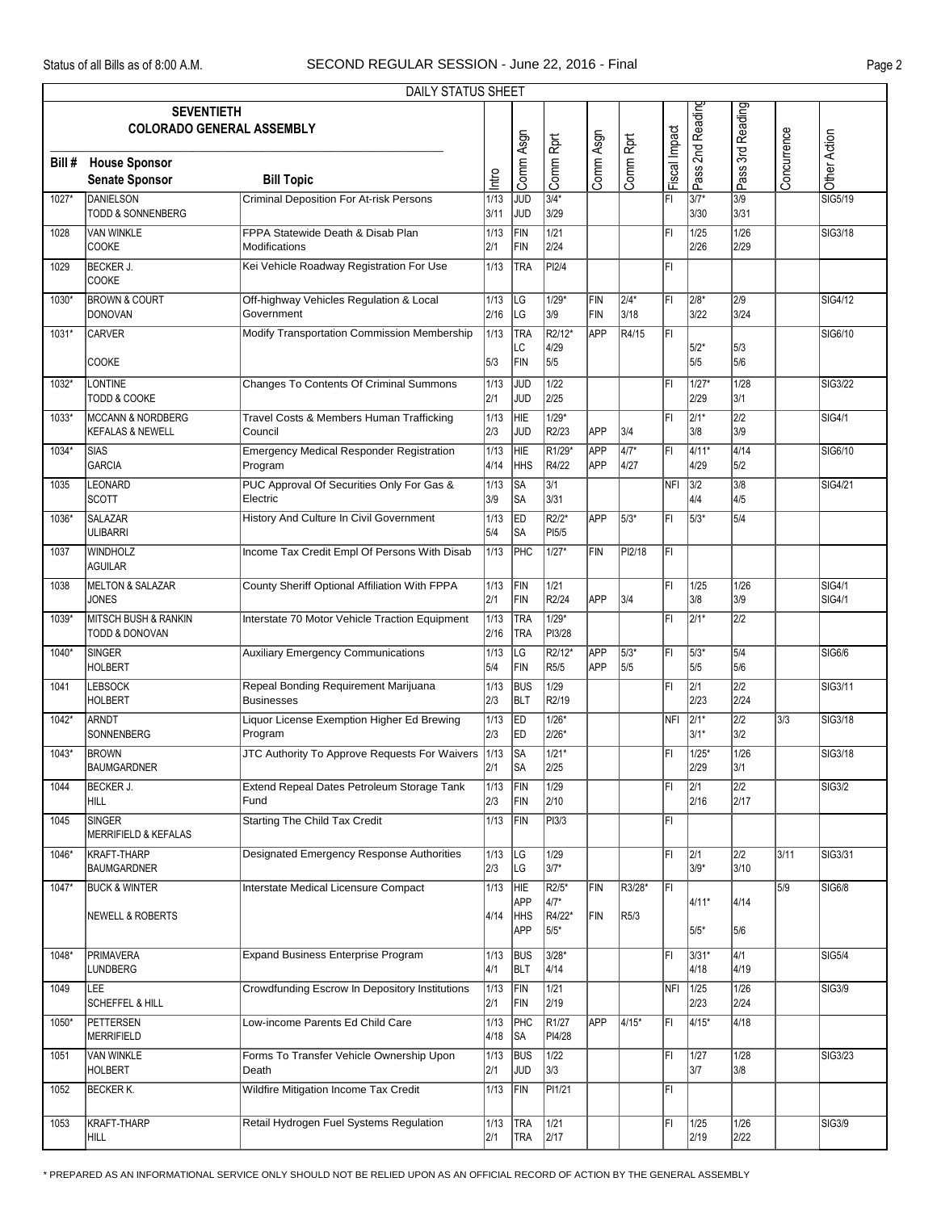Status of all Bills as of 8:00 A.M. SECOND REGULAR SESSION - June 22, 2016 - Final

DAILY STATUS SHEET

| Bill # | SEVENTIETH COLORADO GENERAL ASSEMBLY House Sponsor / Senate Sponsor | Bill Topic | Intro | Comm Asgn | Comm Rprt | Comm Asgn | Comm Rprt | Fiscal Impact | Pass 2nd Reading | Pass 3rd Reading | Concurrence | Other Action |
|---|---|---|---|---|---|---|---|---|---|---|---|---|
| 1027* | DANIELSON<br>TODD & SONNENBERG | Criminal Deposition For At-risk Persons | 1/13<br>3/11 | JUD<br>JUD | 3/4*<br>3/29 | | | FI | 3/7*<br>3/30 | 3/9<br>3/31 | | SIG5/19 |
| 1028 | VAN WINKLE<br>COOKE | FPPA Statewide Death & Disab Plan Modifications | 1/13<br>2/1 | FIN<br>FIN | 1/21<br>2/24 | | | FI | 1/25<br>2/26 | 1/26<br>2/29 | | SIG3/18 |
| 1029 | BECKER J.<br>COOKE | Kei Vehicle Roadway Registration For Use | 1/13 | TRA | PI2/4 | | | FI | | | | |
| 1030* | BROWN & COURT<br>DONOVAN | Off-highway Vehicles Regulation & Local Government | 1/13<br>2/16 | LG<br>LG | 1/29*<br>3/9 | FIN<br>FIN | 2/4*<br>3/18 | FI | 2/8*<br>3/22 | 2/9<br>3/24 | | SIG4/12 |
| 1031* | CARVER<br>COOKE | Modify Transportation Commission Membership | 1/13<br>5/3 | TRA<br>LC<br>FIN | R2/12*<br>4/29<br>5/5 | APP | R4/15 | FI | 5/2*<br>5/5 | 5/3<br>5/6 | | SIG6/10 |
| 1032* | LONTINE<br>TODD & COOKE | Changes To Contents Of Criminal Summons | 1/13<br>2/1 | JUD<br>JUD | 1/22<br>2/25 | | | FI | 1/27*<br>2/29 | 1/28<br>3/1 | | SIG3/22 |
| 1033* | MCCANN & NORDBERG<br>KEFALAS & NEWELL | Travel Costs & Members Human Trafficking Council | 1/13<br>2/3 | HIE<br>JUD | 1/29*<br>R2/23 | APP | 3/4 | FI | 2/1*<br>3/8 | 2/2<br>3/9 | | SIG4/1 |
| 1034* | SIAS<br>GARCIA | Emergency Medical Responder Registration Program | 1/13<br>4/14 | HIE<br>HHS | R1/29*<br>R4/22 | APP<br>APP | 4/7*<br>4/27 | FI | 4/11*<br>4/29 | 4/14<br>5/2 | | SIG6/10 |
| 1035 | LEONARD<br>SCOTT | PUC Approval Of Securities Only For Gas & Electric | 1/13<br>3/9 | SA<br>SA | 3/1<br>3/31 | | | NFI | 3/2<br>4/4 | 3/8<br>4/5 | | SIG4/21 |
| 1036* | SALAZAR<br>ULIBARRI | History And Culture In Civil Government | 1/13<br>5/4 | ED<br>SA | R2/2*<br>PI5/5 | APP | 5/3* | FI | 5/3* | 5/4 | | |
| 1037 | WINDHOLZ<br>AGUILAR | Income Tax Credit Empl Of Persons With Disab | 1/13 | PHC | 1/27* | FIN | PI2/18 | FI | | | | |
| 1038 | MELTON & SALAZAR<br>JONES | County Sheriff Optional Affiliation With FPPA | 1/13<br>2/1 | FIN<br>FIN | 1/21<br>R2/24 | APP | 3/4 | FI | 1/25<br>3/8 | 1/26<br>3/9 | | SIG4/1<br>SIG4/1 |
| 1039* | MITSCH BUSH & RANKIN<br>TODD & DONOVAN | Interstate 70 Motor Vehicle Traction Equipment | 1/13<br>2/16 | TRA<br>TRA | 1/29*<br>PI3/28 | | | FI | 2/1* | 2/2 | | |
| 1040* | SINGER<br>HOLBERT | Auxiliary Emergency Communications | 1/13<br>5/4 | LG<br>FIN | R2/12*<br>R5/5 | APP<br>APP | 5/3*<br>5/5 | FI | 5/3*<br>5/5 | 5/4<br>5/6 | | SIG6/6 |
| 1041 | LEBSOCK<br>HOLBERT | Repeal Bonding Requirement Marijuana Businesses | 1/13<br>2/3 | BUS<br>BLT | 1/29<br>R2/19 | | | FI | 2/1<br>2/23 | 2/2<br>2/24 | | SIG3/11 |
| 1042* | ARNDT<br>SONNENBERG | Liquor License Exemption Higher Ed Brewing Program | 1/13<br>2/3 | ED<br>ED | 1/26*<br>2/26* | | | NFI | 2/1*<br>3/1* | 2/2<br>3/2 | 3/3 | SIG3/18 |
| 1043* | BROWN<br>BAUMGARDNER | JTC Authority To Approve Requests For Waivers | 1/13<br>2/1 | SA<br>SA | 1/21*<br>2/25 | | | FI | 1/25*<br>2/29 | 1/26<br>3/1 | | SIG3/18 |
| 1044 | BECKER J.<br>HILL | Extend Repeal Dates Petroleum Storage Tank Fund | 1/13<br>2/3 | FIN<br>FIN | 1/29<br>2/10 | | | FI | 2/1<br>2/16 | 2/2<br>2/17 | | SIG3/2 |
| 1045 | SINGER<br>MERRIFIELD & KEFALAS | Starting The Child Tax Credit | 1/13 | FIN | PI3/3 | | | FI | | | | |
| 1046* | KRAFT-THARP<br>BAUMGARDNER | Designated Emergency Response Authorities | 1/13<br>2/3 | LG<br>LG | 1/29<br>3/7* | | | FI | 2/1<br>3/9* | 2/2<br>3/10 | 3/11 | SIG3/31 |
| 1047* | BUCK & WINTER<br>NEWELL & ROBERTS | Interstate Medical Licensure Compact | 1/13<br>4/14 | HIE<br>APP<br>HHS<br>APP | R2/5*<br>4/7*<br>R4/22*<br>5/5* | FIN<br>FIN | R3/28*<br>R5/3 | FI | 4/11*<br>5/5* | 4/14<br>5/6 | 5/9 | SIG6/8 |
| 1048* | PRIMAVERA<br>LUNDBERG | Expand Business Enterprise Program | 1/13<br>4/1 | BUS<br>BLT | 3/28*<br>4/14 | | | FI | 3/31*<br>4/18 | 4/1<br>4/19 | | SIG5/4 |
| 1049 | LEE<br>SCHEFFEL & HILL | Crowdfunding Escrow In Depository Institutions | 1/13<br>2/1 | FIN<br>FIN | 1/21<br>2/19 | | | NFI | 1/25<br>2/23 | 1/26<br>2/24 | | SIG3/9 |
| 1050* | PETTERSEN<br>MERRIFIELD | Low-income Parents Ed Child Care | 1/13<br>4/18 | PHC<br>SA | R1/27<br>PI4/28 | APP | 4/15* | FI | 4/15* | 4/18 | | |
| 1051 | VAN WINKLE<br>HOLBERT | Forms To Transfer Vehicle Ownership Upon Death | 1/13<br>2/1 | BUS<br>JUD | 1/22<br>3/3 | | | FI | 1/27<br>3/7 | 1/28<br>3/8 | | SIG3/23 |
| 1052 | BECKER K. | Wildfire Mitigation Income Tax Credit | 1/13 | FIN | PI1/21 | | | FI | | | | |
| 1053 | KRAFT-THARP<br>HILL | Retail Hydrogen Fuel Systems Regulation | 1/13<br>2/1 | TRA<br>TRA | 1/21<br>2/17 | | | FI | 1/25<br>2/19 | 1/26<br>2/22 | | SIG3/9 |

* PREPARED AS AN INFORMATIONAL SERVICE ONLY SHOULD NOT BE RELIED UPON AS AN OFFICIAL RECORD OF ACTION BY THE GENERAL ASSEMBLY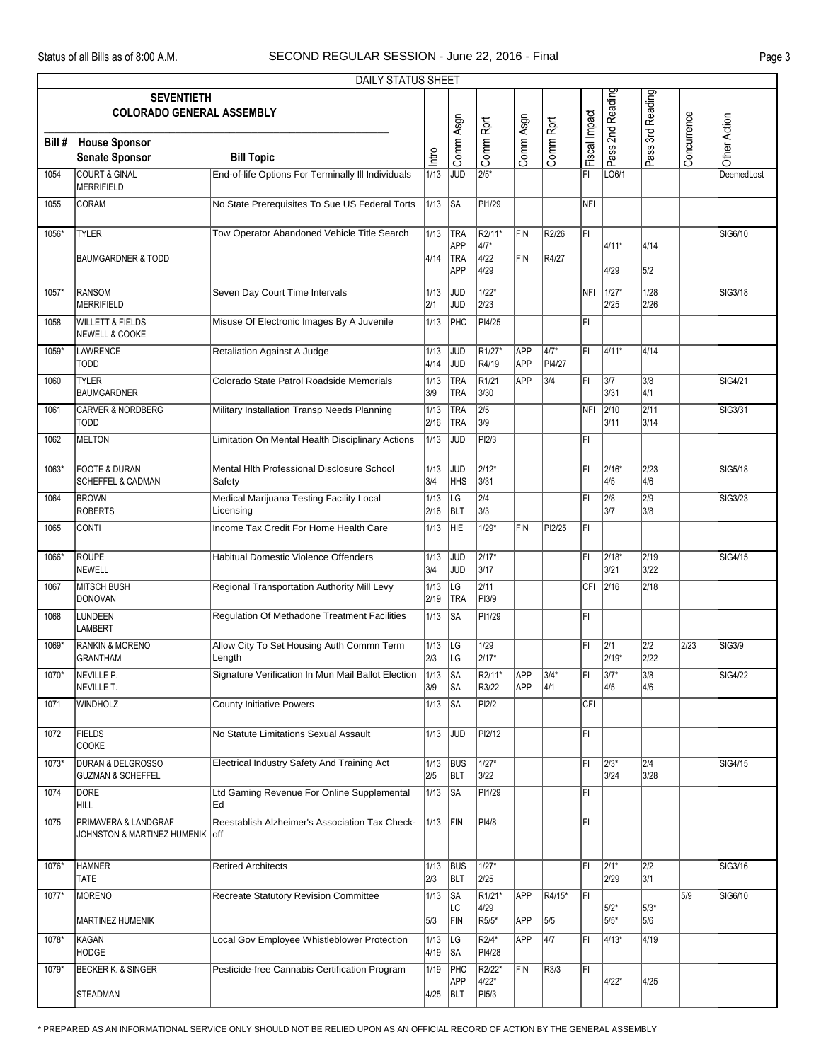DAILY STATUS SHEET

| Bill # | SEVENTIETH COLORADO GENERAL ASSEMBLY — House Sponsor / Senate Sponsor | Bill Topic | Intro | Comm Asgn | Comm Rprt | Comm Asgn | Comm Rprt | Fiscal Impact | Pass 2nd Reading | Pass 3rd Reading | Concurrence | Other Action |
|---|---|---|---|---|---|---|---|---|---|---|---|---|
| 1054 | COURT & GINAL<br>MERRIFIELD | End-of-life Options For Terminally Ill Individuals | 1/13 | JUD | 2/5* | | | FI | LO6/1 | | | DeemedLost |
| 1055 | CORAM | No State Prerequisites To Sue US Federal Torts | 1/13 | SA | PI1/29 | | | NFI | | | | |
| 1056* | TYLER<br>BAUMGARDNER & TODD | Tow Operator Abandoned Vehicle Title Search | 1/13<br>4/14 | TRA<br>APP<br>TRA<br>APP | R2/11*<br>4/7*<br>4/22<br>4/29 | FIN<br>FIN | R2/26<br>R4/27 | FI | 4/11*<br>4/29 | 4/14<br>5/2 | | SIG6/10 |
| 1057* | RANSOM<br>MERRIFIELD | Seven Day Court Time Intervals | 1/13<br>2/1 | JUD<br>JUD | 1/22*<br>2/23 | | | NFI | 1/27*<br>2/25 | 1/28<br>2/26 | | SIG3/18 |
| 1058 | WILLETT & FIELDS<br>NEWELL & COOKE | Misuse Of Electronic Images By A Juvenile | 1/13 | PHC | PI4/25 | | | FI | | | | |
| 1059* | LAWRENCE<br>TODD | Retaliation Against A Judge | 1/13<br>4/14 | JUD<br>JUD | R1/27*<br>R4/19 | APP<br>APP | 4/7*<br>PI4/27 | FI | 4/11* | 4/14 | | |
| 1060 | TYLER<br>BAUMGARDNER | Colorado State Patrol Roadside Memorials | 1/13<br>3/9 | TRA<br>TRA | R1/21<br>3/30 | APP | 3/4 | FI | 3/7<br>3/31 | 3/8<br>4/1 | | SIG4/21 |
| 1061 | CARVER & NORDBERG<br>TODD | Military Installation Transp Needs Planning | 1/13<br>2/16 | TRA<br>TRA | 2/5<br>3/9 | | | NFI | 2/10<br>3/11 | 2/11<br>3/14 | | SIG3/31 |
| 1062 | MELTON | Limitation On Mental Health Disciplinary Actions | 1/13 | JUD | PI2/3 | | | FI | | | | |
| 1063* | FOOTE & DURAN<br>SCHEFFEL & CADMAN | Mental Hlth Professional Disclosure School Safety | 1/13<br>3/4 | JUD<br>HHS | 2/12*<br>3/31 | | | FI | 2/16*<br>4/5 | 2/23<br>4/6 | | SIG5/18 |
| 1064 | BROWN<br>ROBERTS | Medical Marijuana Testing Facility Local Licensing | 1/13<br>2/16 | LG<br>BLT | 2/4<br>3/3 | | | FI | 2/8<br>3/7 | 2/9<br>3/8 | | SIG3/23 |
| 1065 | CONTI | Income Tax Credit For Home Health Care | 1/13 | HIE | 1/29* | FIN | PI2/25 | FI | | | | |
| 1066* | ROUPE<br>NEWELL | Habitual Domestic Violence Offenders | 1/13<br>3/4 | JUD<br>JUD | 2/17*<br>3/17 | | | FI | 2/18*<br>3/21 | 2/19<br>3/22 | | SIG4/15 |
| 1067 | MITSCH BUSH<br>DONOVAN | Regional Transportation Authority Mill Levy | 1/13<br>2/19 | LG<br>TRA | 2/11<br>PI3/9 | | | CFI | 2/16 | 2/18 | | |
| 1068 | LUNDEEN<br>LAMBERT | Regulation Of Methadone Treatment Facilities | 1/13 | SA | PI1/29 | | | FI | | | | |
| 1069* | RANKIN & MORENO<br>GRANTHAM | Allow City To Set Housing Auth Commn Term Length | 1/13<br>2/3 | LG<br>LG | 1/29<br>2/17* | | | FI | 2/1<br>2/19* | 2/2<br>2/22 | 2/23 | SIG3/9 |
| 1070* | NEVILLE P.<br>NEVILLE T. | Signature Verification In Mun Mail Ballot Election | 1/13<br>3/9 | SA<br>SA | R2/11*<br>R3/22 | APP<br>APP | 3/4*<br>4/1 | FI | 3/7*<br>4/5 | 3/8<br>4/6 | | SIG4/22 |
| 1071 | WINDHOLZ | County Initiative Powers | 1/13 | SA | PI2/2 | | | CFI | | | | |
| 1072 | FIELDS<br>COOKE | No Statute Limitations Sexual Assault | 1/13 | JUD | PI2/12 | | | FI | | | | |
| 1073* | DURAN & DELGROSSO<br>GUZMAN & SCHEFFEL | Electrical Industry Safety And Training Act | 1/13<br>2/5 | BUS<br>BLT | 1/27*<br>3/22 | | | FI | 2/3*<br>3/24 | 2/4<br>3/28 | | SIG4/15 |
| 1074 | DORE<br>HILL | Ltd Gaming Revenue For Online Supplemental Ed | 1/13 | SA | PI1/29 | | | FI | | | | |
| 1075 | PRIMAVERA & LANDGRAF<br>JOHNSTON & MARTINEZ HUMENIK | Reestablish Alzheimer's Association Tax Check-off | 1/13 | FIN | PI4/8 | | | FI | | | | |
| 1076* | HAMNER<br>TATE | Retired Architects | 1/13<br>2/3 | BUS<br>BLT | 1/27*<br>2/25 | | | FI | 2/1*<br>2/29 | 2/2<br>3/1 | | SIG3/16 |
| 1077* | MORENO<br>MARTINEZ HUMENIK | Recreate Statutory Revision Committee | 1/13<br>5/3 | SA<br>LC<br>FIN | R1/21*<br>4/29<br>R5/5* | APP<br>APP | R4/15*<br>5/5 | FI | 5/2*<br>5/5* | 5/3*<br>5/6 | 5/9 | SIG6/10 |
| 1078* | KAGAN<br>HODGE | Local Gov Employee Whistleblower Protection | 1/13<br>4/19 | LG<br>SA | R2/4*<br>PI4/28 | APP | 4/7 | FI | 4/13* | 4/19 | | |
| 1079* | BECKER K. & SINGER<br>STEADMAN | Pesticide-free Cannabis Certification Program | 1/19<br>4/25 | PHC<br>APP<br>BLT | R2/22*<br>4/22*<br>PI5/3 | FIN | R3/3 | FI | 4/22* | 4/25 | | |

\* PREPARED AS AN INFORMATIONAL SERVICE ONLY SHOULD NOT BE RELIED UPON AS AN OFFICIAL RECORD OF ACTION BY THE GENERAL ASSEMBLY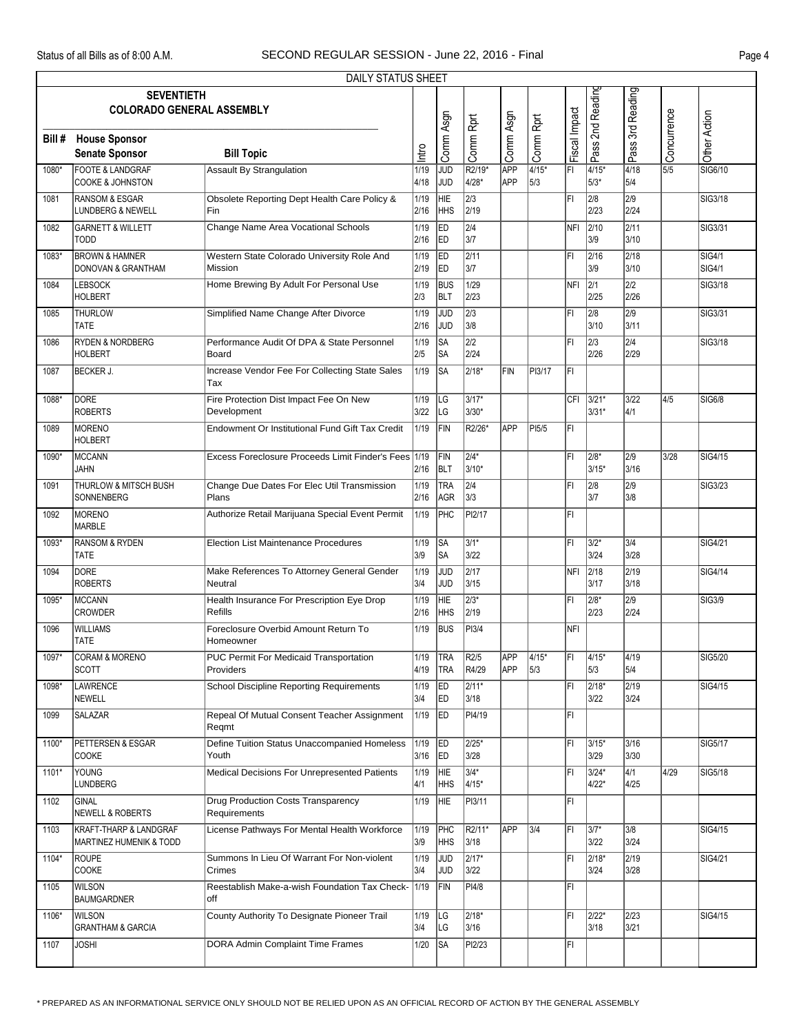## DAILY STATUS SHEET

**SEVENTIETH COLORADO GENERAL ASSEMBLY**

| Bill # | House Sponsor / Senate Sponsor | Bill Topic | Intro | Comm Asgn | Comm Rprt | Comm Asgn | Comm Rprt | Fiscal Impact | Pass 2nd Reading | Pass 3rd Reading | Concurrence | Other Action |
|---|---|---|---|---|---|---|---|---|---|---|---|---|
| 1080* | FOOTE & LANDGRAF<br>COOKE & JOHNSTON | Assault By Strangulation | 1/19<br>4/18 | JUD<br>JUD | R2/19*<br>4/28* | APP<br>APP | 4/15*<br>5/3 | FI | 4/15*<br>5/3* | 4/18<br>5/4 | 5/5 | SIG6/10 |
| 1081 | RANSOM & ESGAR<br>LUNDBERG & NEWELL | Obsolete Reporting Dept Health Care Policy & Fin | 1/19<br>2/16 | HIE<br>HHS | 2/3<br>2/19 | | | FI | 2/8<br>2/23 | 2/9<br>2/24 | | SIG3/18 |
| 1082 | GARNETT & WILLETT<br>TODD | Change Name Area Vocational Schools | 1/19<br>2/16 | ED<br>ED | 2/4<br>3/7 | | | NFI | 2/10<br>3/9 | 2/11<br>3/10 | | SIG3/31 |
| 1083* | BROWN & HAMNER<br>DONOVAN & GRANTHAM | Western State Colorado University Role And Mission | 1/19<br>2/19 | ED<br>ED | 2/11<br>3/7 | | | FI | 2/16<br>3/9 | 2/18<br>3/10 | | SIG4/1<br>SIG4/1 |
| 1084 | LEBSOCK<br>HOLBERT | Home Brewing By Adult For Personal Use | 1/19<br>2/3 | BUS<br>BLT | 1/29<br>2/23 | | | NFI | 2/1<br>2/25 | 2/2<br>2/26 | | SIG3/18 |
| 1085 | THURLOW<br>TATE | Simplified Name Change After Divorce | 1/19<br>2/16 | JUD<br>JUD | 2/3<br>3/8 | | | FI | 2/8<br>3/10 | 2/9<br>3/11 | | SIG3/31 |
| 1086 | RYDEN & NORDBERG<br>HOLBERT | Performance Audit Of DPA & State Personnel Board | 1/19<br>2/5 | SA<br>SA | 2/2<br>2/24 | | | FI | 2/3<br>2/26 | 2/4<br>2/29 | | SIG3/18 |
| 1087 | BECKER J. | Increase Vendor Fee For Collecting State Sales Tax | 1/19 | SA | 2/18* | FIN | PI3/17 | FI | | | | |
| 1088* | DORE<br>ROBERTS | Fire Protection Dist Impact Fee On New Development | 1/19<br>3/22 | LG<br>LG | 3/17*<br>3/30* | | | CFI | 3/21*<br>3/31* | 3/22<br>4/1 | 4/5 | SIG6/8 |
| 1089 | MORENO<br>HOLBERT | Endowment Or Institutional Fund Gift Tax Credit | 1/19 | FIN | R2/26* | APP | PI5/5 | FI | | | | |
| 1090* | MCCANN<br>JAHN | Excess Foreclosure Proceeds Limit Finder's Fees | 1/19<br>2/16 | FIN<br>BLT | 2/4*<br>3/10* | | | FI | 2/8*<br>3/15* | 2/9<br>3/16 | 3/28 | SIG4/15 |
| 1091 | THURLOW & MITSCH BUSH<br>SONNENBERG | Change Due Dates For Elec Util Transmission Plans | 1/19<br>2/16 | TRA<br>AGR | 2/4<br>3/3 | | | FI | 2/8<br>3/7 | 2/9<br>3/8 | | SIG3/23 |
| 1092 | MORENO<br>MARBLE | Authorize Retail Marijuana Special Event Permit | 1/19 | PHC | PI2/17 | | | FI | | | | |
| 1093* | RANSOM & RYDEN<br>TATE | Election List Maintenance Procedures | 1/19<br>3/9 | SA<br>SA | 3/1*<br>3/22 | | | FI | 3/2*<br>3/24 | 3/4<br>3/28 | | SIG4/21 |
| 1094 | DORE<br>ROBERTS | Make References To Attorney General Gender Neutral | 1/19<br>3/4 | JUD<br>JUD | 2/17<br>3/15 | | | NFI | 2/18<br>3/17 | 2/19<br>3/18 | | SIG4/14 |
| 1095* | MCCANN<br>CROWDER | Health Insurance For Prescription Eye Drop Refills | 1/19<br>2/16 | HIE<br>HHS | 2/3*<br>2/19 | | | FI | 2/8*<br>2/23 | 2/9<br>2/24 | | SIG3/9 |
| 1096 | WILLIAMS<br>TATE | Foreclosure Overbid Amount Return To Homeowner | 1/19 | BUS | PI3/4 | | | NFI | | | | |
| 1097* | CORAM & MORENO<br>SCOTT | PUC Permit For Medicaid Transportation Providers | 1/19<br>4/19 | TRA<br>TRA | R2/5<br>R4/29 | APP<br>APP | 4/15*<br>5/3 | FI | 4/15*<br>5/3 | 4/19<br>5/4 | | SIG5/20 |
| 1098* | LAWRENCE<br>NEWELL | School Discipline Reporting Requirements | 1/19<br>3/4 | ED<br>ED | 2/11*<br>3/18 | | | FI | 2/18*<br>3/22 | 2/19<br>3/24 | | SIG4/15 |
| 1099 | SALAZAR | Repeal Of Mutual Consent Teacher Assignment Reqmt | 1/19 | ED | PI4/19 | | | FI | | | | |
| 1100* | PETTERSEN & ESGAR<br>COOKE | Define Tuition Status Unaccompanied Homeless Youth | 1/19<br>3/16 | ED<br>ED | 2/25*<br>3/28 | | | FI | 3/15*<br>3/29 | 3/16<br>3/30 | | SIG5/17 |
| 1101* | YOUNG<br>LUNDBERG | Medical Decisions For Unrepresented Patients | 1/19<br>4/1 | HIE<br>HHS | 3/4*<br>4/15* | | | FI | 3/24*<br>4/22* | 4/1<br>4/25 | 4/29 | SIG5/18 |
| 1102 | GINAL<br>NEWELL & ROBERTS | Drug Production Costs Transparency Requirements | 1/19 | HIE | PI3/11 | | | FI | | | | |
| 1103 | KRAFT-THARP & LANDGRAF<br>MARTINEZ HUMENIK & TODD | License Pathways For Mental Health Workforce | 1/19<br>3/9 | PHC<br>HHS | R2/11*<br>3/18 | APP | 3/4 | FI | 3/7*<br>3/22 | 3/8<br>3/24 | | SIG4/15 |
| 1104* | ROUPE<br>COOKE | Summons In Lieu Of Warrant For Non-violent Crimes | 1/19<br>3/4 | JUD<br>JUD | 2/17*<br>3/22 | | | FI | 2/18*<br>3/24 | 2/19<br>3/28 | | SIG4/21 |
| 1105 | WILSON<br>BAUMGARDNER | Reestablish Make-a-wish Foundation Tax Check-off | 1/19 | FIN | PI4/8 | | | FI | | | | |
| 1106* | WILSON<br>GRANTHAM & GARCIA | County Authority To Designate Pioneer Trail | 1/19<br>3/4 | LG<br>LG | 2/18*<br>3/16 | | | FI | 2/22*<br>3/18 | 2/23<br>3/21 | | SIG4/15 |
| 1107 | JOSHI | DORA Admin Complaint Time Frames | 1/20 | SA | PI2/23 | | | FI | | | | |

\* PREPARED AS AN INFORMATIONAL SERVICE ONLY SHOULD NOT BE RELIED UPON AS AN OFFICIAL RECORD OF ACTION BY THE GENERAL ASSEMBLY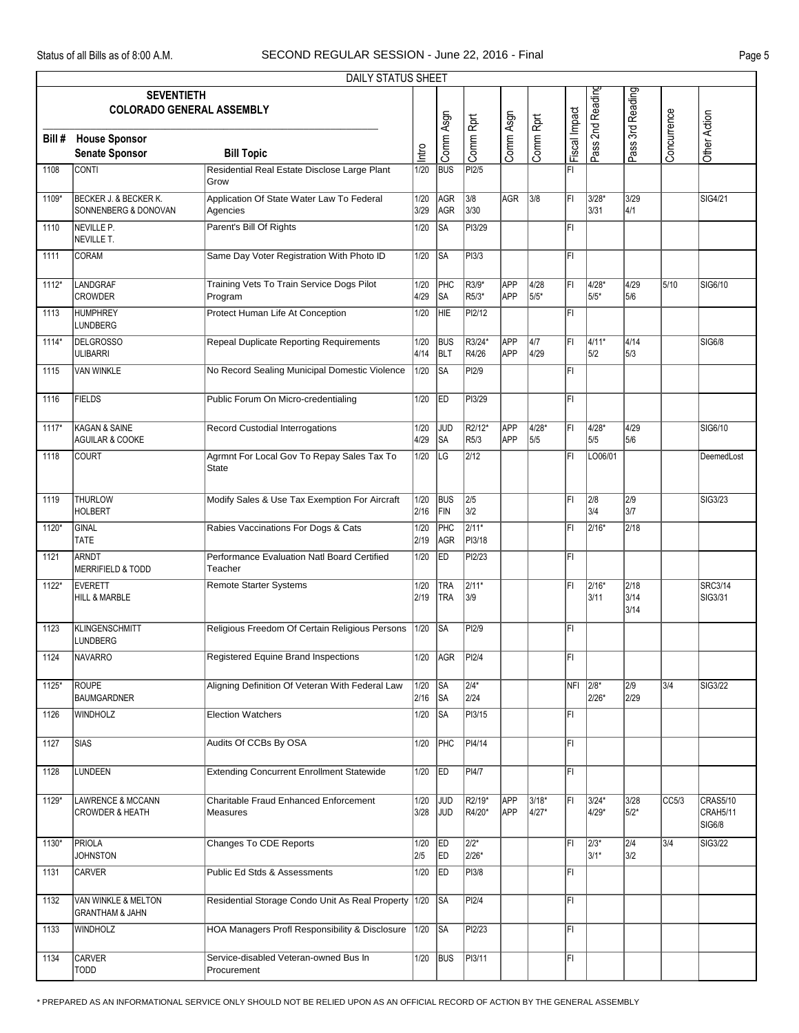DAILY STATUS SHEET

| Bill # | House Sponsor / Senate Sponsor | Bill Topic | Intro | Comm Asgn | Comm Rprt | Comm Asgn | Comm Rprt | Fiscal Impact | Pass 2nd Reading | Pass 3rd Reading | Concurrence | Other Action |
|---|---|---|---|---|---|---|---|---|---|---|---|---|
| 1108 | CONTI | Residential Real Estate Disclose Large Plant Grow | 1/20 | BUS | PI2/5 | | | FI | | | | |
| 1109* | BECKER J. & BECKER K. / SONNENBERG & DONOVAN | Application Of State Water Law To Federal Agencies | 1/20 3/29 | AGR AGR | 3/8 3/30 | AGR | 3/8 | FI | 3/28* 3/31 | 3/29 4/1 | | SIG4/21 |
| 1110 | NEVILLE P. / NEVILLE T. | Parent's Bill Of Rights | 1/20 | SA | PI3/29 | | | FI | | | | |
| 1111 | CORAM | Same Day Voter Registration With Photo ID | 1/20 | SA | PI3/3 | | | FI | | | | |
| 1112* | LANDGRAF / CROWDER | Training Vets To Train Service Dogs Pilot Program | 1/20 4/29 | PHC SA | R3/9* R5/3* | APP APP | 4/28 5/5* | FI | 4/28* 5/5* | 4/29 5/6 | 5/10 | SIG6/10 |
| 1113 | HUMPHREY / LUNDBERG | Protect Human Life At Conception | 1/20 | HIE | PI2/12 | | | FI | | | | |
| 1114* | DELGROSSO / ULIBARRI | Repeal Duplicate Reporting Requirements | 1/20 4/14 | BUS BLT | R3/24* R4/26 | APP APP | 4/7 4/29 | FI | 4/11* 5/2 | 4/14 5/3 | | SIG6/8 |
| 1115 | VAN WINKLE | No Record Sealing Municipal Domestic Violence | 1/20 | SA | PI2/9 | | | FI | | | | |
| 1116 | FIELDS | Public Forum On Micro-credentialing | 1/20 | ED | PI3/29 | | | FI | | | | |
| 1117* | KAGAN & SAINE / AGUILAR & COOKE | Record Custodial Interrogations | 1/20 4/29 | JUD SA | R2/12* R5/3 | APP APP | 4/28* 5/5 | FI | 4/28* 5/5 | 4/29 5/6 | | SIG6/10 |
| 1118 | COURT | Agrmnt For Local Gov To Repay Sales Tax To State | 1/20 | LG | 2/12 | | | FI | LO06/01 | | | DeemedLost |
| 1119 | THURLOW / HOLBERT | Modify Sales & Use Tax Exemption For Aircraft | 1/20 2/16 | BUS FIN | 2/5 3/2 | | | FI | 2/8 3/4 | 2/9 3/7 | | SIG3/23 |
| 1120* | GINAL / TATE | Rabies Vaccinations For Dogs & Cats | 1/20 2/19 | PHC AGR | 2/11* PI3/18 | | | FI | 2/16* | 2/18 | | |
| 1121 | ARNDT / MERRIFIELD & TODD | Performance Evaluation Natl Board Certified Teacher | 1/20 | ED | PI2/23 | | | FI | | | | |
| 1122* | EVERETT / HILL & MARBLE | Remote Starter Systems | 1/20 2/19 | TRA TRA | 2/11* 3/9 | | | FI | 2/16* 3/11 | 2/18 3/14 3/14 | | SRC3/14 SIG3/31 |
| 1123 | KLINGENSCHMITT / LUNDBERG | Religious Freedom Of Certain Religious Persons | 1/20 | SA | PI2/9 | | | FI | | | | |
| 1124 | NAVARRO | Registered Equine Brand Inspections | 1/20 | AGR | PI2/4 | | | FI | | | | |
| 1125* | ROUPE / BAUMGARDNER | Aligning Definition Of Veteran With Federal Law | 1/20 2/16 | SA SA | 2/4* 2/24 | | | NFI | 2/8* 2/26* | 2/9 2/29 | 3/4 | SIG3/22 |
| 1126 | WINDHOLZ | Election Watchers | 1/20 | SA | PI3/15 | | | FI | | | | |
| 1127 | SIAS | Audits Of CCBs By OSA | 1/20 | PHC | PI4/14 | | | FI | | | | |
| 1128 | LUNDEEN | Extending Concurrent Enrollment Statewide | 1/20 | ED | PI4/7 | | | FI | | | | |
| 1129* | LAWRENCE & MCCANN / CROWDER & HEATH | Charitable Fraud Enhanced Enforcement Measures | 1/20 3/28 | JUD JUD | R2/19* R4/20* | APP APP | 3/18* 4/27* | FI | 3/24* 4/29* | 3/28 5/2* | CC5/3 | CRAS5/10 CRAH5/11 SIG6/8 |
| 1130* | PRIOLA / JOHNSTON | Changes To CDE Reports | 1/20 2/5 | ED ED | 2/2* 2/26* | | | FI | 2/3* 3/1* | 2/4 3/2 | 3/4 | SIG3/22 |
| 1131 | CARVER | Public Ed Stds & Assessments | 1/20 | ED | PI3/8 | | | FI | | | | |
| 1132 | VAN WINKLE & MELTON / GRANTHAM & JAHN | Residential Storage Condo Unit As Real Property | 1/20 | SA | PI2/4 | | | FI | | | | |
| 1133 | WINDHOLZ | HOA Managers Profl Responsibility & Disclosure | 1/20 | SA | PI2/23 | | | FI | | | | |
| 1134 | CARVER / TODD | Service-disabled Veteran-owned Bus In Procurement | 1/20 | BUS | PI3/11 | | | FI | | | | |

\* PREPARED AS AN INFORMATIONAL SERVICE ONLY SHOULD NOT BE RELIED UPON AS AN OFFICIAL RECORD OF ACTION BY THE GENERAL ASSEMBLY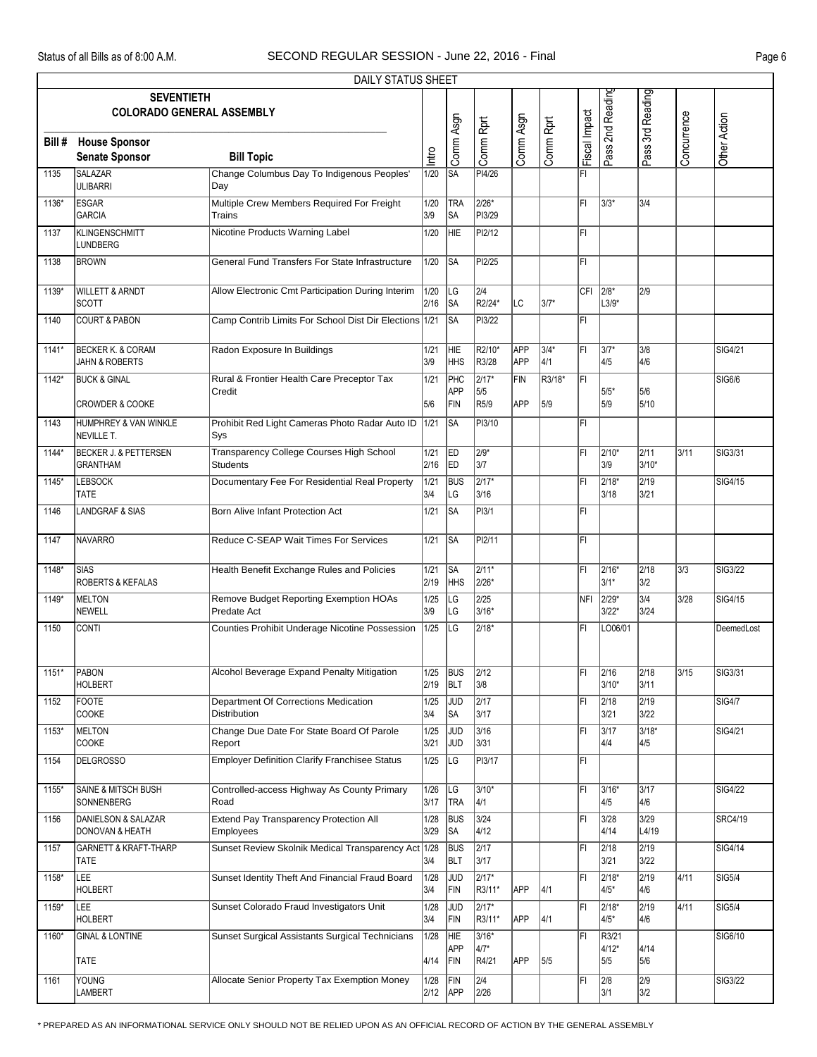DAILY STATUS SHEET

| Bill # | House Sponsor / Senate Sponsor | Bill Topic | Intro | Comm Asgn | Comm Rprt | Comm Asgn | Comm Rprt | Fiscal Impact | Pass 2nd Reading | Pass 3rd Reading | Concurrence | Other Action |
|---|---|---|---|---|---|---|---|---|---|---|---|---|
| 1135 | SALAZAR<br>ULIBARRI | Change Columbus Day To Indigenous Peoples' Day | 1/20 | SA | PI4/26 | | | FI | | | | |
| 1136* | ESGAR<br>GARCIA | Multiple Crew Members Required For Freight Trains | 1/20<br>3/9 | TRA<br>SA | 2/26*<br>PI3/29 | | | FI | 3/3* | 3/4 | | |
| 1137 | KLINGENSCHMITT<br>LUNDBERG | Nicotine Products Warning Label | 1/20 | HIE | PI2/12 | | | FI | | | | |
| 1138 | BROWN | General Fund Transfers For State Infrastructure | 1/20 | SA | PI2/25 | | | FI | | | | |
| 1139* | WILLETT & ARNDT<br>SCOTT | Allow Electronic Cmt Participation During Interim | 1/20<br>2/16 | LG<br>SA | 2/4<br>R2/24* | LC | 3/7* | CFI | 2/8*<br>L3/9* | 2/9 | | |
| 1140 | COURT & PABON | Camp Contrib Limits For School Dist Dir Elections | 1/21 | SA | PI3/22 | | | FI | | | | |
| 1141* | BECKER K. & CORAM<br>JAHN & ROBERTS | Radon Exposure In Buildings | 1/21<br>3/9 | HIE<br>HHS | R2/10*<br>R3/28 | APP<br>APP | 3/4*<br>4/1 | FI | 3/7*<br>4/5 | 3/8<br>4/6 | | SIG4/21 |
| 1142* | BUCK & GINAL<br>CROWDER & COOKE | Rural & Frontier Health Care Preceptor Tax Credit | 1/21<br>5/6 | PHC<br>APP<br>FIN | 2/17*<br>5/5<br>R5/9 | FIN<br>APP | R3/18*<br>5/9 | FI | 5/5*<br>5/9 | 5/6<br>5/10 | | SIG6/6 |
| 1143 | HUMPHREY & VAN WINKLE<br>NEVILLE T. | Prohibit Red Light Cameras Photo Radar Auto ID Sys | 1/21 | SA | PI3/10 | | | FI | | | | |
| 1144* | BECKER J. & PETTERSEN<br>GRANTHAM | Transparency College Courses High School Students | 1/21<br>2/16 | ED<br>ED | 2/9*<br>3/7 | | | FI | 2/10*<br>3/9 | 2/11<br>3/10* | 3/11 | SIG3/31 |
| 1145* | LEBSOCK<br>TATE | Documentary Fee For Residential Real Property | 1/21<br>3/4 | BUS<br>LG | 2/17*<br>3/16 | | | FI | 2/18*<br>3/18 | 2/19<br>3/21 | | SIG4/15 |
| 1146 | LANDGRAF & SIAS | Born Alive Infant Protection Act | 1/21 | SA | PI3/1 | | | FI | | | | |
| 1147 | NAVARRO | Reduce C-SEAP Wait Times For Services | 1/21 | SA | PI2/11 | | | FI | | | | |
| 1148* | SIAS<br>ROBERTS & KEFALAS | Health Benefit Exchange Rules and Policies | 1/21<br>2/19 | SA<br>HHS | 2/11*<br>2/26* | | | FI | 2/16*<br>3/1* | 2/18<br>3/2 | 3/3 | SIG3/22 |
| 1149* | MELTON<br>NEWELL | Remove Budget Reporting Exemption HOAs Predate Act | 1/25<br>3/9 | LG<br>LG | 2/25<br>3/16* | | | NFI | 2/29*<br>3/22* | 3/4<br>3/24 | 3/28 | SIG4/15 |
| 1150 | CONTI | Counties Prohibit Underage Nicotine Possession | 1/25 | LG | 2/18* | | | FI | LO06/01 | | | DeemedLost |
| 1151* | PABON<br>HOLBERT | Alcohol Beverage Expand Penalty Mitigation | 1/25<br>2/19 | BUS<br>BLT | 2/12<br>3/8 | | | FI | 2/16<br>3/10* | 2/18<br>3/11 | 3/15 | SIG3/31 |
| 1152 | FOOTE<br>COOKE | Department Of Corrections Medication Distribution | 1/25<br>3/4 | JUD<br>SA | 2/17<br>3/17 | | | FI | 2/18<br>3/21 | 2/19<br>3/22 | | SIG4/7 |
| 1153* | MELTON<br>COOKE | Change Due Date For State Board Of Parole Report | 1/25<br>3/21 | JUD<br>JUD | 3/16<br>3/31 | | | FI | 3/17<br>4/4 | 3/18*<br>4/5 | | SIG4/21 |
| 1154 | DELGROSSO | Employer Definition Clarify Franchisee Status | 1/25 | LG | PI3/17 | | | FI | | | | |
| 1155* | SAINE & MITSCH BUSH<br>SONNENBERG | Controlled-access Highway As County Primary Road | 1/26<br>3/17 | LG<br>TRA | 3/10*<br>4/1 | | | FI | 3/16*<br>4/5 | 3/17<br>4/6 | | SIG4/22 |
| 1156 | DANIELSON & SALAZAR<br>DONOVAN & HEATH | Extend Pay Transparency Protection All Employees | 1/28<br>3/29 | BUS<br>SA | 3/24<br>4/12 | | | FI | 3/28<br>4/14 | 3/29<br>L4/19 | | SRC4/19 |
| 1157 | GARNETT & KRAFT-THARP<br>TATE | Sunset Review Skolnik Medical Transparency Act | 1/28<br>3/4 | BUS<br>BLT | 2/17<br>3/17 | | | FI | 2/18<br>3/21 | 2/19<br>3/22 | | SIG4/14 |
| 1158* | LEE<br>HOLBERT | Sunset Identity Theft And Financial Fraud Board | 1/28<br>3/4 | JUD<br>FIN | 2/17*<br>R3/11* | APP | 4/1 | FI | 2/18*<br>4/5* | 2/19<br>4/6 | 4/11 | SIG5/4 |
| 1159* | LEE<br>HOLBERT | Sunset Colorado Fraud Investigators Unit | 1/28<br>3/4 | JUD<br>FIN | 2/17*<br>R3/11* | APP | 4/1 | FI | 2/18*<br>4/5* | 2/19<br>4/6 | 4/11 | SIG5/4 |
| 1160* | GINAL & LONTINE<br>TATE | Sunset Surgical Assistants Surgical Technicians | 1/28<br>4/14 | HIE<br>APP<br>FIN | 3/16*<br>4/7*<br>R4/21 | APP | 5/5 | FI | R3/21<br>4/12*<br>5/5 | 4/14<br>5/6 | | SIG6/10 |
| 1161 | YOUNG<br>LAMBERT | Allocate Senior Property Tax Exemption Money | 1/28<br>2/12 | FIN<br>APP | 2/4<br>2/26 | | | FI | 2/8<br>3/1 | 2/9<br>3/2 | | SIG3/22 |

\* PREPARED AS AN INFORMATIONAL SERVICE ONLY SHOULD NOT BE RELIED UPON AS AN OFFICIAL RECORD OF ACTION BY THE GENERAL ASSEMBLY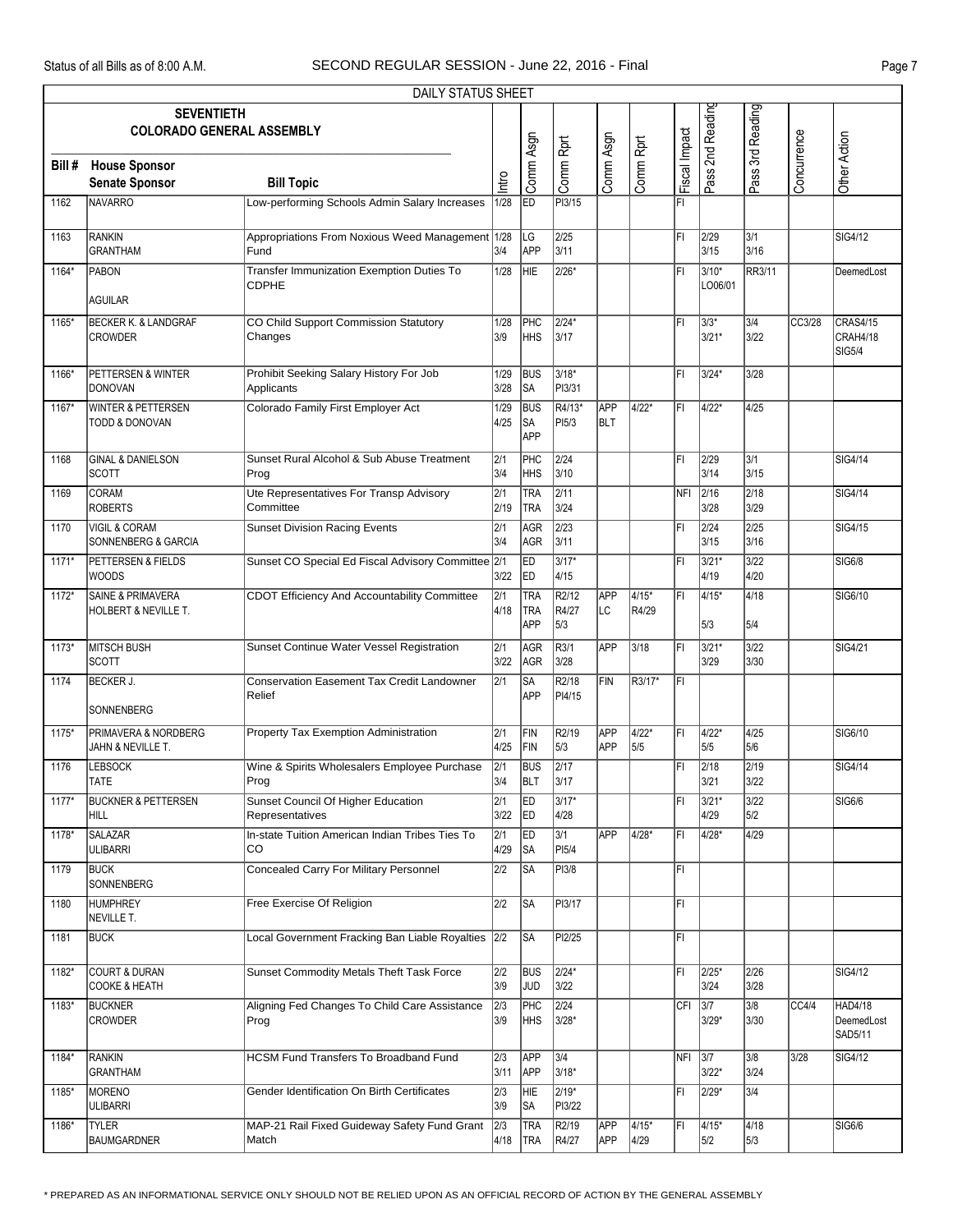DAILY STATUS SHEET

**SEVENTIETH COLORADO GENERAL ASSEMBLY**

| Bill # | House Sponsor / Senate Sponsor | Bill Topic | Intro | Comm Asgn | Comm Rprt | Comm Asgn | Comm Rprt | Fiscal Impact | Pass 2nd Reading | Pass 3rd Reading | Concurrence | Other Action |
|---|---|---|---|---|---|---|---|---|---|---|---|---|
| 1162 | NAVARRO | Low-performing Schools Admin Salary Increases | 1/28 | ED | PI3/15 | | | FI | | | | |
| 1163 | RANKIN<br>GRANTHAM | Appropriations From Noxious Weed Management Fund | 1/28<br>3/4 | LG<br>APP | 2/25<br>3/11 | | | FI | 2/29<br>3/15 | 3/1<br>3/16 | | SIG4/12 |
| 1164* | PABON<br>AGUILAR | Transfer Immunization Exemption Duties To CDPHE | 1/28 | HIE | 2/26* | | | FI | 3/10*<br>LO06/01 | RR3/11 | | DeemedLost |
| 1165* | BECKER K. & LANDGRAF<br>CROWDER | CO Child Support Commission Statutory Changes | 1/28<br>3/9 | PHC<br>HHS | 2/24*<br>3/17 | | | FI | 3/3*<br>3/21* | 3/4<br>3/22 | CC3/28 | CRAS4/15<br>CRAH4/18<br>SIG5/4 |
| 1166* | PETTERSEN & WINTER<br>DONOVAN | Prohibit Seeking Salary History For Job Applicants | 1/29<br>3/28 | BUS<br>SA | 3/18*<br>PI3/31 | | | FI | 3/24* | 3/28 | | |
| 1167* | WINTER & PETTERSEN<br>TODD & DONOVAN | Colorado Family First Employer Act | 1/29<br>4/25 | BUS<br>SA<br>APP | R4/13*<br>PI5/3 | APP<br>BLT | 4/22* | FI | 4/22* | 4/25 | | |
| 1168 | GINAL & DANIELSON<br>SCOTT | Sunset Rural Alcohol & Sub Abuse Treatment Prog | 2/1<br>3/4 | PHC<br>HHS | 2/24<br>3/10 | | | FI | 2/29<br>3/14 | 3/1<br>3/15 | | SIG4/14 |
| 1169 | CORAM<br>ROBERTS | Ute Representatives For Transp Advisory Committee | 2/1<br>2/19 | TRA<br>TRA | 2/11<br>3/24 | | | NFI | 2/16<br>3/28 | 2/18<br>3/29 | | SIG4/14 |
| 1170 | VIGIL & CORAM<br>SONNENBERG & GARCIA | Sunset Division Racing Events | 2/1<br>3/4 | AGR<br>AGR | 2/23<br>3/11 | | | FI | 2/24<br>3/15 | 2/25<br>3/16 | | SIG4/15 |
| 1171* | PETTERSEN & FIELDS<br>WOODS | Sunset CO Special Ed Fiscal Advisory Committee | 2/1<br>3/22 | ED<br>ED | 3/17*<br>4/15 | | | FI | 3/21*<br>4/19 | 3/22<br>4/20 | | SIG6/8 |
| 1172* | SAINE & PRIMAVERA<br>HOLBERT & NEVILLE T. | CDOT Efficiency And Accountability Committee | 2/1<br>4/18 | TRA<br>TRA<br>APP | R2/12<br>R4/27<br>5/3 | APP<br>LC | 4/15*<br>R4/29 | FI | 4/15*<br>5/3 | 4/18<br>5/4 | | SIG6/10 |
| 1173* | MITSCH BUSH<br>SCOTT | Sunset Continue Water Vessel Registration | 2/1<br>3/22 | AGR<br>AGR | R3/1<br>3/28 | APP | 3/18 | FI | 3/21*<br>3/29 | 3/22<br>3/30 | | SIG4/21 |
| 1174 | BECKER J.<br>SONNENBERG | Conservation Easement Tax Credit Landowner Relief | 2/1 | SA<br>APP | R2/18<br>PI4/15 | FIN | R3/17* | FI | | | | |
| 1175* | PRIMAVERA & NORDBERG<br>JAHN & NEVILLE T. | Property Tax Exemption Administration | 2/1<br>4/25 | FIN<br>FIN | R2/19<br>5/3 | APP<br>APP | 4/22*<br>5/5 | FI | 4/22*<br>5/5 | 4/25<br>5/6 | | SIG6/10 |
| 1176 | LEBSOCK<br>TATE | Wine & Spirits Wholesalers Employee Purchase Prog | 2/1<br>3/4 | BUS<br>BLT | 2/17<br>3/17 | | | FI | 2/18<br>3/21 | 2/19<br>3/22 | | SIG4/14 |
| 1177* | BUCKNER & PETTERSEN<br>HILL | Sunset Council Of Higher Education Representatives | 2/1<br>3/22 | ED<br>ED | 3/17*<br>4/28 | | | FI | 3/21*<br>4/29 | 3/22<br>5/2 | | SIG6/6 |
| 1178* | SALAZAR<br>ULIBARRI | In-state Tuition American Indian Tribes Ties To CO | 2/1<br>4/29 | ED<br>SA | 3/1<br>PI5/4 | APP | 4/28* | FI | 4/28* | 4/29 | | |
| 1179 | BUCK<br>SONNENBERG | Concealed Carry For Military Personnel | 2/2 | SA | PI3/8 | | | FI | | | | |
| 1180 | HUMPHREY<br>NEVILLE T. | Free Exercise Of Religion | 2/2 | SA | PI3/17 | | | FI | | | | |
| 1181 | BUCK | Local Government Fracking Ban Liable Royalties | 2/2 | SA | PI2/25 | | | FI | | | | |
| 1182* | COURT & DURAN<br>COOKE & HEATH | Sunset Commodity Metals Theft Task Force | 2/2<br>3/9 | BUS<br>JUD | 2/24*<br>3/22 | | | FI | 2/25*<br>3/24 | 2/26<br>3/28 | | SIG4/12 |
| 1183* | BUCKNER<br>CROWDER | Aligning Fed Changes To Child Care Assistance Prog | 2/3<br>3/9 | PHC<br>HHS | 2/24<br>3/28* | | | CFI | 3/7<br>3/29* | 3/8<br>3/30 | CC4/4 | HAD4/18<br>DeemedLost<br>SAD5/11 |
| 1184* | RANKIN<br>GRANTHAM | HCSM Fund Transfers To Broadband Fund | 2/3<br>3/11 | APP<br>APP | 3/4<br>3/18* | | | NFI | 3/7<br>3/22* | 3/8<br>3/24 | 3/28 | SIG4/12 |
| 1185* | MORENO<br>ULIBARRI | Gender Identification On Birth Certificates | 2/3<br>3/9 | HIE<br>SA | 2/19*<br>PI3/22 | | | FI | 2/29* | 3/4 | | |
| 1186* | TYLER<br>BAUMGARDNER | MAP-21 Rail Fixed Guideway Safety Fund Grant Match | 2/3<br>4/18 | TRA<br>TRA | R2/19<br>R4/27 | APP<br>APP | 4/15*<br>4/29 | FI | 4/15*<br>5/2 | 4/18<br>5/3 | | SIG6/6 |

\* PREPARED AS AN INFORMATIONAL SERVICE ONLY SHOULD NOT BE RELIED UPON AS AN OFFICIAL RECORD OF ACTION BY THE GENERAL ASSEMBLY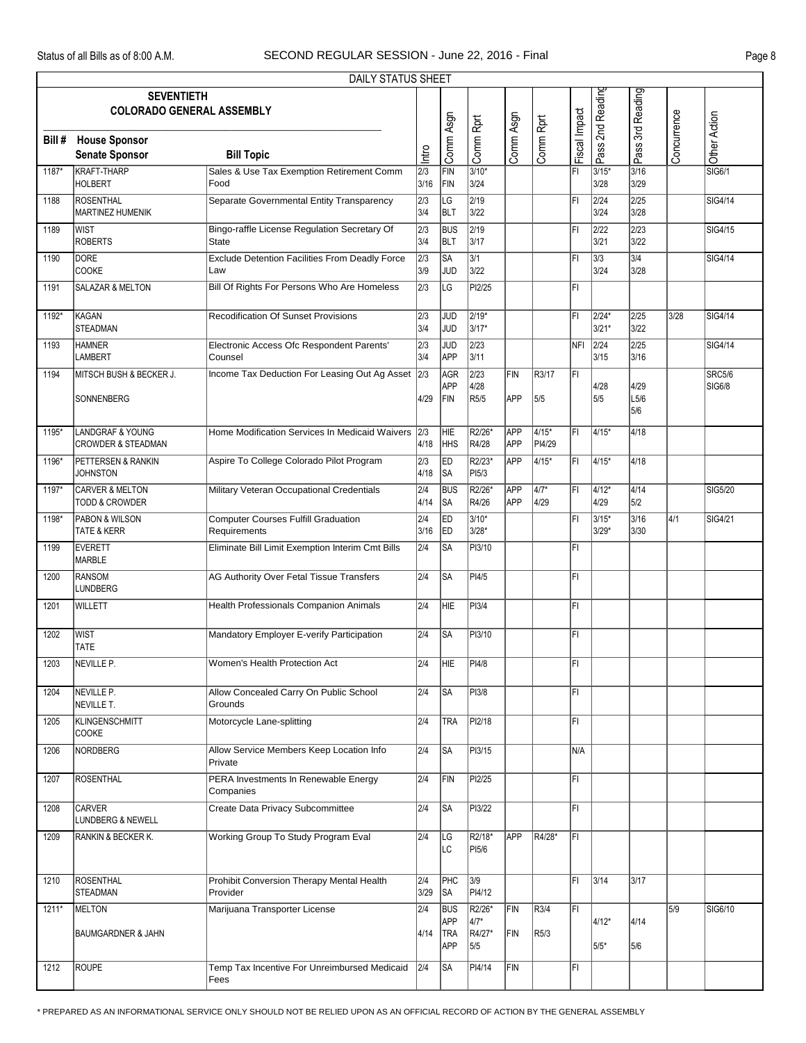DAILY STATUS SHEET

SEVENTIETH COLORADO GENERAL ASSEMBLY

| Bill # | House Sponsor / Senate Sponsor | Bill Topic | Intro | Comm Asgn | Comm Rprt | Comm Asgn | Comm Rprt | Fiscal Impact | Pass 2nd Reading | Pass 3rd Reading | Concurrence | Other Action |
|---|---|---|---|---|---|---|---|---|---|---|---|---|
| 1187* | KRAFT-THARP / HOLBERT | Sales & Use Tax Exemption Retirement Comm Food | 2/3 3/16 | FIN FIN | 3/10* 3/24 | | | FI | 3/15* 3/28 | 3/16 3/29 | | SIG6/1 |
| 1188 | ROSENTHAL / MARTINEZ HUMENIK | Separate Governmental Entity Transparency | 2/3 3/4 | LG BLT | 2/19 3/22 | | | FI | 2/24 3/24 | 2/25 3/28 | | SIG4/14 |
| 1189 | WIST / ROBERTS | Bingo-raffle License Regulation Secretary Of State | 2/3 3/4 | BUS BLT | 2/19 3/17 | | | FI | 2/22 3/21 | 2/23 3/22 | | SIG4/15 |
| 1190 | DORE / COOKE | Exclude Detention Facilities From Deadly Force Law | 2/3 3/9 | SA JUD | 3/1 3/22 | | | FI | 3/3 3/24 | 3/4 3/28 | | SIG4/14 |
| 1191 | SALAZAR & MELTON | Bill Of Rights For Persons Who Are Homeless | 2/3 | LG | PI2/25 | | | FI | | | | |
| 1192* | KAGAN / STEADMAN | Recodification Of Sunset Provisions | 2/3 3/4 | JUD JUD | 2/19* 3/17* | | | FI | 2/24* 3/21* | 2/25 3/22 | 3/28 | SIG4/14 |
| 1193 | HAMNER / LAMBERT | Electronic Access Ofc Respondent Parents' Counsel | 2/3 3/4 | JUD APP | 2/23 3/11 | | | NFI | 2/24 3/15 | 2/25 3/16 | | SIG4/14 |
| 1194 | MITSCH BUSH & BECKER J. / SONNENBERG | Income Tax Deduction For Leasing Out Ag Asset | 2/3 4/29 | AGR APP FIN | 2/23 4/28 R5/5 | FIN APP | R3/17 5/5 | FI | 4/28 5/5 | 4/29 L5/6 5/6 | | SRC5/6 SIG6/8 |
| 1195* | LANDGRAF & YOUNG / CROWDER & STEADMAN | Home Modification Services In Medicaid Waivers | 2/3 4/18 | HIE HHS | R2/26* R4/28 | APP APP | 4/15* PI4/29 | FI | 4/15* | 4/18 | | |
| 1196* | PETTERSEN & RANKIN / JOHNSTON | Aspire To College Colorado Pilot Program | 2/3 4/18 | ED SA | R2/23* PI5/3 | APP | 4/15* | FI | 4/15* | 4/18 | | |
| 1197* | CARVER & MELTON / TODD & CROWDER | Military Veteran Occupational Credentials | 2/4 4/14 | BUS SA | R2/26* R4/26 | APP APP | 4/7* 4/29 | FI | 4/12* 4/29 | 4/14 5/2 | | SIG5/20 |
| 1198* | PABON & WILSON / TATE & KERR | Computer Courses Fulfill Graduation Requirements | 2/4 3/16 | ED ED | 3/10* 3/28* | | | FI | 3/15* 3/29* | 3/16 3/30 | 4/1 | SIG4/21 |
| 1199 | EVERETT / MARBLE | Eliminate Bill Limit Exemption Interim Cmt Bills | 2/4 | SA | PI3/10 | | | FI | | | | |
| 1200 | RANSOM / LUNDBERG | AG Authority Over Fetal Tissue Transfers | 2/4 | SA | PI4/5 | | | FI | | | | |
| 1201 | WILLETT | Health Professionals Companion Animals | 2/4 | HIE | PI3/4 | | | FI | | | | |
| 1202 | WIST / TATE | Mandatory Employer E-verify Participation | 2/4 | SA | PI3/10 | | | FI | | | | |
| 1203 | NEVILLE P. | Women's Health Protection Act | 2/4 | HIE | PI4/8 | | | FI | | | | |
| 1204 | NEVILLE P. / NEVILLE T. | Allow Concealed Carry On Public School Grounds | 2/4 | SA | PI3/8 | | | FI | | | | |
| 1205 | KLINGENSCHMITT / COOKE | Motorcycle Lane-splitting | 2/4 | TRA | PI2/18 | | | FI | | | | |
| 1206 | NORDBERG | Allow Service Members Keep Location Info Private | 2/4 | SA | PI3/15 | | | N/A | | | | |
| 1207 | ROSENTHAL | PERA Investments In Renewable Energy Companies | 2/4 | FIN | PI2/25 | | | FI | | | | |
| 1208 | CARVER / LUNDBERG & NEWELL | Create Data Privacy Subcommittee | 2/4 | SA | PI3/22 | | | FI | | | | |
| 1209 | RANKIN & BECKER K. | Working Group To Study Program Eval | 2/4 | LG LC | R2/18* PI5/6 | APP | R4/28* | FI | | | | |
| 1210 | ROSENTHAL / STEADMAN | Prohibit Conversion Therapy Mental Health Provider | 2/4 3/29 | PHC SA | 3/9 PI4/12 | | | FI | 3/14 | 3/17 | | |
| 1211* | MELTON / BAUMGARDNER & JAHN | Marijuana Transporter License | 2/4 4/14 | BUS APP TRA APP | R2/26* 4/7* R4/27* 5/5 | FIN FIN | R3/4 R5/3 | FI | 4/12* 5/5* | 4/14 5/6 | 5/9 | SIG6/10 |
| 1212 | ROUPE | Temp Tax Incentive For Unreimbursed Medicaid Fees | 2/4 | SA | PI4/14 | FIN | | FI | | | | |

* PREPARED AS AN INFORMATIONAL SERVICE ONLY SHOULD NOT BE RELIED UPON AS AN OFFICIAL RECORD OF ACTION BY THE GENERAL ASSEMBLY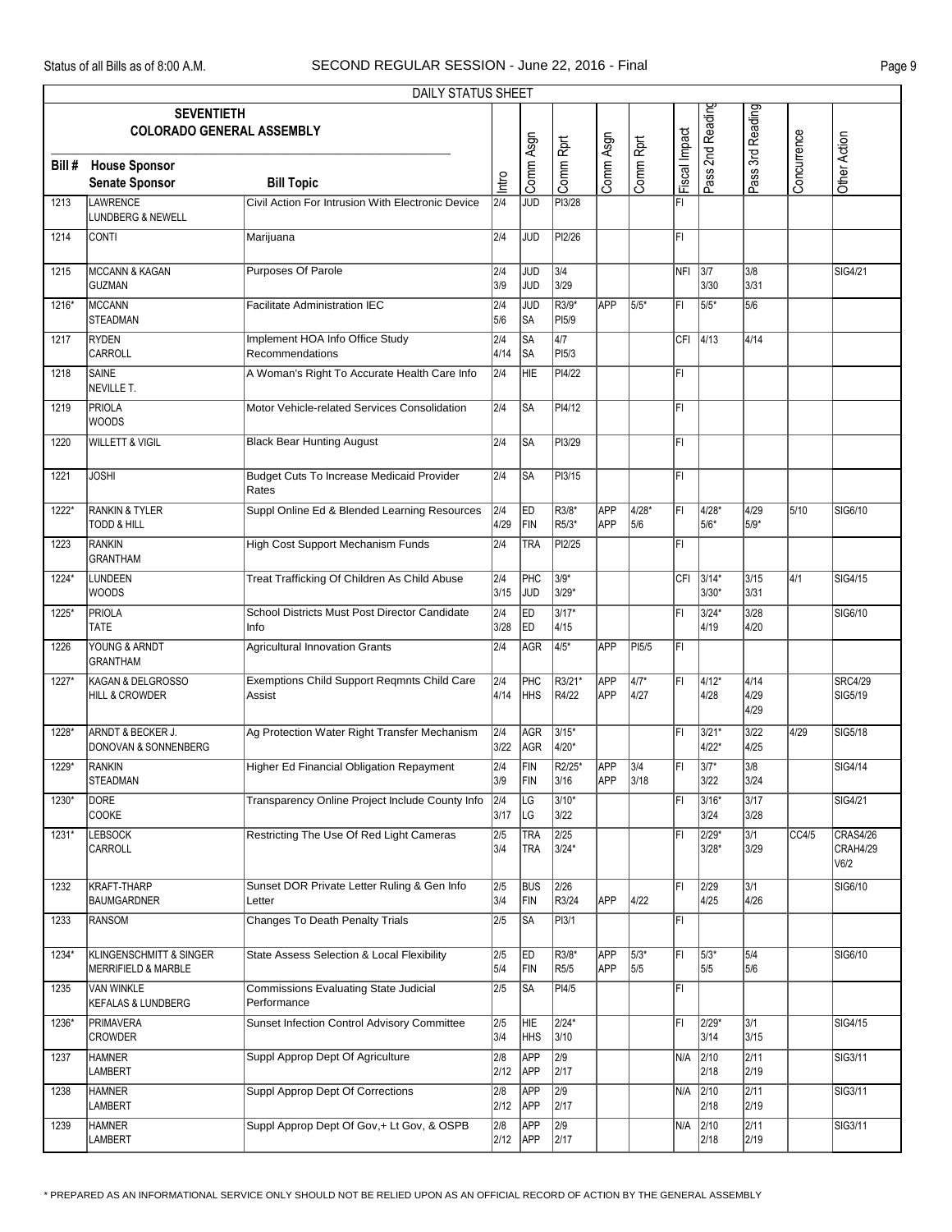DAILY STATUS SHEET

**SEVENTIETH COLORADO GENERAL ASSEMBLY**

| Bill # | House Sponsor / Senate Sponsor | Bill Topic | Intro | Comm Asgn | Comm Rprt | Comm Asgn | Comm Rprt | Fiscal Impact | Pass 2nd Reading | Pass 3rd Reading | Concurrence | Other Action |
|---|---|---|---|---|---|---|---|---|---|---|---|---|
| 1213 | LAWRENCE<br>LUNDBERG & NEWELL | Civil Action For Intrusion With Electronic Device | 2/4 | JUD | PI3/28 | | | FI | | | | |
| 1214 | CONTI | Marijuana | 2/4 | JUD | PI2/26 | | | FI | | | | |
| 1215 | MCCANN & KAGAN<br>GUZMAN | Purposes Of Parole | 2/4<br>3/9 | JUD<br>JUD | 3/4<br>3/29 | | | NFI | 3/7<br>3/30 | 3/8<br>3/31 | | SIG4/21 |
| 1216* | MCCANN<br>STEADMAN | Facilitate Administration IEC | 2/4<br>5/6 | JUD<br>SA | R3/9*<br>PI5/9 | APP | 5/5* | FI | 5/5* | 5/6 | | |
| 1217 | RYDEN<br>CARROLL | Implement HOA Info Office Study Recommendations | 2/4<br>4/14 | SA<br>SA | 4/7<br>PI5/3 | | | CFI | 4/13 | 4/14 | | |
| 1218 | SAINE<br>NEVILLE T. | A Woman's Right To Accurate Health Care Info | 2/4 | HIE | PI4/22 | | | FI | | | | |
| 1219 | PRIOLA<br>WOODS | Motor Vehicle-related Services Consolidation | 2/4 | SA | PI4/12 | | | FI | | | | |
| 1220 | WILLETT & VIGIL | Black Bear Hunting August | 2/4 | SA | PI3/29 | | | FI | | | | |
| 1221 | JOSHI | Budget Cuts To Increase Medicaid Provider Rates | 2/4 | SA | PI3/15 | | | FI | | | | |
| 1222* | RANKIN & TYLER<br>TODD & HILL | Suppl Online Ed & Blended Learning Resources | 2/4<br>4/29 | ED<br>FIN | R3/8*<br>R5/3* | APP<br>APP | 4/28*<br>5/6 | FI | 4/28*<br>5/6* | 4/29<br>5/9* | 5/10 | SIG6/10 |
| 1223 | RANKIN<br>GRANTHAM | High Cost Support Mechanism Funds | 2/4 | TRA | PI2/25 | | | FI | | | | |
| 1224* | LUNDEEN<br>WOODS | Treat Trafficking Of Children As Child Abuse | 2/4<br>3/15 | PHC<br>JUD | 3/9*<br>3/29* | | | CFI | 3/14*<br>3/30* | 3/15<br>3/31 | 4/1 | SIG4/15 |
| 1225* | PRIOLA<br>TATE | School Districts Must Post Director Candidate Info | 2/4<br>3/28 | ED<br>ED | 3/17*<br>4/15 | | | FI | 3/24*<br>4/19 | 3/28<br>4/20 | | SIG6/10 |
| 1226 | YOUNG & ARNDT<br>GRANTHAM | Agricultural Innovation Grants | 2/4 | AGR | 4/5* | APP | PI5/5 | FI | | | | |
| 1227* | KAGAN & DELGROSSO<br>HILL & CROWDER | Exemptions Child Support Reqmnts Child Care Assist | 2/4<br>4/14 | PHC<br>HHS | R3/21*<br>R4/22 | APP<br>APP | 4/7*<br>4/27 | FI | 4/12*<br>4/28 | 4/14<br>4/29<br>4/29 | | SRC4/29<br>SIG5/19 |
| 1228* | ARNDT & BECKER J.<br>DONOVAN & SONNENBERG | Ag Protection Water Right Transfer Mechanism | 2/4<br>3/22 | AGR<br>AGR | 3/15*<br>4/20* | | | FI | 3/21*<br>4/22* | 3/22<br>4/25 | 4/29 | SIG5/18 |
| 1229* | RANKIN<br>STEADMAN | Higher Ed Financial Obligation Repayment | 2/4<br>3/9 | FIN<br>FIN | R2/25*<br>3/16 | APP<br>APP | 3/4<br>3/18 | FI | 3/7*<br>3/22 | 3/8<br>3/24 | | SIG4/14 |
| 1230* | DORE<br>COOKE | Transparency Online Project Include County Info | 2/4<br>3/17 | LG<br>LG | 3/10*<br>3/22 | | | FI | 3/16*<br>3/24 | 3/17<br>3/28 | | SIG4/21 |
| 1231* | LEBSOCK<br>CARROLL | Restricting The Use Of Red Light Cameras | 2/5<br>3/4 | TRA<br>TRA | 2/25<br>3/24* | | | FI | 2/29*<br>3/28* | 3/1<br>3/29 | CC4/5 | CRAS4/26<br>CRAH4/29<br>V6/2 |
| 1232 | KRAFT-THARP<br>BAUMGARDNER | Sunset DOR Private Letter Ruling & Gen Info Letter | 2/5<br>3/4 | BUS<br>FIN | 2/26<br>R3/24 | APP | 4/22 | FI | 2/29<br>4/25 | 3/1<br>4/26 | | SIG6/10 |
| 1233 | RANSOM | Changes To Death Penalty Trials | 2/5 | SA | PI3/1 | | | FI | | | | |
| 1234* | KLINGENSCHMITT & SINGER<br>MERRIFIELD & MARBLE | State Assess Selection & Local Flexibility | 2/5<br>5/4 | ED<br>FIN | R3/8*<br>R5/5 | APP<br>APP | 5/3*<br>5/5 | FI | 5/3*<br>5/5 | 5/4<br>5/6 | | SIG6/10 |
| 1235 | VAN WINKLE<br>KEFALAS & LUNDBERG | Commissions Evaluating State Judicial Performance | 2/5 | SA | PI4/5 | | | FI | | | | |
| 1236* | PRIMAVERA<br>CROWDER | Sunset Infection Control Advisory Committee | 2/5<br>3/4 | HIE<br>HHS | 2/24*<br>3/10 | | | FI | 2/29*<br>3/14 | 3/1<br>3/15 | | SIG4/15 |
| 1237 | HAMNER<br>LAMBERT | Suppl Approp Dept Of Agriculture | 2/8<br>2/12 | APP<br>APP | 2/9<br>2/17 | | | N/A | 2/10<br>2/18 | 2/11<br>2/19 | | SIG3/11 |
| 1238 | HAMNER<br>LAMBERT | Suppl Approp Dept Of Corrections | 2/8<br>2/12 | APP<br>APP | 2/9<br>2/17 | | | N/A | 2/10<br>2/18 | 2/11<br>2/19 | | SIG3/11 |
| 1239 | HAMNER<br>LAMBERT | Suppl Approp Dept Of Gov,+ Lt Gov, & OSPB | 2/8<br>2/12 | APP<br>APP | 2/9<br>2/17 | | | N/A | 2/10<br>2/18 | 2/11<br>2/19 | | SIG3/11 |

* PREPARED AS AN INFORMATIONAL SERVICE ONLY SHOULD NOT BE RELIED UPON AS AN OFFICIAL RECORD OF ACTION BY THE GENERAL ASSEMBLY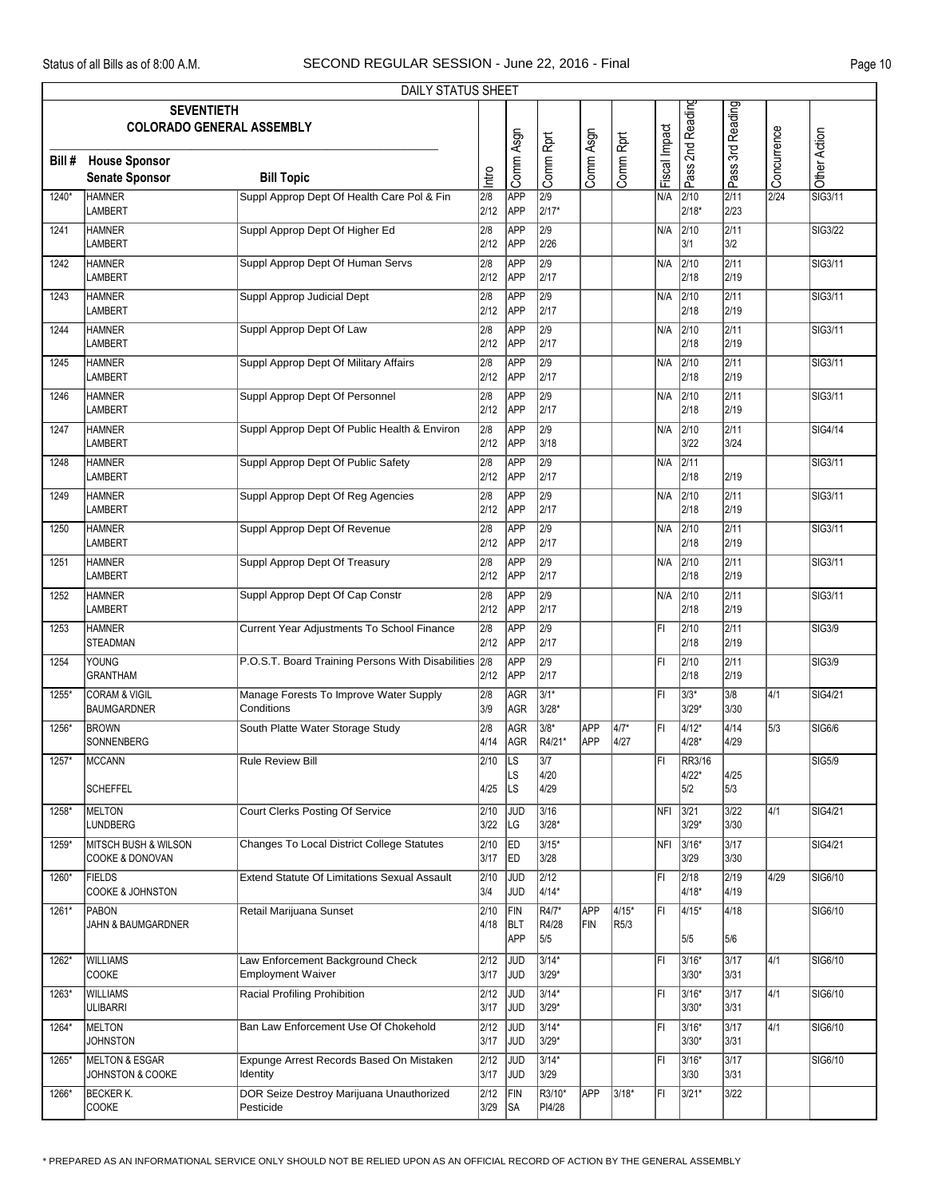DAILY STATUS SHEET

| Bill # | House Sponsor / Senate Sponsor | Bill Topic | Intro | Comm Asgn | Comm Rprt | Comm Asgn | Comm Rprt | Fiscal Impact | Pass 2nd Reading | Pass 3rd Reading | Concurrence | Other Action |
|---|---|---|---|---|---|---|---|---|---|---|---|---|
| | **SEVENTIETH COLORADO GENERAL ASSEMBLY** | | | | | | | | | | | |
| 1240* | HAMNER<br>LAMBERT | Suppl Approp Dept Of Health Care Pol & Fin | 2/8<br>2/12 | APP<br>APP | 2/9<br>2/17* | | | N/A | 2/10<br>2/18* | 2/11<br>2/23 | 2/24 | SIG3/11 |
| 1241 | HAMNER<br>LAMBERT | Suppl Approp Dept Of Higher Ed | 2/8<br>2/12 | APP<br>APP | 2/9<br>2/26 | | | N/A | 2/10<br>3/1 | 2/11<br>3/2 | | SIG3/22 |
| 1242 | HAMNER<br>LAMBERT | Suppl Approp Dept Of Human Servs | 2/8<br>2/12 | APP<br>APP | 2/9<br>2/17 | | | N/A | 2/10<br>2/18 | 2/11<br>2/19 | | SIG3/11 |
| 1243 | HAMNER<br>LAMBERT | Suppl Approp Judicial Dept | 2/8<br>2/12 | APP<br>APP | 2/9<br>2/17 | | | N/A | 2/10<br>2/18 | 2/11<br>2/19 | | SIG3/11 |
| 1244 | HAMNER<br>LAMBERT | Suppl Approp Dept Of Law | 2/8<br>2/12 | APP<br>APP | 2/9<br>2/17 | | | N/A | 2/10<br>2/18 | 2/11<br>2/19 | | SIG3/11 |
| 1245 | HAMNER<br>LAMBERT | Suppl Approp Dept Of Military Affairs | 2/8<br>2/12 | APP<br>APP | 2/9<br>2/17 | | | N/A | 2/10<br>2/18 | 2/11<br>2/19 | | SIG3/11 |
| 1246 | HAMNER<br>LAMBERT | Suppl Approp Dept Of Personnel | 2/8<br>2/12 | APP<br>APP | 2/9<br>2/17 | | | N/A | 2/10<br>2/18 | 2/11<br>2/19 | | SIG3/11 |
| 1247 | HAMNER<br>LAMBERT | Suppl Approp Dept Of Public Health & Environ | 2/8<br>2/12 | APP<br>APP | 2/9<br>3/18 | | | N/A | 2/10<br>3/22 | 2/11<br>3/24 | | SIG4/14 |
| 1248 | HAMNER<br>LAMBERT | Suppl Approp Dept Of Public Safety | 2/8<br>2/12 | APP<br>APP | 2/9<br>2/17 | | | N/A | 2/11<br>2/18 | <br>2/19 | | SIG3/11 |
| 1249 | HAMNER<br>LAMBERT | Suppl Approp Dept Of Reg Agencies | 2/8<br>2/12 | APP<br>APP | 2/9<br>2/17 | | | N/A | 2/10<br>2/18 | 2/11<br>2/19 | | SIG3/11 |
| 1250 | HAMNER<br>LAMBERT | Suppl Approp Dept Of Revenue | 2/8<br>2/12 | APP<br>APP | 2/9<br>2/17 | | | N/A | 2/10<br>2/18 | 2/11<br>2/19 | | SIG3/11 |
| 1251 | HAMNER<br>LAMBERT | Suppl Approp Dept Of Treasury | 2/8<br>2/12 | APP<br>APP | 2/9<br>2/17 | | | N/A | 2/10<br>2/18 | 2/11<br>2/19 | | SIG3/11 |
| 1252 | HAMNER<br>LAMBERT | Suppl Approp Dept Of Cap Constr | 2/8<br>2/12 | APP<br>APP | 2/9<br>2/17 | | | N/A | 2/10<br>2/18 | 2/11<br>2/19 | | SIG3/11 |
| 1253 | HAMNER<br>STEADMAN | Current Year Adjustments To School Finance | 2/8<br>2/12 | APP<br>APP | 2/9<br>2/17 | | | FI | 2/10<br>2/18 | 2/11<br>2/19 | | SIG3/9 |
| 1254 | YOUNG<br>GRANTHAM | P.O.S.T. Board Training Persons With Disabilities | 2/8<br>2/12 | APP<br>APP | 2/9<br>2/17 | | | FI | 2/10<br>2/18 | 2/11<br>2/19 | | SIG3/9 |
| 1255* | CORAM & VIGIL<br>BAUMGARDNER | Manage Forests To Improve Water Supply Conditions | 2/8<br>3/9 | AGR<br>AGR | 3/1*<br>3/28* | | | FI | 3/3*<br>3/29* | 3/8<br>3/30 | 4/1 | SIG4/21 |
| 1256* | BROWN<br>SONNENBERG | South Platte Water Storage Study | 2/8<br>4/14 | AGR<br>AGR | 3/8*<br>R4/21* | APP<br>APP | 4/7*<br>4/27 | FI | 4/12*<br>4/28* | 4/14<br>4/29 | 5/3 | SIG6/6 |
| 1257* | MCCANN<br>SCHEFFEL | Rule Review Bill | 2/10<br><br>4/25 | LS<br>LS<br>LS | 3/7<br>4/20<br>4/29 | | | FI | RR3/16<br>4/22*<br>5/2 | <br>4/25<br>5/3 | | SIG5/9 |
| 1258* | MELTON<br>LUNDBERG | Court Clerks Posting Of Service | 2/10<br>3/22 | JUD<br>LG | 3/16<br>3/28* | | | NFI | 3/21<br>3/29* | 3/22<br>3/30 | 4/1 | SIG4/21 |
| 1259* | MITSCH BUSH & WILSON<br>COOKE & DONOVAN | Changes To Local District College Statutes | 2/10<br>3/17 | ED<br>ED | 3/15*<br>3/28 | | | NFI | 3/16*<br>3/29 | 3/17<br>3/30 | | SIG4/21 |
| 1260* | FIELDS<br>COOKE & JOHNSTON | Extend Statute Of Limitations Sexual Assault | 2/10<br>3/4 | JUD<br>JUD | 2/12<br>4/14* | | | FI | 2/18<br>4/18* | 2/19<br>4/19 | 4/29 | SIG6/10 |
| 1261* | PABON<br>JAHN & BAUMGARDNER | Retail Marijuana Sunset | 2/10<br>4/18 | FIN<br>BLT<br>APP | R4/7*<br>R4/28<br>5/5 | APP<br>FIN | 4/15*<br>R5/3 | FI | 4/15*<br><br>5/5 | 4/18<br><br>5/6 | | SIG6/10 |
| 1262* | WILLIAMS<br>COOKE | Law Enforcement Background Check Employment Waiver | 2/12<br>3/17 | JUD<br>JUD | 3/14*<br>3/29* | | | FI | 3/16*<br>3/30* | 3/17<br>3/31 | 4/1 | SIG6/10 |
| 1263* | WILLIAMS<br>ULIBARRI | Racial Profiling Prohibition | 2/12<br>3/17 | JUD<br>JUD | 3/14*<br>3/29* | | | FI | 3/16*<br>3/30* | 3/17<br>3/31 | 4/1 | SIG6/10 |
| 1264* | MELTON<br>JOHNSTON | Ban Law Enforcement Use Of Chokehold | 2/12<br>3/17 | JUD<br>JUD | 3/14*<br>3/29* | | | FI | 3/16*<br>3/30* | 3/17<br>3/31 | 4/1 | SIG6/10 |
| 1265* | MELTON & ESGAR<br>JOHNSTON & COOKE | Expunge Arrest Records Based On Mistaken Identity | 2/12<br>3/17 | JUD<br>JUD | 3/14*<br>3/29 | | | FI | 3/16*<br>3/30 | 3/17<br>3/31 | | SIG6/10 |
| 1266* | BECKER K.<br>COOKE | DOR Seize Destroy Marijuana Unauthorized Pesticide | 2/12<br>3/29 | FIN<br>SA | R3/10*<br>PI4/28 | APP | 3/18* | FI | 3/21* | 3/22 | | |

\* PREPARED AS AN INFORMATIONAL SERVICE ONLY SHOULD NOT BE RELIED UPON AS AN OFFICIAL RECORD OF ACTION BY THE GENERAL ASSEMBLY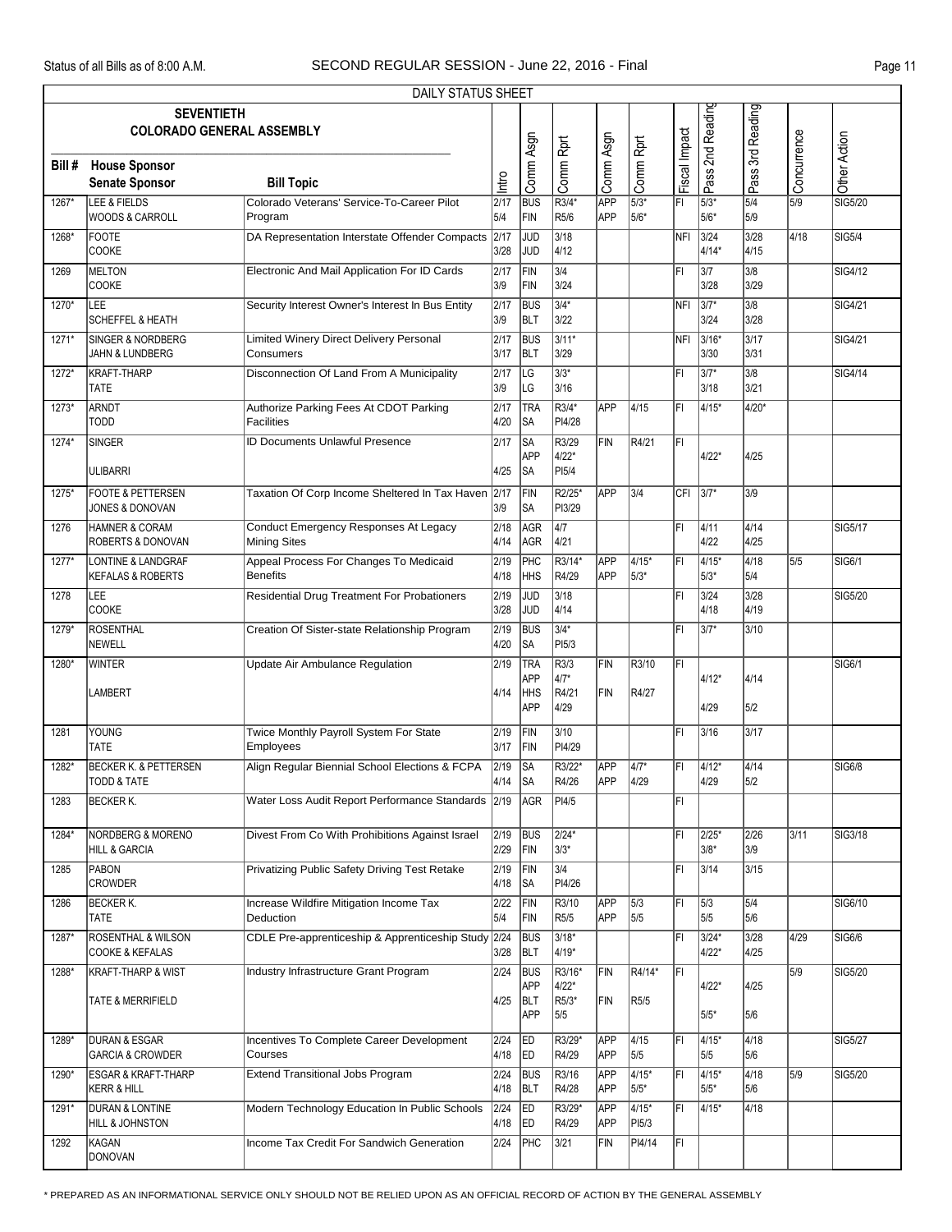DAILY STATUS SHEET

| Bill # | SEVENTIETH COLORADO GENERAL ASSEMBLY<br>House Sponsor<br>Senate Sponsor | Bill Topic | Intro | Comm Asgn | Comm Rprt | Comm Asgn | Comm Rprt | Fiscal Impact | Pass 2nd Reading | Pass 3rd Reading | Concurrence | Other Action |
|---|---|---|---|---|---|---|---|---|---|---|---|---|
| 1267* | LEE & FIELDS<br>WOODS & CARROLL | Colorado Veterans' Service-To-Career Pilot Program | 2/17<br>5/4 | BUS<br>FIN | R3/4*<br>R5/6 | APP<br>APP | 5/3*<br>5/6* | FI | 5/3*<br>5/6* | 5/4<br>5/9 | 5/9 | SIG5/20 |
| 1268* | FOOTE<br>COOKE | DA Representation Interstate Offender Compacts | 2/17<br>3/28 | JUD<br>JUD | 3/18<br>4/12 | | | NFI | 3/24<br>4/14* | 3/28<br>4/15 | 4/18 | SIG5/4 |
| 1269 | MELTON<br>COOKE | Electronic And Mail Application For ID Cards | 2/17<br>3/9 | FIN<br>FIN | 3/4<br>3/24 | | | FI | 3/7<br>3/28 | 3/8<br>3/29 | | SIG4/12 |
| 1270* | LEE<br>SCHEFFEL & HEATH | Security Interest Owner's Interest In Bus Entity | 2/17<br>3/9 | BUS<br>BLT | 3/4*<br>3/22 | | | NFI | 3/7*<br>3/24 | 3/8<br>3/28 | | SIG4/21 |
| 1271* | SINGER & NORDBERG<br>JAHN & LUNDBERG | Limited Winery Direct Delivery Personal Consumers | 2/17<br>3/17 | BUS<br>BLT | 3/11*<br>3/29 | | | NFI | 3/16*<br>3/30 | 3/17<br>3/31 | | SIG4/21 |
| 1272* | KRAFT-THARP<br>TATE | Disconnection Of Land From A Municipality | 2/17<br>3/9 | LG<br>LG | 3/3*<br>3/16 | | | FI | 3/7*<br>3/18 | 3/8<br>3/21 | | SIG4/14 |
| 1273* | ARNDT<br>TODD | Authorize Parking Fees At CDOT Parking Facilities | 2/17<br>4/20 | TRA<br>SA | R3/4*<br>PI4/28 | APP | 4/15 | FI | 4/15* | 4/20* | | |
| 1274* | SINGER<br>ULIBARRI | ID Documents Unlawful Presence | 2/17<br>4/25 | SA<br>APP<br>SA | R3/29<br>4/22*<br>PI5/4 | FIN | R4/21 | FI | 4/22* | 4/25 | | |
| 1275* | FOOTE & PETTERSEN<br>JONES & DONOVAN | Taxation Of Corp Income Sheltered In Tax Haven | 2/17<br>3/9 | FIN<br>SA | R2/25*<br>PI3/29 | APP | 3/4 | CFI | 3/7* | 3/9 | | |
| 1276 | HAMNER & CORAM<br>ROBERTS & DONOVAN | Conduct Emergency Responses At Legacy Mining Sites | 2/18<br>4/14 | AGR<br>AGR | 4/7<br>4/21 | | | FI | 4/11<br>4/22 | 4/14<br>4/25 | | SIG5/17 |
| 1277* | LONTINE & LANDGRAF<br>KEFALAS & ROBERTS | Appeal Process For Changes To Medicaid Benefits | 2/19<br>4/18 | PHC<br>HHS | R3/14*<br>R4/29 | APP<br>APP | 4/15*<br>5/3* | FI | 4/15*<br>5/3* | 4/18<br>5/4 | 5/5 | SIG6/1 |
| 1278 | LEE<br>COOKE | Residential Drug Treatment For Probationers | 2/19<br>3/28 | JUD<br>JUD | 3/18<br>4/14 | | | FI | 3/24<br>4/18 | 3/28<br>4/19 | | SIG5/20 |
| 1279* | ROSENTHAL<br>NEWELL | Creation Of Sister-state Relationship Program | 2/19<br>4/20 | BUS<br>SA | 3/4*<br>PI5/3 | | | FI | 3/7* | 3/10 | | |
| 1280* | WINTER<br>LAMBERT | Update Air Ambulance Regulation | 2/19<br>4/14 | TRA<br>APP<br>HHS<br>APP | R3/3<br>4/7*<br>R4/21<br>4/29 | FIN<br>FIN | R3/10<br>R4/27 | FI | 4/12*<br>4/29 | 4/14<br>5/2 | | SIG6/1 |
| 1281 | YOUNG<br>TATE | Twice Monthly Payroll System For State Employees | 2/19<br>3/17 | FIN<br>FIN | 3/10<br>PI4/29 | | | FI | 3/16 | 3/17 | | |
| 1282* | BECKER K. & PETTERSEN<br>TODD & TATE | Align Regular Biennial School Elections & FCPA | 2/19<br>4/14 | SA<br>SA | R3/22*<br>R4/26 | APP<br>APP | 4/7*<br>4/29 | FI | 4/12*<br>4/29 | 4/14<br>5/2 | | SIG6/8 |
| 1283 | BECKER K. | Water Loss Audit Report Performance Standards | 2/19 | AGR | PI4/5 | | | FI | | | | |
| 1284* | NORDBERG & MORENO<br>HILL & GARCIA | Divest From Co With Prohibitions Against Israel | 2/19<br>2/29 | BUS<br>FIN | 2/24*<br>3/3* | | | FI | 2/25*<br>3/8* | 2/26<br>3/9 | 3/11 | SIG3/18 |
| 1285 | PABON<br>CROWDER | Privatizing Public Safety Driving Test Retake | 2/19<br>4/18 | FIN<br>SA | 3/4<br>PI4/26 | | | FI | 3/14 | 3/15 | | |
| 1286 | BECKER K.<br>TATE | Increase Wildfire Mitigation Income Tax Deduction | 2/22<br>5/4 | FIN<br>FIN | R3/10<br>R5/5 | APP<br>APP | 5/3<br>5/5 | FI | 5/3<br>5/5 | 5/4<br>5/6 | | SIG6/10 |
| 1287* | ROSENTHAL & WILSON<br>COOKE & KEFALAS | CDLE Pre-apprenticeship & Apprenticeship Study | 2/24<br>3/28 | BUS<br>BLT | 3/18*<br>4/19* | | | FI | 3/24*<br>4/22* | 3/28<br>4/25 | 4/29 | SIG6/6 |
| 1288* | KRAFT-THARP & WIST<br>TATE & MERRIFIELD | Industry Infrastructure Grant Program | 2/24<br>4/25 | BUS<br>APP<br>BLT<br>APP | R3/16*<br>4/22*<br>R5/3*<br>5/5 | FIN<br>FIN | R4/14*<br>R5/5 | FI | 4/22*<br>5/5* | 4/25<br>5/6 | 5/9 | SIG5/20 |
| 1289* | DURAN & ESGAR<br>GARCIA & CROWDER | Incentives To Complete Career Development Courses | 2/24<br>4/18 | ED<br>ED | R3/29*<br>R4/29 | APP<br>APP | 4/15<br>5/5 | FI | 4/15*<br>5/5 | 4/18<br>5/6 | | SIG5/27 |
| 1290* | ESGAR & KRAFT-THARP<br>KERR & HILL | Extend Transitional Jobs Program | 2/24<br>4/18 | BUS<br>BLT | R3/16<br>R4/28 | APP<br>APP | 4/15*<br>5/5* | FI | 4/15*<br>5/5* | 4/18<br>5/6 | 5/9 | SIG5/20 |
| 1291* | DURAN & LONTINE<br>HILL & JOHNSTON | Modern Technology Education In Public Schools | 2/24<br>4/18 | ED<br>ED | R3/29*<br>R4/29 | APP<br>APP | 4/15*<br>PI5/3 | FI | 4/15* | 4/18 | | |
| 1292 | KAGAN<br>DONOVAN | Income Tax Credit For Sandwich Generation | 2/24 | PHC | 3/21 | FIN | PI4/14 | FI | | | | |

\* PREPARED AS AN INFORMATIONAL SERVICE ONLY SHOULD NOT BE RELIED UPON AS AN OFFICIAL RECORD OF ACTION BY THE GENERAL ASSEMBLY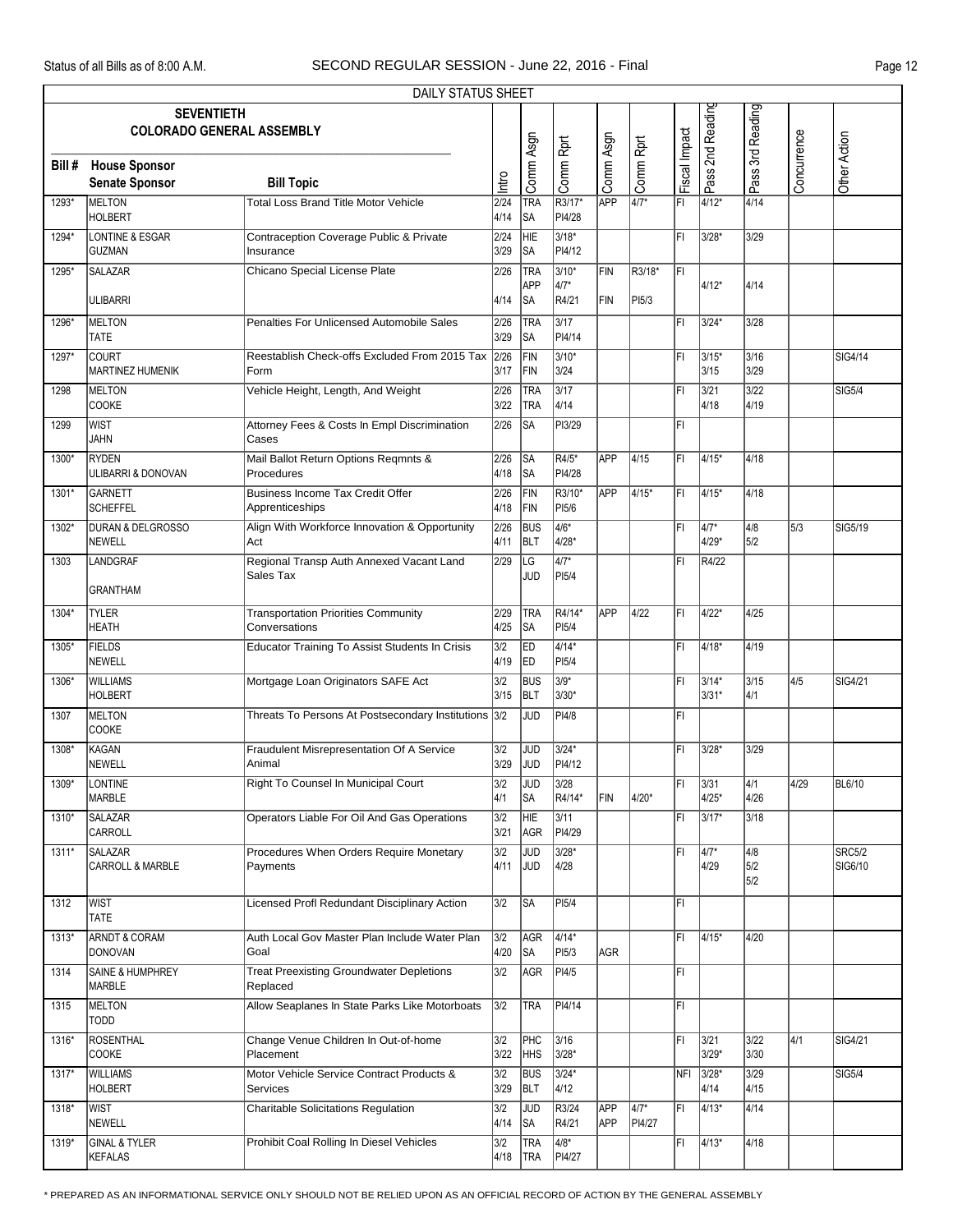DAILY STATUS SHEET

| Bill # | SEVENTIETH COLORADO GENERAL ASSEMBLY House Sponsor / Senate Sponsor | Bill Topic | Intro | Comm Asgn | Comm Rprt | Comm Asgn | Comm Rprt | Fiscal Impact | Pass 2nd Reading | Pass 3rd Reading | Concurrence | Other Action |
|---|---|---|---|---|---|---|---|---|---|---|---|---|
| 1293* | MELTON<br>HOLBERT | Total Loss Brand Title Motor Vehicle | 2/24<br>4/14 | TRA<br>SA | R3/17*<br>PI4/28 | APP | 4/7* | FI | 4/12* | 4/14 | | |
| 1294* | LONTINE & ESGAR<br>GUZMAN | Contraception Coverage Public & Private Insurance | 2/24<br>3/29 | HIE<br>SA | 3/18*<br>PI4/12 | | | FI | 3/28* | 3/29 | | |
| 1295* | SALAZAR<br>ULIBARRI | Chicano Special License Plate | 2/26<br>4/14 | TRA<br>APP<br>SA | 3/10*<br>4/7*<br>R4/21 | FIN<br>FIN | R3/18*<br>PI5/3 | FI | 4/12* | 4/14 | | |
| 1296* | MELTON<br>TATE | Penalties For Unlicensed Automobile Sales | 2/26<br>3/29 | TRA<br>SA | 3/17<br>PI4/14 | | | FI | 3/24* | 3/28 | | |
| 1297* | COURT<br>MARTINEZ HUMENIK | Reestablish Check-offs Excluded From 2015 Tax Form | 2/26<br>3/17 | FIN<br>FIN | 3/10*<br>3/24 | | | FI | 3/15*<br>3/15 | 3/16<br>3/29 | | SIG4/14 |
| 1298 | MELTON<br>COOKE | Vehicle Height, Length, And Weight | 2/26<br>3/22 | TRA<br>TRA | 3/17<br>4/14 | | | FI | 3/21<br>4/18 | 3/22<br>4/19 | | SIG5/4 |
| 1299 | WIST<br>JAHN | Attorney Fees & Costs In Empl Discrimination Cases | 2/26 | SA | PI3/29 | | | FI | | | | |
| 1300* | RYDEN<br>ULIBARRI & DONOVAN | Mail Ballot Return Options Reqmnts & Procedures | 2/26<br>4/18 | SA<br>SA | R4/5*<br>PI4/28 | APP | 4/15 | FI | 4/15* | 4/18 | | |
| 1301* | GARNETT<br>SCHEFFEL | Business Income Tax Credit Offer Apprenticeships | 2/26<br>4/18 | FIN<br>FIN | R3/10*<br>PI5/6 | APP | 4/15* | FI | 4/15* | 4/18 | | |
| 1302* | DURAN & DELGROSSO<br>NEWELL | Align With Workforce Innovation & Opportunity Act | 2/26<br>4/11 | BUS<br>BLT | 4/6*<br>4/28* | | | FI | 4/7*<br>4/29* | 4/8<br>5/2 | 5/3 | SIG5/19 |
| 1303 | LANDGRAF<br>GRANTHAM | Regional Transp Auth Annexed Vacant Land Sales Tax | 2/29 | LG<br>JUD | 4/7*<br>PI5/4 | | | FI | R4/22 | | | |
| 1304* | TYLER<br>HEATH | Transportation Priorities Community Conversations | 2/29<br>4/25 | TRA<br>SA | R4/14*<br>PI5/4 | APP | 4/22 | FI | 4/22* | 4/25 | | |
| 1305* | FIELDS<br>NEWELL | Educator Training To Assist Students In Crisis | 3/2<br>4/19 | ED<br>ED | 4/14*<br>PI5/4 | | | FI | 4/18* | 4/19 | | |
| 1306* | WILLIAMS<br>HOLBERT | Mortgage Loan Originators SAFE Act | 3/2<br>3/15 | BUS<br>BLT | 3/9*<br>3/30* | | | FI | 3/14*<br>3/31* | 3/15<br>4/1 | 4/5 | SIG4/21 |
| 1307 | MELTON<br>COOKE | Threats To Persons At Postsecondary Institutions | 3/2 | JUD | PI4/8 | | | FI | | | | |
| 1308* | KAGAN<br>NEWELL | Fraudulent Misrepresentation Of A Service Animal | 3/2<br>3/29 | JUD<br>JUD | 3/24*<br>PI4/12 | | | FI | 3/28* | 3/29 | | |
| 1309* | LONTINE<br>MARBLE | Right To Counsel In Municipal Court | 3/2<br>4/1 | JUD<br>SA | 3/28<br>R4/14* | FIN | 4/20* | FI | 3/31<br>4/25* | 4/1<br>4/26 | 4/29 | BL6/10 |
| 1310* | SALAZAR<br>CARROLL | Operators Liable For Oil And Gas Operations | 3/2<br>3/21 | HIE<br>AGR | 3/11<br>PI4/29 | | | FI | 3/17* | 3/18 | | |
| 1311* | SALAZAR<br>CARROLL & MARBLE | Procedures When Orders Require Monetary Payments | 3/2<br>4/11 | JUD<br>JUD | 3/28*<br>4/28 | | | FI | 4/7*<br>4/29 | 4/8<br>5/2<br>5/2 | | SRC5/2<br>SIG6/10 |
| 1312 | WIST<br>TATE | Licensed Profl Redundant Disciplinary Action | 3/2 | SA | PI5/4 | | | FI | | | | |
| 1313* | ARNDT & CORAM<br>DONOVAN | Auth Local Gov Master Plan Include Water Plan Goal | 3/2<br>4/20 | AGR<br>SA | 4/14*<br>PI5/3 | AGR | | FI | 4/15* | 4/20 | | |
| 1314 | SAINE & HUMPHREY<br>MARBLE | Treat Preexisting Groundwater Depletions Replaced | 3/2 | AGR | PI4/5 | | | FI | | | | |
| 1315 | MELTON<br>TODD | Allow Seaplanes In State Parks Like Motorboats | 3/2 | TRA | PI4/14 | | | FI | | | | |
| 1316* | ROSENTHAL<br>COOKE | Change Venue Children In Out-of-home Placement | 3/2<br>3/22 | PHC<br>HHS | 3/16<br>3/28* | | | FI | 3/21<br>3/29* | 3/22<br>3/30 | 4/1 | SIG4/21 |
| 1317* | WILLIAMS<br>HOLBERT | Motor Vehicle Service Contract Products & Services | 3/2<br>3/29 | BUS<br>BLT | 3/24*<br>4/12 | | | NFI | 3/28*<br>4/14 | 3/29<br>4/15 | | SIG5/4 |
| 1318* | WIST<br>NEWELL | Charitable Solicitations Regulation | 3/2<br>4/14 | JUD<br>SA | R3/24<br>R4/21 | APP<br>APP | 4/7*<br>PI4/27 | FI | 4/13* | 4/14 | | |
| 1319* | GINAL & TYLER<br>KEFALAS | Prohibit Coal Rolling In Diesel Vehicles | 3/2<br>4/18 | TRA<br>TRA | 4/8*<br>PI4/27 | | | FI | 4/13* | 4/18 | | |

\* PREPARED AS AN INFORMATIONAL SERVICE ONLY SHOULD NOT BE RELIED UPON AS AN OFFICIAL RECORD OF ACTION BY THE GENERAL ASSEMBLY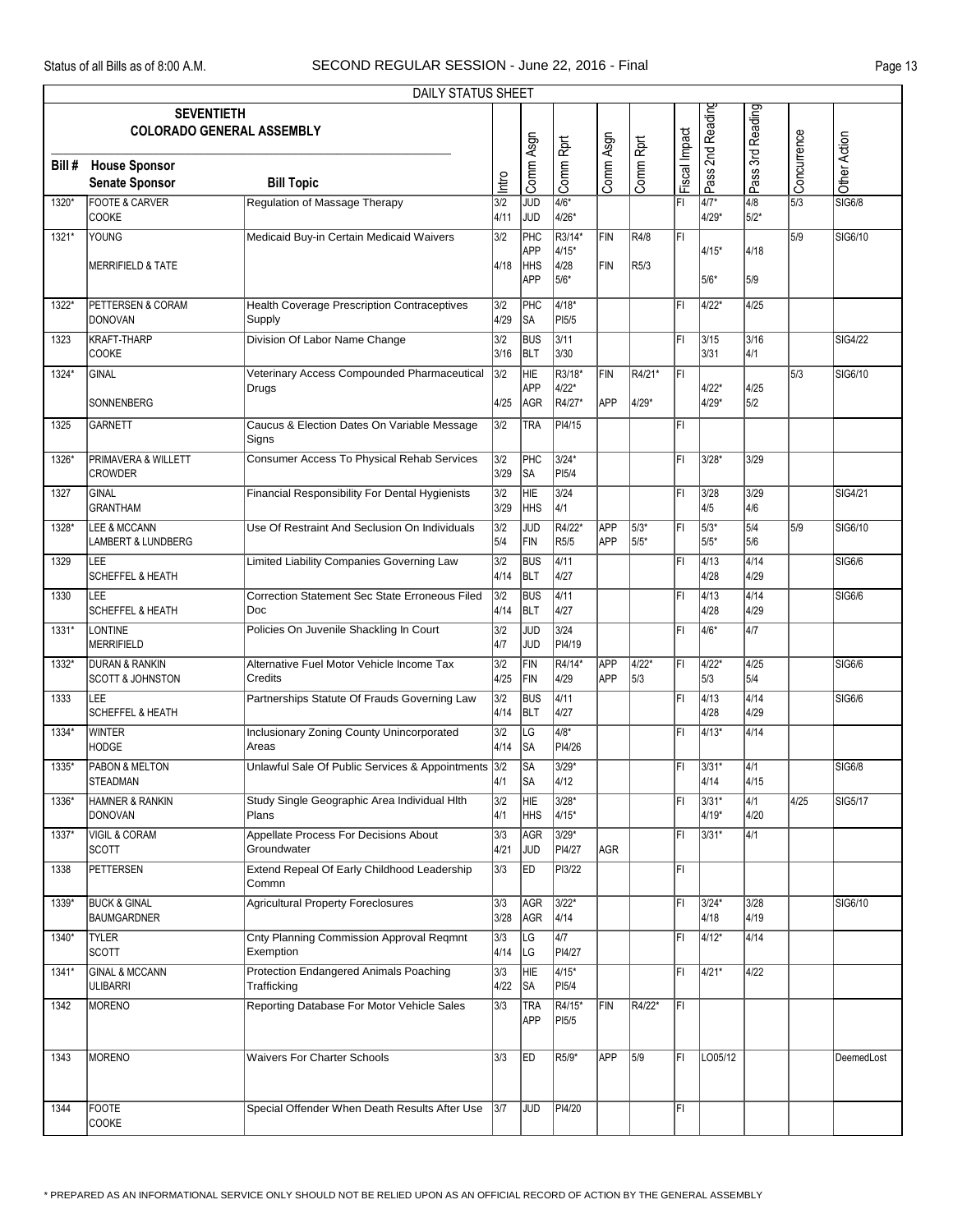DAILY STATUS SHEET

| Bill # | SEVENTIETH COLORADO GENERAL ASSEMBLY House Sponsor / Senate Sponsor | Bill Topic | Intro | Comm Asgn | Comm Rprt | Comm Asgn | Comm Rprt | Fiscal Impact | Pass 2nd Reading | Pass 3rd Reading | Concurrence | Other Action |
|---|---|---|---|---|---|---|---|---|---|---|---|---|
| 1320* | FOOTE & CARVER<br>COOKE | Regulation of Massage Therapy | 3/2<br>4/11 | JUD<br>JUD | 4/6*<br>4/26* | | | FI | 4/7*<br>4/29* | 4/8<br>5/2* | 5/3 | SIG6/8 |
| 1321* | YOUNG<br><br>MERRIFIELD & TATE | Medicaid Buy-in Certain Medicaid Waivers | 3/2<br><br>4/18 | PHC<br>APP<br>HHS<br>APP | R3/14*<br>4/15*<br>4/28<br>5/6* | FIN<br><br>FIN | R4/8<br><br>R5/3 | FI | 4/15*<br><br>5/6* | 4/18<br><br>5/9 | 5/9 | SIG6/10 |
| 1322* | PETTERSEN & CORAM<br>DONOVAN | Health Coverage Prescription Contraceptives Supply | 3/2<br>4/29 | PHC<br>SA | 4/18*<br>PI5/5 | | | FI | 4/22* | 4/25 | | |
| 1323 | KRAFT-THARP<br>COOKE | Division Of Labor Name Change | 3/2<br>3/16 | BUS<br>BLT | 3/11<br>3/30 | | | FI | 3/15<br>3/31 | 3/16<br>4/1 | | SIG4/22 |
| 1324* | GINAL<br><br>SONNENBERG | Veterinary Access Compounded Pharmaceutical Drugs | 3/2<br><br>4/25 | HIE<br>APP<br>AGR | R3/18*<br>4/22*<br>R4/27* | FIN<br><br>APP | R4/21*<br><br>4/29* | FI | 4/22*<br>4/29* | 4/25<br>5/2 | 5/3 | SIG6/10 |
| 1325 | GARNETT | Caucus & Election Dates On Variable Message Signs | 3/2 | TRA | PI4/15 | | | FI | | | | |
| 1326* | PRIMAVERA & WILLETT<br>CROWDER | Consumer Access To Physical Rehab Services | 3/2<br>3/29 | PHC<br>SA | 3/24*<br>PI5/4 | | | FI | 3/28* | 3/29 | | |
| 1327 | GINAL<br>GRANTHAM | Financial Responsibility For Dental Hygienists | 3/2<br>3/29 | HIE<br>HHS | 3/24<br>4/1 | | | FI | 3/28<br>4/5 | 3/29<br>4/6 | | SIG4/21 |
| 1328* | LEE & MCCANN<br>LAMBERT & LUNDBERG | Use Of Restraint And Seclusion On Individuals | 3/2<br>5/4 | JUD<br>FIN | R4/22*<br>R5/5 | APP<br>APP | 5/3*<br>5/5* | FI | 5/3*<br>5/5* | 5/4<br>5/6 | 5/9 | SIG6/10 |
| 1329 | LEE<br>SCHEFFEL & HEATH | Limited Liability Companies Governing Law | 3/2<br>4/14 | BUS<br>BLT | 4/11<br>4/27 | | | FI | 4/13<br>4/28 | 4/14<br>4/29 | | SIG6/6 |
| 1330 | LEE<br>SCHEFFEL & HEATH | Correction Statement Sec State Erroneous Filed Doc | 3/2<br>4/14 | BUS<br>BLT | 4/11<br>4/27 | | | FI | 4/13<br>4/28 | 4/14<br>4/29 | | SIG6/6 |
| 1331* | LONTINE<br>MERRIFIELD | Policies On Juvenile Shackling In Court | 3/2<br>4/7 | JUD<br>JUD | 3/24<br>PI4/19 | | | FI | 4/6* | 4/7 | | |
| 1332* | DURAN & RANKIN<br>SCOTT & JOHNSTON | Alternative Fuel Motor Vehicle Income Tax Credits | 3/2<br>4/25 | FIN<br>FIN | R4/14*<br>4/29 | APP<br>APP | 4/22*<br>5/3 | FI | 4/22*<br>5/3 | 4/25<br>5/4 | | SIG6/6 |
| 1333 | LEE<br>SCHEFFEL & HEATH | Partnerships Statute Of Frauds Governing Law | 3/2<br>4/14 | BUS<br>BLT | 4/11<br>4/27 | | | FI | 4/13<br>4/28 | 4/14<br>4/29 | | SIG6/6 |
| 1334* | WINTER<br>HODGE | Inclusionary Zoning County Unincorporated Areas | 3/2<br>4/14 | LG<br>SA | 4/8*<br>PI4/26 | | | FI | 4/13* | 4/14 | | |
| 1335* | PABON & MELTON<br>STEADMAN | Unlawful Sale Of Public Services & Appointments | 3/2<br>4/1 | SA<br>SA | 3/29*<br>4/12 | | | FI | 3/31*<br>4/14 | 4/1<br>4/15 | | SIG6/8 |
| 1336* | HAMNER & RANKIN<br>DONOVAN | Study Single Geographic Area Individual Hlth Plans | 3/2<br>4/1 | HIE<br>HHS | 3/28*<br>4/15* | | | FI | 3/31*<br>4/19* | 4/1<br>4/20 | 4/25 | SIG5/17 |
| 1337* | VIGIL & CORAM<br>SCOTT | Appellate Process For Decisions About Groundwater | 3/3<br>4/21 | AGR<br>JUD | 3/29*<br>PI4/27 | <br>AGR | | FI | 3/31* | 4/1 | | |
| 1338 | PETTERSEN | Extend Repeal Of Early Childhood Leadership Commn | 3/3 | ED | PI3/22 | | | FI | | | | |
| 1339* | BUCK & GINAL<br>BAUMGARDNER | Agricultural Property Foreclosures | 3/3<br>3/28 | AGR<br>AGR | 3/22*<br>4/14 | | | FI | 3/24*<br>4/18 | 3/28<br>4/19 | | SIG6/10 |
| 1340* | TYLER<br>SCOTT | Cnty Planning Commission Approval Reqmnt Exemption | 3/3<br>4/14 | LG<br>LG | 4/7<br>PI4/27 | | | FI | 4/12* | 4/14 | | |
| 1341* | GINAL & MCCANN<br>ULIBARRI | Protection Endangered Animals Poaching Trafficking | 3/3<br>4/22 | HIE<br>SA | 4/15*<br>PI5/4 | | | FI | 4/21* | 4/22 | | |
| 1342 | MORENO | Reporting Database For Motor Vehicle Sales | 3/3 | TRA<br>APP | R4/15*<br>PI5/5 | FIN | R4/22* | FI | | | | |
| 1343 | MORENO | Waivers For Charter Schools | 3/3 | ED | R5/9* | APP | 5/9 | FI | LO05/12 | | | DeemedLost |
| 1344 | FOOTE<br>COOKE | Special Offender When Death Results After Use | 3/7 | JUD | PI4/20 | | | FI | | | | |

\* PREPARED AS AN INFORMATIONAL SERVICE ONLY SHOULD NOT BE RELIED UPON AS AN OFFICIAL RECORD OF ACTION BY THE GENERAL ASSEMBLY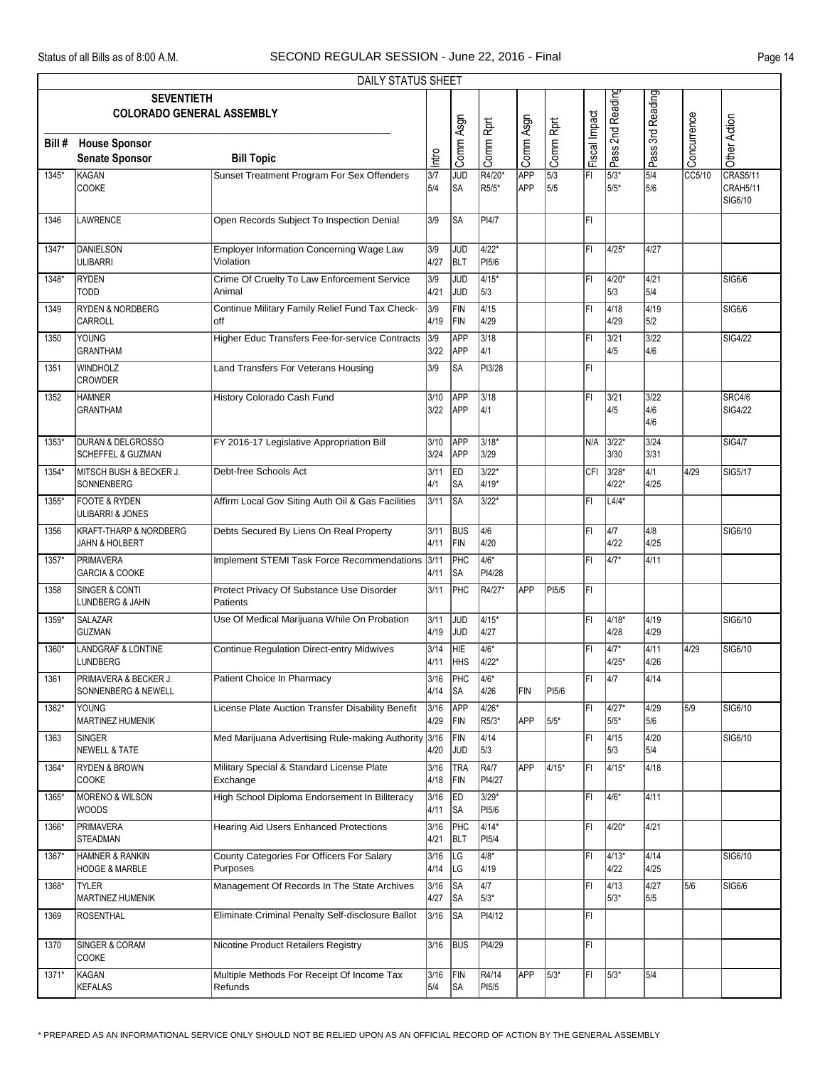DAILY STATUS SHEET

**SEVENTIETH COLORADO GENERAL ASSEMBLY**

| Bill # | House Sponsor / Senate Sponsor | Bill Topic | Intro | Comm Asgn | Comm Rprt | Comm Asgn | Comm Rprt | Fiscal Impact | Pass 2nd Reading | Pass 3rd Reading | Concurrence | Other Action |
|---|---|---|---|---|---|---|---|---|---|---|---|---|
| 1345* | KAGAN<br>COOKE | Sunset Treatment Program For Sex Offenders | 3/7<br>5/4 | JUD<br>SA | R4/20*<br>R5/5* | APP<br>APP | 5/3<br>5/5 | FI | 5/3*<br>5/5* | 5/4<br>5/6 | CC5/10 | CRAS5/11<br>CRAH5/11<br>SIG6/10 |
| 1346 | LAWRENCE | Open Records Subject To Inspection Denial | 3/9 | SA | PI4/7 | | | FI | | | | |
| 1347* | DANIELSON<br>ULIBARRI | Employer Information Concerning Wage Law Violation | 3/9<br>4/27 | JUD<br>BLT | 4/22*<br>PI5/6 | | | FI | 4/25* | 4/27 | | |
| 1348* | RYDEN<br>TODD | Crime Of Cruelty To Law Enforcement Service Animal | 3/9<br>4/21 | JUD<br>JUD | 4/15*<br>5/3 | | | FI | 4/20*<br>5/3 | 4/21<br>5/4 | | SIG6/6 |
| 1349 | RYDEN & NORDBERG<br>CARROLL | Continue Military Family Relief Fund Tax Check-off | 3/9<br>4/19 | FIN<br>FIN | 4/15<br>4/29 | | | FI | 4/18<br>4/29 | 4/19<br>5/2 | | SIG6/6 |
| 1350 | YOUNG<br>GRANTHAM | Higher Educ Transfers Fee-for-service Contracts | 3/9<br>3/22 | APP<br>APP | 3/18<br>4/1 | | | FI | 3/21<br>4/5 | 3/22<br>4/6 | | SIG4/22 |
| 1351 | WINDHOLZ<br>CROWDER | Land Transfers For Veterans Housing | 3/9 | SA | PI3/28 | | | FI | | | | |
| 1352 | HAMNER<br>GRANTHAM | History Colorado Cash Fund | 3/10<br>3/22 | APP<br>APP | 3/18<br>4/1 | | | FI | 3/21<br>4/5 | 3/22<br>4/6<br>4/6 | | SRC4/6<br>SIG4/22 |
| 1353* | DURAN & DELGROSSO<br>SCHEFFEL & GUZMAN | FY 2016-17 Legislative Appropriation Bill | 3/10<br>3/24 | APP<br>APP | 3/18*<br>3/29 | | | N/A | 3/22*<br>3/30 | 3/24<br>3/31 | | SIG4/7 |
| 1354* | MITSCH BUSH & BECKER J.<br>SONNENBERG | Debt-free Schools Act | 3/11<br>4/1 | ED<br>SA | 3/22*<br>4/19* | | | CFI | 3/28*<br>4/22* | 4/1<br>4/25 | 4/29 | SIG5/17 |
| 1355* | FOOTE & RYDEN<br>ULIBARRI & JONES | Affirm Local Gov Siting Auth Oil & Gas Facilities | 3/11 | SA | 3/22* | | | FI | L4/4* | | | |
| 1356 | KRAFT-THARP & NORDBERG<br>JAHN & HOLBERT | Debts Secured By Liens On Real Property | 3/11<br>4/11 | BUS<br>FIN | 4/6<br>4/20 | | | FI | 4/7<br>4/22 | 4/8<br>4/25 | | SIG6/10 |
| 1357* | PRIMAVERA<br>GARCIA & COOKE | Implement STEMI Task Force Recommendations | 3/11<br>4/11 | PHC<br>SA | 4/6*<br>PI4/28 | | | FI | 4/7* | 4/11 | | |
| 1358 | SINGER & CONTI<br>LUNDBERG & JAHN | Protect Privacy Of Substance Use Disorder Patients | 3/11 | PHC | R4/27* | APP | PI5/5 | FI | | | | |
| 1359* | SALAZAR<br>GUZMAN | Use Of Medical Marijuana While On Probation | 3/11<br>4/19 | JUD<br>JUD | 4/15*<br>4/27 | | | FI | 4/18*<br>4/28 | 4/19<br>4/29 | | SIG6/10 |
| 1360* | LANDGRAF & LONTINE<br>LUNDBERG | Continue Regulation Direct-entry Midwives | 3/14<br>4/11 | HIE<br>HHS | 4/6*<br>4/22* | | | FI | 4/7*<br>4/25* | 4/11<br>4/26 | 4/29 | SIG6/10 |
| 1361 | PRIMAVERA & BECKER J.<br>SONNENBERG & NEWELL | Patient Choice In Pharmacy | 3/16<br>4/14 | PHC<br>SA | 4/6*<br>4/26 | FIN | PI5/6 | FI | 4/7 | 4/14 | | |
| 1362* | YOUNG<br>MARTINEZ HUMENIK | License Plate Auction Transfer Disability Benefit | 3/16<br>4/29 | APP<br>FIN | 4/26*<br>R5/3* | APP | 5/5* | FI | 4/27*<br>5/5* | 4/29<br>5/6 | 5/9 | SIG6/10 |
| 1363 | SINGER<br>NEWELL & TATE | Med Marijuana Advertising Rule-making Authority | 3/16<br>4/20 | FIN<br>JUD | 4/14<br>5/3 | | | FI | 4/15<br>5/3 | 4/20<br>5/4 | | SIG6/10 |
| 1364* | RYDEN & BROWN<br>COOKE | Military Special & Standard License Plate Exchange | 3/16<br>4/18 | TRA<br>FIN | R4/7<br>PI4/27 | APP | 4/15* | FI | 4/15* | 4/18 | | |
| 1365* | MORENO & WILSON<br>WOODS | High School Diploma Endorsement In Biliteracy | 3/16<br>4/11 | ED<br>SA | 3/29*<br>PI5/6 | | | FI | 4/6* | 4/11 | | |
| 1366* | PRIMAVERA<br>STEADMAN | Hearing Aid Users Enhanced Protections | 3/16<br>4/21 | PHC<br>BLT | 4/14*<br>PI5/4 | | | FI | 4/20* | 4/21 | | |
| 1367* | HAMNER & RANKIN<br>HODGE & MARBLE | County Categories For Officers For Salary Purposes | 3/16<br>4/14 | LG<br>LG | 4/8*<br>4/19 | | | FI | 4/13*<br>4/22 | 4/14<br>4/25 | | SIG6/10 |
| 1368* | TYLER<br>MARTINEZ HUMENIK | Management Of Records In The State Archives | 3/16<br>4/27 | SA<br>SA | 4/7<br>5/3* | | | FI | 4/13<br>5/3* | 4/27<br>5/5 | 5/6 | SIG6/6 |
| 1369 | ROSENTHAL | Eliminate Criminal Penalty Self-disclosure Ballot | 3/16 | SA | PI4/12 | | | FI | | | | |
| 1370 | SINGER & CORAM<br>COOKE | Nicotine Product Retailers Registry | 3/16 | BUS | PI4/29 | | | FI | | | | |
| 1371* | KAGAN<br>KEFALAS | Multiple Methods For Receipt Of Income Tax Refunds | 3/16<br>5/4 | FIN<br>SA | R4/14<br>PI5/5 | APP | 5/3* | FI | 5/3* | 5/4 | | |

\* PREPARED AS AN INFORMATIONAL SERVICE ONLY SHOULD NOT BE RELIED UPON AS AN OFFICIAL RECORD OF ACTION BY THE GENERAL ASSEMBLY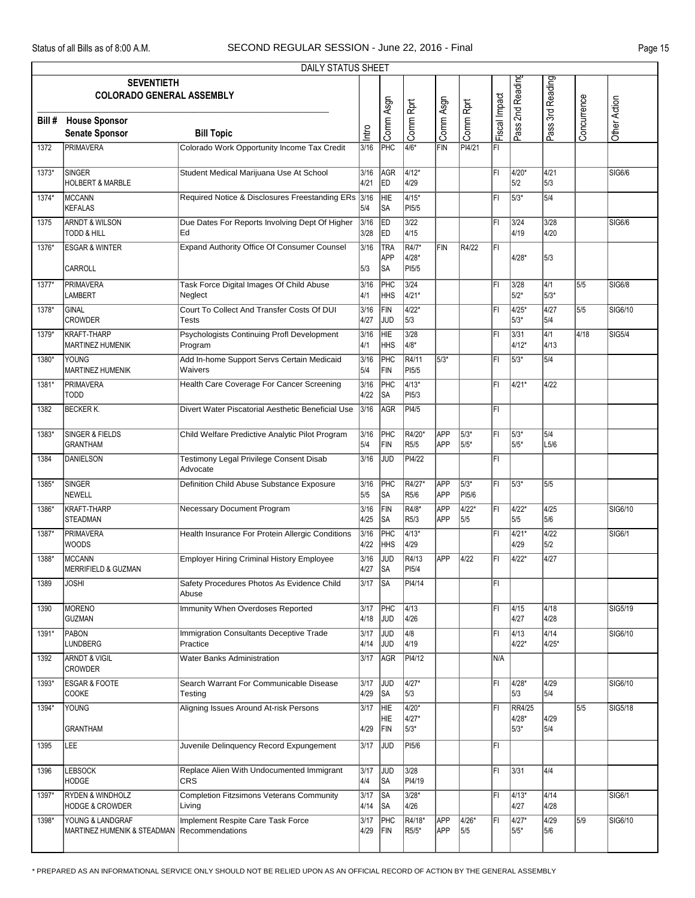DAILY STATUS SHEET

| Bill # | SEVENTIETH COLORADO GENERAL ASSEMBLY<br>House Sponsor<br>Senate Sponsor | Bill Topic | Intro | Comm Asgn | Comm Rprt | Comm Asgn | Comm Rprt | Fiscal Impact | Pass 2nd Reading | Pass 3rd Reading | Concurrence | Other Action |
|---|---|---|---|---|---|---|---|---|---|---|---|---|
| 1372 | PRIMAVERA | Colorado Work Opportunity Income Tax Credit | 3/16 | PHC | 4/6* | FIN | PI4/21 | FI | | | | |
| 1373* | SINGER<br>HOLBERT & MARBLE | Student Medical Marijuana Use At School | 3/16<br>4/21 | AGR<br>ED | 4/12*<br>4/29 | | | FI | 4/20*<br>5/2 | 4/21<br>5/3 | | SIG6/6 |
| 1374* | MCCANN<br>KEFALAS | Required Notice & Disclosures Freestanding ERs | 3/16<br>5/4 | HIE<br>SA | 4/15*<br>PI5/5 | | | FI | 5/3* | 5/4 | | |
| 1375 | ARNDT & WILSON<br>TODD & HILL | Due Dates For Reports Involving Dept Of Higher Ed | 3/16<br>3/28 | ED<br>ED | 3/22<br>4/15 | | | FI | 3/24<br>4/19 | 3/28<br>4/20 | | SIG6/6 |
| 1376* | ESGAR & WINTER<br>CARROLL | Expand Authority Office Of Consumer Counsel | 3/16<br>5/3 | TRA<br>APP<br>SA | R4/7*<br>4/28*<br>PI5/5 | FIN | R4/22 | FI | 4/28* | 5/3 | | |
| 1377* | PRIMAVERA<br>LAMBERT | Task Force Digital Images Of Child Abuse Neglect | 3/16<br>4/1 | PHC<br>HHS | 3/24<br>4/21* | | | FI | 3/28<br>5/2* | 4/1<br>5/3* | 5/5 | SIG6/8 |
| 1378* | GINAL<br>CROWDER | Court To Collect And Transfer Costs Of DUI Tests | 3/16<br>4/27 | FIN<br>JUD | 4/22*<br>5/3 | | | FI | 4/25*<br>5/3* | 4/27<br>5/4 | 5/5 | SIG6/10 |
| 1379* | KRAFT-THARP<br>MARTINEZ HUMENIK | Psychologists Continuing Profl Development Program | 3/16<br>4/1 | HIE<br>HHS | 3/28<br>4/8* | | | FI | 3/31<br>4/12* | 4/1<br>4/13 | 4/18 | SIG5/4 |
| 1380* | YOUNG<br>MARTINEZ HUMENIK | Add In-home Support Servs Certain Medicaid Waivers | 3/16<br>5/4 | PHC<br>FIN | R4/11<br>PI5/5 | 5/3* | | FI | 5/3* | 5/4 | | |
| 1381* | PRIMAVERA<br>TODD | Health Care Coverage For Cancer Screening | 3/16<br>4/22 | PHC<br>SA | 4/13*<br>PI5/3 | | | FI | 4/21* | 4/22 | | |
| 1382 | BECKER K. | Divert Water Piscatorial Aesthetic Beneficial Use | 3/16 | AGR | PI4/5 | | | FI | | | | |
| 1383* | SINGER & FIELDS<br>GRANTHAM | Child Welfare Predictive Analytic Pilot Program | 3/16<br>5/4 | PHC<br>FIN | R4/20*<br>R5/5 | APP<br>APP | 5/3*<br>5/5* | FI | 5/3*<br>5/5* | 5/4<br>L5/6 | | |
| 1384 | DANIELSON | Testimony Legal Privilege Consent Disab Advocate | 3/16 | JUD | PI4/22 | | | FI | | | | |
| 1385* | SINGER<br>NEWELL | Definition Child Abuse Substance Exposure | 3/16<br>5/5 | PHC<br>SA | R4/27*<br>R5/6 | APP<br>APP | 5/3*<br>PI5/6 | FI | 5/3* | 5/5 | | |
| 1386* | KRAFT-THARP<br>STEADMAN | Necessary Document Program | 3/16<br>4/25 | FIN<br>SA | R4/8*<br>R5/3 | APP<br>APP | 4/22*<br>5/5 | FI | 4/22*<br>5/5 | 4/25<br>5/6 | | SIG6/10 |
| 1387* | PRIMAVERA<br>WOODS | Health Insurance For Protein Allergic Conditions | 3/16<br>4/22 | PHC<br>HHS | 4/13*<br>4/29 | | | FI | 4/21*<br>4/29 | 4/22<br>5/2 | | SIG6/1 |
| 1388* | MCCANN<br>MERRIFIELD & GUZMAN | Employer Hiring Criminal History Employee | 3/16<br>4/27 | JUD<br>SA | R4/13<br>PI5/4 | APP | 4/22 | FI | 4/22* | 4/27 | | |
| 1389 | JOSHI | Safety Procedures Photos As Evidence Child Abuse | 3/17 | SA | PI4/14 | | | FI | | | | |
| 1390 | MORENO<br>GUZMAN | Immunity When Overdoses Reported | 3/17<br>4/18 | PHC<br>JUD | 4/13<br>4/26 | | | FI | 4/15<br>4/27 | 4/18<br>4/28 | | SIG5/19 |
| 1391* | PABON<br>LUNDBERG | Immigration Consultants Deceptive Trade Practice | 3/17<br>4/14 | JUD<br>JUD | 4/8<br>4/19 | | | FI | 4/13<br>4/22* | 4/14<br>4/25* | | SIG6/10 |
| 1392 | ARNDT & VIGIL<br>CROWDER | Water Banks Administration | 3/17 | AGR | PI4/12 | | | N/A | | | | |
| 1393* | ESGAR & FOOTE<br>COOKE | Search Warrant For Communicable Disease Testing | 3/17<br>4/29 | JUD<br>SA | 4/27*<br>5/3 | | | FI | 4/28*<br>5/3 | 4/29<br>5/4 | | SIG6/10 |
| 1394* | YOUNG<br>GRANTHAM | Aligning Issues Around At-risk Persons | 3/17<br>4/29 | HIE<br>HIE<br>FIN | 4/20*<br>4/27*<br>5/3* | | | FI | RR4/25<br>4/28*<br>5/3* | 4/29<br>5/4 | 5/5 | SIG5/18 |
| 1395 | LEE | Juvenile Delinquency Record Expungement | 3/17 | JUD | PI5/6 | | | FI | | | | |
| 1396 | LEBSOCK<br>HODGE | Replace Alien With Undocumented Immigrant CRS | 3/17<br>4/4 | JUD<br>SA | 3/28<br>PI4/19 | | | FI | 3/31 | 4/4 | | |
| 1397* | RYDEN & WINDHOLZ<br>HODGE & CROWDER | Completion Fitzsimons Veterans Community Living | 3/17<br>4/14 | SA<br>SA | 3/28*<br>4/26 | | | FI | 4/13*<br>4/27 | 4/14<br>4/28 | | SIG6/1 |
| 1398* | YOUNG & LANDGRAF<br>MARTINEZ HUMENIK & STEADMAN | Implement Respite Care Task Force Recommendations | 3/17<br>4/29 | PHC<br>FIN | R4/18*<br>R5/5* | APP<br>APP | 4/26*<br>5/5 | FI | 4/27*<br>5/5* | 4/29<br>5/6 | 5/9 | SIG6/10 |

\* PREPARED AS AN INFORMATIONAL SERVICE ONLY SHOULD NOT BE RELIED UPON AS AN OFFICIAL RECORD OF ACTION BY THE GENERAL ASSEMBLY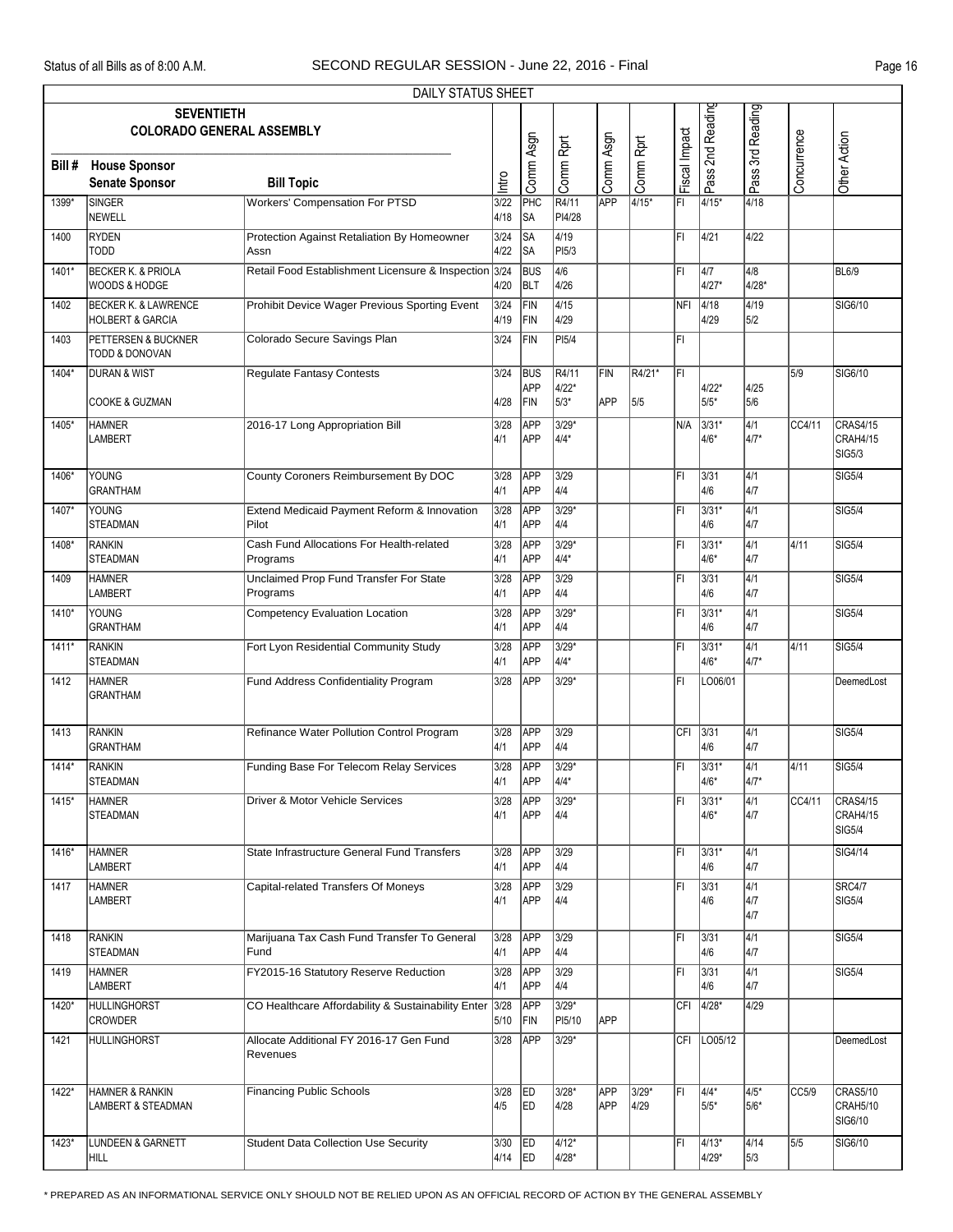DAILY STATUS SHEET

SEVENTIETH COLORADO GENERAL ASSEMBLY

| Bill # | House Sponsor / Senate Sponsor | Bill Topic | Intro | Comm Asgn | Comm Rprt | Comm Asgn | Comm Rprt | Fiscal Impact | Pass 2nd Reading | Pass 3rd Reading | Concurrence | Other Action |
|---|---|---|---|---|---|---|---|---|---|---|---|---|
| 1399* | SINGER / NEWELL | Workers' Compensation For PTSD | 3/22 4/18 | PHC SA | R4/11 PI4/28 | APP | 4/15* | FI | 4/15* | 4/18 | | |
| 1400 | RYDEN / TODD | Protection Against Retaliation By Homeowner Assn | 3/24 4/22 | SA SA | 4/19 PI5/3 | | | FI | 4/21 | 4/22 | | |
| 1401* | BECKER K. & PRIOLA / WOODS & HODGE | Retail Food Establishment Licensure & Inspection | 3/24 4/20 | BUS BLT | 4/6 4/26 | | | FI | 4/7 4/27* | 4/8 4/28* | | BL6/9 |
| 1402 | BECKER K. & LAWRENCE / HOLBERT & GARCIA | Prohibit Device Wager Previous Sporting Event | 3/24 4/19 | FIN FIN | 4/15 4/29 | | | NFI | 4/18 4/29 | 4/19 5/2 | | SIG6/10 |
| 1403 | PETTERSEN & BUCKNER / TODD & DONOVAN | Colorado Secure Savings Plan | 3/24 | FIN | PI5/4 | | | FI | | | | |
| 1404* | DURAN & WIST / COOKE & GUZMAN | Regulate Fantasy Contests | 3/24 4/28 | BUS APP FIN | R4/11 4/22* 5/3* | FIN APP | R4/21* 5/5 | FI | 4/22* 5/5* | 4/25 5/6 | 5/9 | SIG6/10 |
| 1405* | HAMNER / LAMBERT | 2016-17 Long Appropriation Bill | 3/28 4/1 | APP APP | 3/29* 4/4* | | | N/A | 3/31* 4/6* | 4/1 4/7* | CC4/11 | CRAS4/15 CRAH4/15 SIG5/3 |
| 1406* | YOUNG / GRANTHAM | County Coroners Reimbursement By DOC | 3/28 4/1 | APP APP | 3/29 4/4 | | | FI | 3/31 4/6 | 4/1 4/7 | | SIG5/4 |
| 1407* | YOUNG / STEADMAN | Extend Medicaid Payment Reform & Innovation Pilot | 3/28 4/1 | APP APP | 3/29* 4/4 | | | FI | 3/31* 4/6 | 4/1 4/7 | | SIG5/4 |
| 1408* | RANKIN / STEADMAN | Cash Fund Allocations For Health-related Programs | 3/28 4/1 | APP APP | 3/29* 4/4* | | | FI | 3/31* 4/6* | 4/1 4/7 | 4/11 | SIG5/4 |
| 1409 | HAMNER / LAMBERT | Unclaimed Prop Fund Transfer For State Programs | 3/28 4/1 | APP APP | 3/29 4/4 | | | FI | 3/31 4/6 | 4/1 4/7 | | SIG5/4 |
| 1410* | YOUNG / GRANTHAM | Competency Evaluation Location | 3/28 4/1 | APP APP | 3/29* 4/4 | | | FI | 3/31* 4/6 | 4/1 4/7 | | SIG5/4 |
| 1411* | RANKIN / STEADMAN | Fort Lyon Residential Community Study | 3/28 4/1 | APP APP | 3/29* 4/4* | | | FI | 3/31* 4/6* | 4/1 4/7* | 4/11 | SIG5/4 |
| 1412 | HAMNER / GRANTHAM | Fund Address Confidentiality Program | 3/28 | APP | 3/29* | | | FI | LO06/01 | | | DeemedLost |
| 1413 | RANKIN / GRANTHAM | Refinance Water Pollution Control Program | 3/28 4/1 | APP APP | 3/29 4/4 | | | CFI | 3/31 4/6 | 4/1 4/7 | | SIG5/4 |
| 1414* | RANKIN / STEADMAN | Funding Base For Telecom Relay Services | 3/28 4/1 | APP APP | 3/29* 4/4* | | | FI | 3/31* 4/6* | 4/1 4/7* | 4/11 | SIG5/4 |
| 1415* | HAMNER / STEADMAN | Driver & Motor Vehicle Services | 3/28 4/1 | APP APP | 3/29* 4/4 | | | FI | 3/31* 4/6* | 4/1 4/7 | CC4/11 | CRAS4/15 CRAH4/15 SIG5/4 |
| 1416* | HAMNER / LAMBERT | State Infrastructure General Fund Transfers | 3/28 4/1 | APP APP | 3/29 4/4 | | | FI | 3/31* 4/6 | 4/1 4/7 | | SIG4/14 |
| 1417 | HAMNER / LAMBERT | Capital-related Transfers Of Moneys | 3/28 4/1 | APP APP | 3/29 4/4 | | | FI | 3/31 4/6 | 4/1 4/7 4/7 | | SRC4/7 SIG5/4 |
| 1418 | RANKIN / STEADMAN | Marijuana Tax Cash Fund Transfer To General Fund | 3/28 4/1 | APP APP | 3/29 4/4 | | | FI | 3/31 4/6 | 4/1 4/7 | | SIG5/4 |
| 1419 | HAMNER / LAMBERT | FY2015-16 Statutory Reserve Reduction | 3/28 4/1 | APP APP | 3/29 4/4 | | | FI | 3/31 4/6 | 4/1 4/7 | | SIG5/4 |
| 1420* | HULLINGHORST / CROWDER | CO Healthcare Affordability & Sustainability Enter | 3/28 5/10 | APP FIN | 3/29* PI5/10 | APP | | CFI | 4/28* | 4/29 | | |
| 1421 | HULLINGHORST | Allocate Additional FY 2016-17 Gen Fund Revenues | 3/28 | APP | 3/29* | | | CFI | LO05/12 | | | DeemedLost |
| 1422* | HAMNER & RANKIN / LAMBERT & STEADMAN | Financing Public Schools | 3/28 4/5 | ED ED | 3/28* 4/28 | APP APP | 3/29* 4/29 | FI | 4/4* 5/5* | 4/5* 5/6* | CC5/9 | CRAS5/10 CRAH5/10 SIG6/10 |
| 1423* | LUNDEEN & GARNETT / HILL | Student Data Collection Use Security | 3/30 4/14 | ED ED | 4/12* 4/28* | | | FI | 4/13* 4/29* | 4/14 5/3 | 5/5 | SIG6/10 |

\* PREPARED AS AN INFORMATIONAL SERVICE ONLY SHOULD NOT BE RELIED UPON AS AN OFFICIAL RECORD OF ACTION BY THE GENERAL ASSEMBLY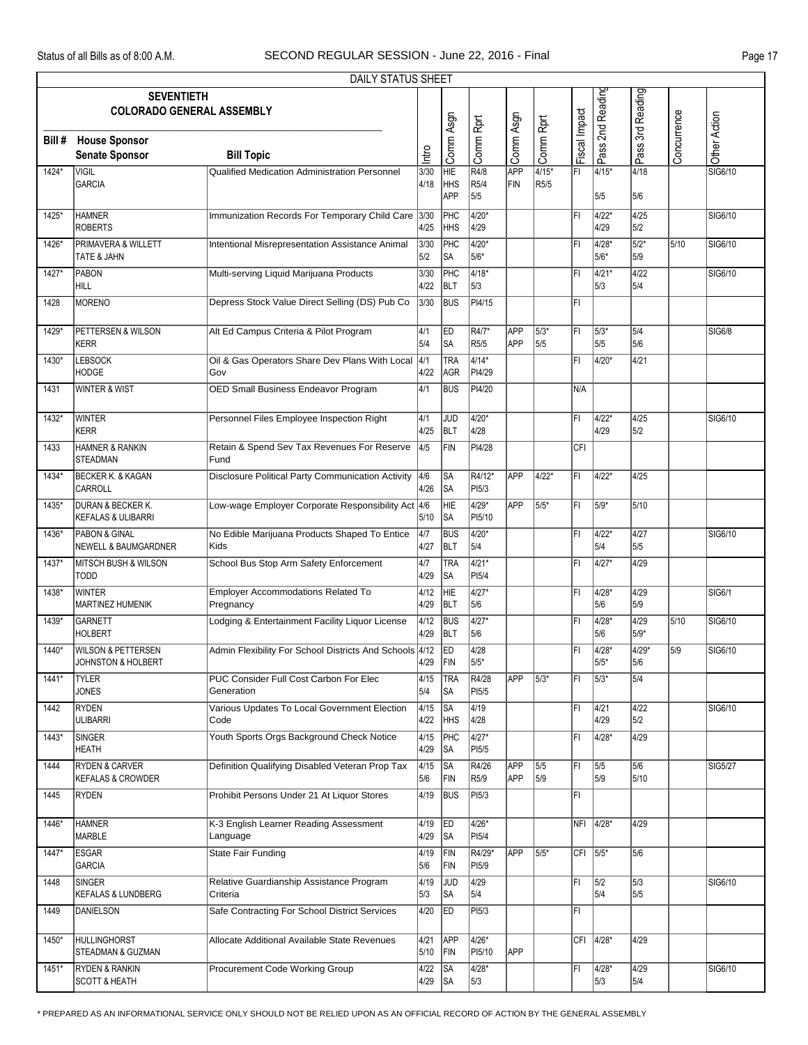DAILY STATUS SHEET

SEVENTIETH COLORADO GENERAL ASSEMBLY

| Bill # | House Sponsor / Senate Sponsor | Bill Topic | Intro | Comm Asgn | Comm Rprt | Comm Asgn | Comm Rprt | Fiscal Impact | Pass 2nd Reading | Pass 3rd Reading | Concurrence | Other Action |
|---|---|---|---|---|---|---|---|---|---|---|---|---|
| 1424* | VIGIL / GARCIA | Qualified Medication Administration Personnel | 3/30 / 4/18 | HIE / HHS / APP | R4/8 / R5/4 / 5/5 | APP / FIN | 4/15* / R5/5 | FI | 4/15* / 5/5 | 4/18 / 5/6 | | SIG6/10 |
| 1425* | HAMNER / ROBERTS | Immunization Records For Temporary Child Care | 3/30 / 4/25 | PHC / HHS | 4/20* / 4/29 | | | FI | 4/22* / 4/29 | 4/25 / 5/2 | | SIG6/10 |
| 1426* | PRIMAVERA & WILLETT / TATE & JAHN | Intentional Misrepresentation Assistance Animal | 3/30 / 5/2 | PHC / SA | 4/20* / 5/6* | | | FI | 4/28* / 5/6* | 5/2* / 5/9 | 5/10 | SIG6/10 |
| 1427* | PABON / HILL | Multi-serving Liquid Marijuana Products | 3/30 / 4/22 | PHC / BLT | 4/18* / 5/3 | | | FI | 4/21* / 5/3 | 4/22 / 5/4 | | SIG6/10 |
| 1428 | MORENO | Depress Stock Value Direct Selling (DS) Pub Co | 3/30 | BUS | PI4/15 | | | FI | | | | |
| 1429* | PETTERSEN & WILSON / KERR | Alt Ed Campus Criteria & Pilot Program | 4/1 / 5/4 | ED / SA | R4/7* / R5/5 | APP / APP | 5/3* / 5/5 | FI | 5/3* / 5/5 | 5/4 / 5/6 | | SIG6/8 |
| 1430* | LEBSOCK / HODGE | Oil & Gas Operators Share Dev Plans With Local Gov | 4/1 / 4/22 | TRA / AGR | 4/14* / PI4/29 | | | FI | 4/20* | 4/21 | | |
| 1431 | WINTER & WIST | OED Small Business Endeavor Program | 4/1 | BUS | PI4/20 | | | N/A | | | | |
| 1432* | WINTER / KERR | Personnel Files Employee Inspection Right | 4/1 / 4/25 | JUD / BLT | 4/20* / 4/28 | | | FI | 4/22* / 4/29 | 4/25 / 5/2 | | SIG6/10 |
| 1433 | HAMNER & RANKIN / STEADMAN | Retain & Spend Sev Tax Revenues For Reserve Fund | 4/5 | FIN | PI4/28 | | | CFI | | | | |
| 1434* | BECKER K. & KAGAN / CARROLL | Disclosure Political Party Communication Activity | 4/6 / 4/26 | SA / SA | R4/12* / PI5/3 | APP | 4/22* | FI | 4/22* | 4/25 | | |
| 1435* | DURAN & BECKER K. / KEFALAS & ULIBARRI | Low-wage Employer Corporate Responsibility Act | 4/6 / 5/10 | HIE / SA | 4/29* / PI5/10 | APP | 5/5* | FI | 5/9* | 5/10 | | |
| 1436* | PABON & GINAL / NEWELL & BAUMGARDNER | No Edible Marijuana Products Shaped To Entice Kids | 4/7 / 4/27 | BUS / BLT | 4/20* / 5/4 | | | FI | 4/22* / 5/4 | 4/27 / 5/5 | | SIG6/10 |
| 1437* | MITSCH BUSH & WILSON / TODD | School Bus Stop Arm Safety Enforcement | 4/7 / 4/29 | TRA / SA | 4/21* / PI5/4 | | | FI | 4/27* | 4/29 | | |
| 1438* | WINTER / MARTINEZ HUMENIK | Employer Accommodations Related To Pregnancy | 4/12 / 4/29 | HIE / BLT | 4/27* / 5/6 | | | FI | 4/28* / 5/6 | 4/29 / 5/9 | | SIG6/1 |
| 1439* | GARNETT / HOLBERT | Lodging & Entertainment Facility Liquor License | 4/12 / 4/29 | BUS / BLT | 4/27* / 5/6 | | | FI | 4/28* / 5/6 | 4/29 / 5/9* | 5/10 | SIG6/10 |
| 1440* | WILSON & PETTERSEN / JOHNSTON & HOLBERT | Admin Flexibility For School Districts And Schools | 4/12 / 4/29 | ED / FIN | 4/28 / 5/5* | | | FI | 4/28* / 5/5* | 4/29* / 5/6 | 5/9 | SIG6/10 |
| 1441* | TYLER / JONES | PUC Consider Full Cost Carbon For Elec Generation | 4/15 / 5/4 | TRA / SA | R4/28 / PI5/5 | APP | 5/3* | FI | 5/3* | 5/4 | | |
| 1442 | RYDEN / ULIBARRI | Various Updates To Local Government Election Code | 4/15 / 4/22 | SA / HHS | 4/19 / 4/28 | | | FI | 4/21 / 4/29 | 4/22 / 5/2 | | SIG6/10 |
| 1443* | SINGER / HEATH | Youth Sports Orgs Background Check Notice | 4/15 / 4/29 | PHC / SA | 4/27* / PI5/5 | | | FI | 4/28* | 4/29 | | |
| 1444 | RYDEN & CARVER / KEFALAS & CROWDER | Definition Qualifying Disabled Veteran Prop Tax | 4/15 / 5/6 | SA / FIN | R4/26 / R5/9 | APP / APP | 5/5 / 5/9 | FI | 5/5 / 5/9 | 5/6 / 5/10 | | SIG5/27 |
| 1445 | RYDEN | Prohibit Persons Under 21 At Liquor Stores | 4/19 | BUS | PI5/3 | | | FI | | | | |
| 1446* | HAMNER / MARBLE | K-3 English Learner Reading Assessment Language | 4/19 / 4/29 | ED / SA | 4/26* / PI5/4 | | | NFI | 4/28* | 4/29 | | |
| 1447* | ESGAR / GARCIA | State Fair Funding | 4/19 / 5/6 | FIN / FIN | R4/29* / PI5/9 | APP | 5/5* | CFI | 5/5* | 5/6 | | |
| 1448 | SINGER / KEFALAS & LUNDBERG | Relative Guardianship Assistance Program Criteria | 4/19 / 5/3 | JUD / SA | 4/29 / 5/4 | | | FI | 5/2 / 5/4 | 5/3 / 5/5 | | SIG6/10 |
| 1449 | DANIELSON | Safe Contracting For School District Services | 4/20 | ED | PI5/3 | | | FI | | | | |
| 1450* | HULLINGHORST / STEADMAN & GUZMAN | Allocate Additional Available State Revenues | 4/21 / 5/10 | APP / FIN | 4/26* / PI5/10 | APP | | CFI | 4/28* | 4/29 | | |
| 1451* | RYDEN & RANKIN / SCOTT & HEATH | Procurement Code Working Group | 4/22 / 4/29 | SA / SA | 4/28* / 5/3 | | | FI | 4/28* / 5/3 | 4/29 / 5/4 | | SIG6/10 |

\* PREPARED AS AN INFORMATIONAL SERVICE ONLY SHOULD NOT BE RELIED UPON AS AN OFFICIAL RECORD OF ACTION BY THE GENERAL ASSEMBLY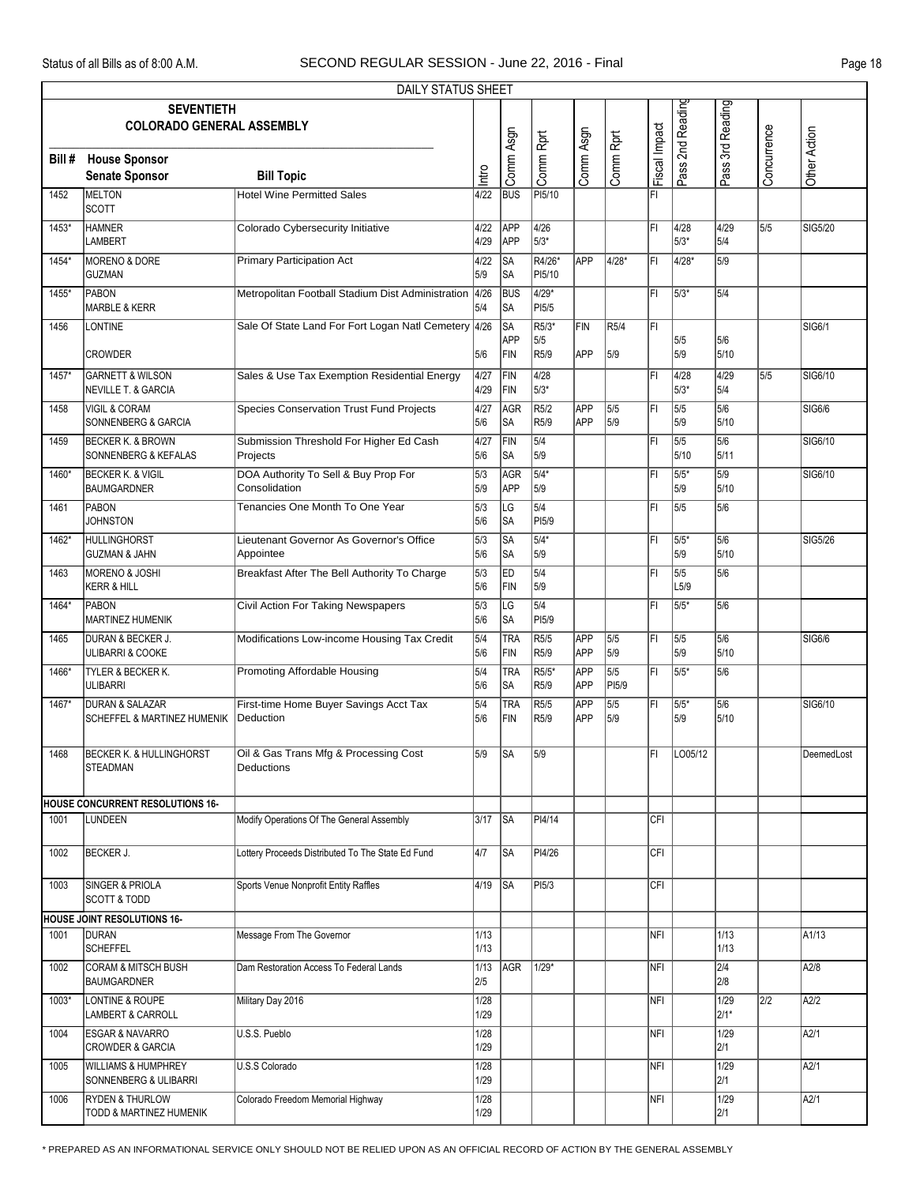DAILY STATUS SHEET

| Bill # | SEVENTIETH COLORADO GENERAL ASSEMBLY House Sponsor / Senate Sponsor | Bill Topic | Intro | Comm Asgn | Comm Rprt | Comm Asgn | Comm Rprt | Fiscal Impact | Pass 2nd Reading | Pass 3rd Reading | Concurrence | Other Action |
|---|---|---|---|---|---|---|---|---|---|---|---|---|
| 1452 | MELTON<br>SCOTT | Hotel Wine Permitted Sales | 4/22 | BUS | PI5/10 | | | FI | | | | |
| 1453* | HAMNER<br>LAMBERT | Colorado Cybersecurity Initiative | 4/22<br>4/29 | APP<br>APP | 4/26<br>5/3* | | | FI | 4/28<br>5/3* | 4/29<br>5/4 | 5/5 | SIG5/20 |
| 1454* | MORENO & DORE<br>GUZMAN | Primary Participation Act | 4/22<br>5/9 | SA<br>SA | R4/26*<br>PI5/10 | APP | 4/28* | FI | 4/28* | 5/9 | | |
| 1455* | PABON<br>MARBLE & KERR | Metropolitan Football Stadium Dist Administration | 4/26<br>5/4 | BUS<br>SA | 4/29*<br>PI5/5 | | | FI | 5/3* | 5/4 | | |
| 1456 | LONTINE<br>CROWDER | Sale Of State Land For Fort Logan Natl Cemetery | 4/26<br>5/6 | SA<br>APP<br>FIN | R5/3*<br>5/5<br>R5/9 | FIN<br>APP | R5/4<br>5/9 | FI | 5/5<br>5/9 | 5/6<br>5/10 | | SIG6/1 |
| 1457* | GARNETT & WILSON<br>NEVILLE T. & GARCIA | Sales & Use Tax Exemption Residential Energy | 4/27<br>4/29 | FIN<br>FIN | 4/28<br>5/3* | | | FI | 4/28<br>5/3* | 4/29<br>5/4 | 5/5 | SIG6/10 |
| 1458 | VIGIL & CORAM<br>SONNENBERG & GARCIA | Species Conservation Trust Fund Projects | 4/27<br>5/6 | AGR<br>SA | R5/2<br>R5/9 | APP<br>APP | 5/5<br>5/9 | FI | 5/5<br>5/9 | 5/6<br>5/10 | | SIG6/6 |
| 1459 | BECKER K. & BROWN<br>SONNENBERG & KEFALAS | Submission Threshold For Higher Ed Cash Projects | 4/27<br>5/6 | FIN<br>SA | 5/4<br>5/9 | | | FI | 5/5<br>5/10 | 5/6<br>5/11 | | SIG6/10 |
| 1460* | BECKER K. & VIGIL<br>BAUMGARDNER | DOA Authority To Sell & Buy Prop For Consolidation | 5/3<br>5/9 | AGR<br>APP | 5/4*<br>5/9 | | | FI | 5/5*<br>5/9 | 5/9<br>5/10 | | SIG6/10 |
| 1461 | PABON<br>JOHNSTON | Tenancies One Month To One Year | 5/3<br>5/6 | LG<br>SA | 5/4<br>PI5/9 | | | FI | 5/5 | 5/6 | | |
| 1462* | HULLINGHORST<br>GUZMAN & JAHN | Lieutenant Governor As Governor's Office Appointee | 5/3<br>5/6 | SA<br>SA | 5/4*<br>5/9 | | | FI | 5/5*<br>5/9 | 5/6<br>5/10 | | SIG5/26 |
| 1463 | MORENO & JOSHI<br>KERR & HILL | Breakfast After The Bell Authority To Charge | 5/3<br>5/6 | ED<br>FIN | 5/4<br>5/9 | | | FI | 5/5<br>L5/9 | 5/6 | | |
| 1464* | PABON<br>MARTINEZ HUMENIK | Civil Action For Taking Newspapers | 5/3<br>5/6 | LG<br>SA | 5/4<br>PI5/9 | | | FI | 5/5* | 5/6 | | |
| 1465 | DURAN & BECKER J.<br>ULIBARRI & COOKE | Modifications Low-income Housing Tax Credit | 5/4<br>5/6 | TRA<br>FIN | R5/5<br>R5/9 | APP<br>APP | 5/5<br>5/9 | FI | 5/5<br>5/9 | 5/6<br>5/10 | | SIG6/6 |
| 1466* | TYLER & BECKER K.<br>ULIBARRI | Promoting Affordable Housing | 5/4<br>5/6 | TRA<br>SA | R5/5*<br>R5/9 | APP<br>APP | 5/5<br>PI5/9 | FI | 5/5* | 5/6 | | |
| 1467* | DURAN & SALAZAR<br>SCHEFFEL & MARTINEZ HUMENIK | First-time Home Buyer Savings Acct Tax Deduction | 5/4<br>5/6 | TRA<br>FIN | R5/5<br>R5/9 | APP<br>APP | 5/5<br>5/9 | FI | 5/5*<br>5/9 | 5/6<br>5/10 | | SIG6/10 |
| 1468 | BECKER K. & HULLINGHORST<br>STEADMAN | Oil & Gas Trans Mfg & Processing Cost Deductions | 5/9 | SA | 5/9 | | | FI | LO05/12 | | | DeemedLost |
| **HOUSE CONCURRENT RESOLUTIONS 16-** | | | | | | | | | | | | |
| 1001 | LUNDEEN | Modify Operations Of The General Assembly | 3/17 | SA | PI4/14 | | | CFI | | | | |
| 1002 | BECKER J. | Lottery Proceeds Distributed To The State Ed Fund | 4/7 | SA | PI4/26 | | | CFI | | | | |
| 1003 | SINGER & PRIOLA<br>SCOTT & TODD | Sports Venue Nonprofit Entity Raffles | 4/19 | SA | PI5/3 | | | CFI | | | | |
| **HOUSE JOINT RESOLUTIONS 16-** | | | | | | | | | | | | |
| 1001 | DURAN<br>SCHEFFEL | Message From The Governor | 1/13<br>1/13 | | | | | NFI | | 1/13<br>1/13 | | A1/13 |
| 1002 | CORAM & MITSCH BUSH<br>BAUMGARDNER | Dam Restoration Access To Federal Lands | 1/13<br>2/5 | AGR | 1/29* | | | NFI | | 2/4<br>2/8 | | A2/8 |
| 1003* | LONTINE & ROUPE<br>LAMBERT & CARROLL | Military Day 2016 | 1/28<br>1/29 | | | | | NFI | | 1/29<br>2/1* | 2/2 | A2/2 |
| 1004 | ESGAR & NAVARRO<br>CROWDER & GARCIA | U.S.S. Pueblo | 1/28<br>1/29 | | | | | NFI | | 1/29<br>2/1 | | A2/1 |
| 1005 | WILLIAMS & HUMPHREY<br>SONNENBERG & ULIBARRI | U.S.S Colorado | 1/28<br>1/29 | | | | | NFI | | 1/29<br>2/1 | | A2/1 |
| 1006 | RYDEN & THURLOW<br>TODD & MARTINEZ HUMENIK | Colorado Freedom Memorial Highway | 1/28<br>1/29 | | | | | NFI | | 1/29<br>2/1 | | A2/1 |

\* PREPARED AS AN INFORMATIONAL SERVICE ONLY SHOULD NOT BE RELIED UPON AS AN OFFICIAL RECORD OF ACTION BY THE GENERAL ASSEMBLY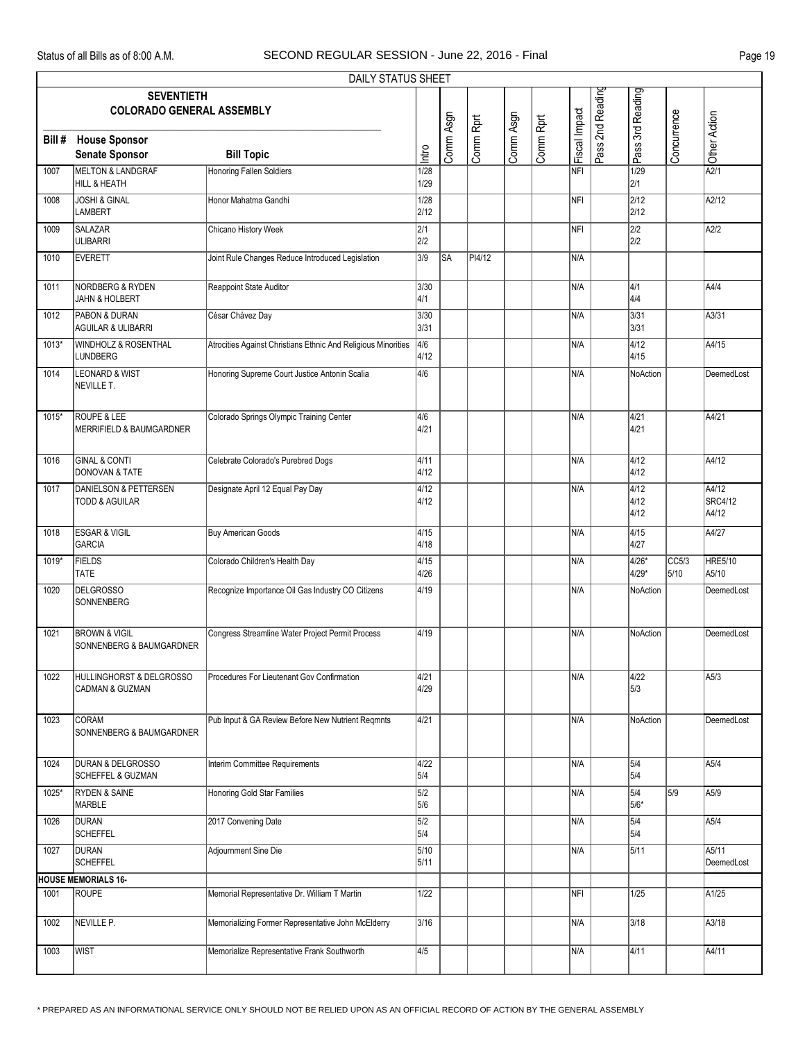DAILY STATUS SHEET

| Bill # | SEVENTIETH COLORADO GENERAL ASSEMBLY<br>House Sponsor<br>Senate Sponsor | Bill Topic | Intro | Comm Asgn | Comm Rprt | Comm Asgn | Comm Rprt | Fiscal Impact | Pass 2nd Reading | Pass 3rd Reading | Concurrence | Other Action |
|---|---|---|---|---|---|---|---|---|---|---|---|---|
| 1007 | MELTON & LANDGRAF<br>HILL & HEATH | Honoring Fallen Soldiers | 1/28<br>1/29 | | | | | NFI | | 1/29<br>2/1 | | A2/1 |
| 1008 | JOSHI & GINAL<br>LAMBERT | Honor Mahatma Gandhi | 1/28<br>2/12 | | | | | NFI | | 2/12<br>2/12 | | A2/12 |
| 1009 | SALAZAR<br>ULIBARRI | Chicano History Week | 2/1<br>2/2 | | | | | NFI | | 2/2<br>2/2 | | A2/2 |
| 1010 | EVERETT | Joint Rule Changes Reduce Introduced Legislation | 3/9 | SA | PI4/12 | | | N/A | | | | |
| 1011 | NORDBERG & RYDEN<br>JAHN & HOLBERT | Reappoint State Auditor | 3/30<br>4/1 | | | | | N/A | | 4/1<br>4/4 | | A4/4 |
| 1012 | PABON & DURAN<br>AGUILAR & ULIBARRI | César Chávez Day | 3/30<br>3/31 | | | | | N/A | | 3/31<br>3/31 | | A3/31 |
| 1013* | WINDHOLZ & ROSENTHAL<br>LUNDBERG | Atrocities Against Christians Ethnic And Religious Minorities | 4/6<br>4/12 | | | | | N/A | | 4/12<br>4/15 | | A4/15 |
| 1014 | LEONARD & WIST<br>NEVILLE T. | Honoring Supreme Court Justice Antonin Scalia | 4/6 | | | | | N/A | | NoAction | | DeemedLost |
| 1015* | ROUPE & LEE<br>MERRIFIELD & BAUMGARDNER | Colorado Springs Olympic Training Center | 4/6<br>4/21 | | | | | N/A | | 4/21<br>4/21 | | A4/21 |
| 1016 | GINAL & CONTI<br>DONOVAN & TATE | Celebrate Colorado's Purebred Dogs | 4/11<br>4/12 | | | | | N/A | | 4/12<br>4/12 | | A4/12 |
| 1017 | DANIELSON & PETTERSEN<br>TODD & AGUILAR | Designate April 12 Equal Pay Day | 4/12<br>4/12 | | | | | N/A | | 4/12<br>4/12<br>4/12 | | A4/12<br>SRC4/12<br>A4/12 |
| 1018 | ESGAR & VIGIL<br>GARCIA | Buy American Goods | 4/15<br>4/18 | | | | | N/A | | 4/15<br>4/27 | | A4/27 |
| 1019* | FIELDS<br>TATE | Colorado Children's Health Day | 4/15<br>4/26 | | | | | N/A | | 4/26*<br>4/29* | CC5/3<br>5/10 | HRE5/10<br>A5/10 |
| 1020 | DELGROSSO<br>SONNENBERG | Recognize Importance Oil Gas Industry CO Citizens | 4/19 | | | | | N/A | | NoAction | | DeemedLost |
| 1021 | BROWN & VIGIL<br>SONNENBERG & BAUMGARDNER | Congress Streamline Water Project Permit Process | 4/19 | | | | | N/A | | NoAction | | DeemedLost |
| 1022 | HULLINGHORST & DELGROSSO<br>CADMAN & GUZMAN | Procedures For Lieutenant Gov Confirmation | 4/21<br>4/29 | | | | | N/A | | 4/22<br>5/3 | | A5/3 |
| 1023 | CORAM<br>SONNENBERG & BAUMGARDNER | Pub Input & GA Review Before New Nutrient Reqmnts | 4/21 | | | | | N/A | | NoAction | | DeemedLost |
| 1024 | DURAN & DELGROSSO<br>SCHEFFEL & GUZMAN | Interim Committee Requirements | 4/22<br>5/4 | | | | | N/A | | 5/4<br>5/4 | | A5/4 |
| 1025* | RYDEN & SAINE<br>MARBLE | Honoring Gold Star Families | 5/2<br>5/6 | | | | | N/A | | 5/4<br>5/6* | 5/9 | A5/9 |
| 1026 | DURAN<br>SCHEFFEL | 2017 Convening Date | 5/2<br>5/4 | | | | | N/A | | 5/4<br>5/4 | | A5/4 |
| 1027 | DURAN<br>SCHEFFEL | Adjournment Sine Die | 5/10<br>5/11 | | | | | N/A | | 5/11 | | A5/11<br>DeemedLost |
| **HOUSE MEMORIALS 16-** | | | | | | | | | | | | |
| 1001 | ROUPE | Memorial Representative Dr. William T Martin | 1/22 | | | | | NFI | | 1/25 | | A1/25 |
| 1002 | NEVILLE P. | Memorializing Former Representative John McElderry | 3/16 | | | | | N/A | | 3/18 | | A3/18 |
| 1003 | WIST | Memorialize Representative Frank Southworth | 4/5 | | | | | N/A | | 4/11 | | A4/11 |

\* PREPARED AS AN INFORMATIONAL SERVICE ONLY SHOULD NOT BE RELIED UPON AS AN OFFICIAL RECORD OF ACTION BY THE GENERAL ASSEMBLY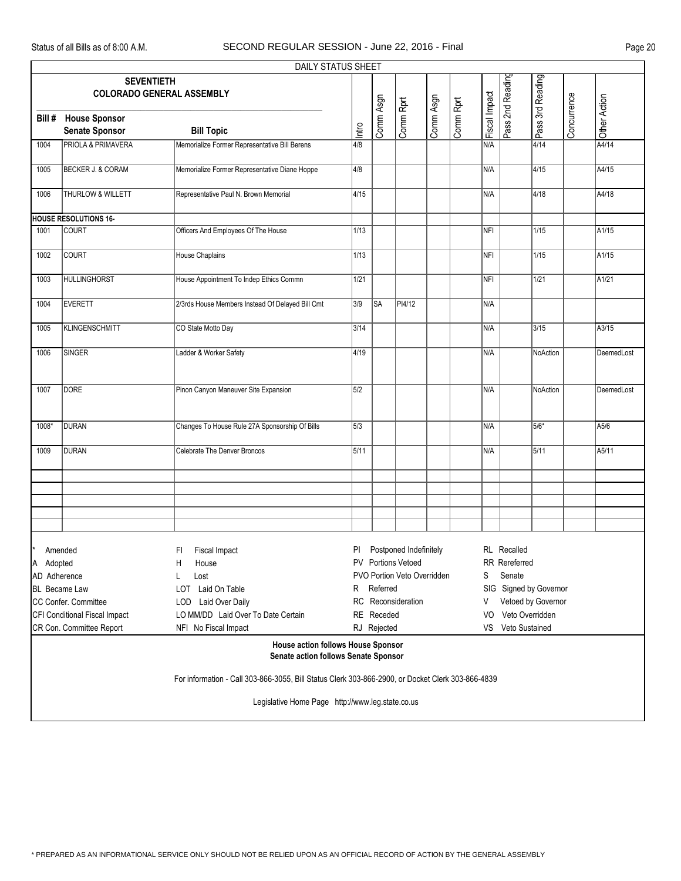DAILY STATUS SHEET

**SEVENTIETH COLORADO GENERAL ASSEMBLY**

| Bill # | House Sponsor / Senate Sponsor | Bill Topic | Intro | Comm Asgn | Comm Rprt | Comm Asgn | Comm Rprt | Fiscal Impact | Pass 2nd Reading | Pass 3rd Reading | Concurrence | Other Action |
|---|---|---|---|---|---|---|---|---|---|---|---|---|
| 1004 | PRIOLA & PRIMAVERA | Memorialize Former Representative Bill Berens | 4/8 | | | | | N/A | | 4/14 | | A4/14 |
| 1005 | BECKER J. & CORAM | Memorialize Former Representative Diane Hoppe | 4/8 | | | | | N/A | | 4/15 | | A4/15 |
| 1006 | THURLOW & WILLETT | Representative Paul N. Brown Memorial | 4/15 | | | | | N/A | | 4/18 | | A4/18 |
| **HOUSE RESOLUTIONS 16-** | | | | | | | | | | | | |
| 1001 | COURT | Officers And Employees Of The House | 1/13 | | | | | NFI | | 1/15 | | A1/15 |
| 1002 | COURT | House Chaplains | 1/13 | | | | | NFI | | 1/15 | | A1/15 |
| 1003 | HULLINGHORST | House Appointment To Indep Ethics Commn | 1/21 | | | | | NFI | | 1/21 | | A1/21 |
| 1004 | EVERETT | 2/3rds House Members Instead Of Delayed Bill Cmt | 3/9 | SA | PI4/12 | | | N/A | | | | |
| 1005 | KLINGENSCHMITT | CO State Motto Day | 3/14 | | | | | N/A | | 3/15 | | A3/15 |
| 1006 | SINGER | Ladder & Worker Safety | 4/19 | | | | | N/A | | NoAction | | DeemedLost |
| 1007 | DORE | Pinon Canyon Maneuver Site Expansion | 5/2 | | | | | N/A | | NoAction | | DeemedLost |
| 1008* | DURAN | Changes To House Rule 27A Sponsorship Of Bills | 5/3 | | | | | N/A | | 5/6* | | A5/6 |
| 1009 | DURAN | Celebrate The Denver Broncos | 5/11 | | | | | N/A | | 5/11 | | A5/11 |

| | | | |
|---|---|---|---|
| * Amended | FI Fiscal Impact | PI Postponed Indefinitely | RL Recalled |
| A Adopted | H House | PV Portions Vetoed | RR Rereferred |
| AD Adherence | L Lost | PVO Portion Veto Overridden | S Senate |
| BL Became Law | LOT Laid On Table | R Referred | SIG Signed by Governor |
| CC Confer. Committee | LOD Laid Over Daily | RC Reconsideration | V Vetoed by Governor |
| CFI Conditional Fiscal Impact | LO MM/DD Laid Over To Date Certain | RE Receded | VO Veto Overridden |
| CR Con. Committee Report | NFI No Fiscal Impact | RJ Rejected | VS Veto Sustained |

**House action follows House Sponsor**
**Senate action follows Senate Sponsor**

For information - Call 303-866-3055, Bill Status Clerk 303-866-2900, or Docket Clerk 303-866-4839

Legislative Home Page http://www.leg.state.co.us

* PREPARED AS AN INFORMATIONAL SERVICE ONLY SHOULD NOT BE RELIED UPON AS AN OFFICIAL RECORD OF ACTION BY THE GENERAL ASSEMBLY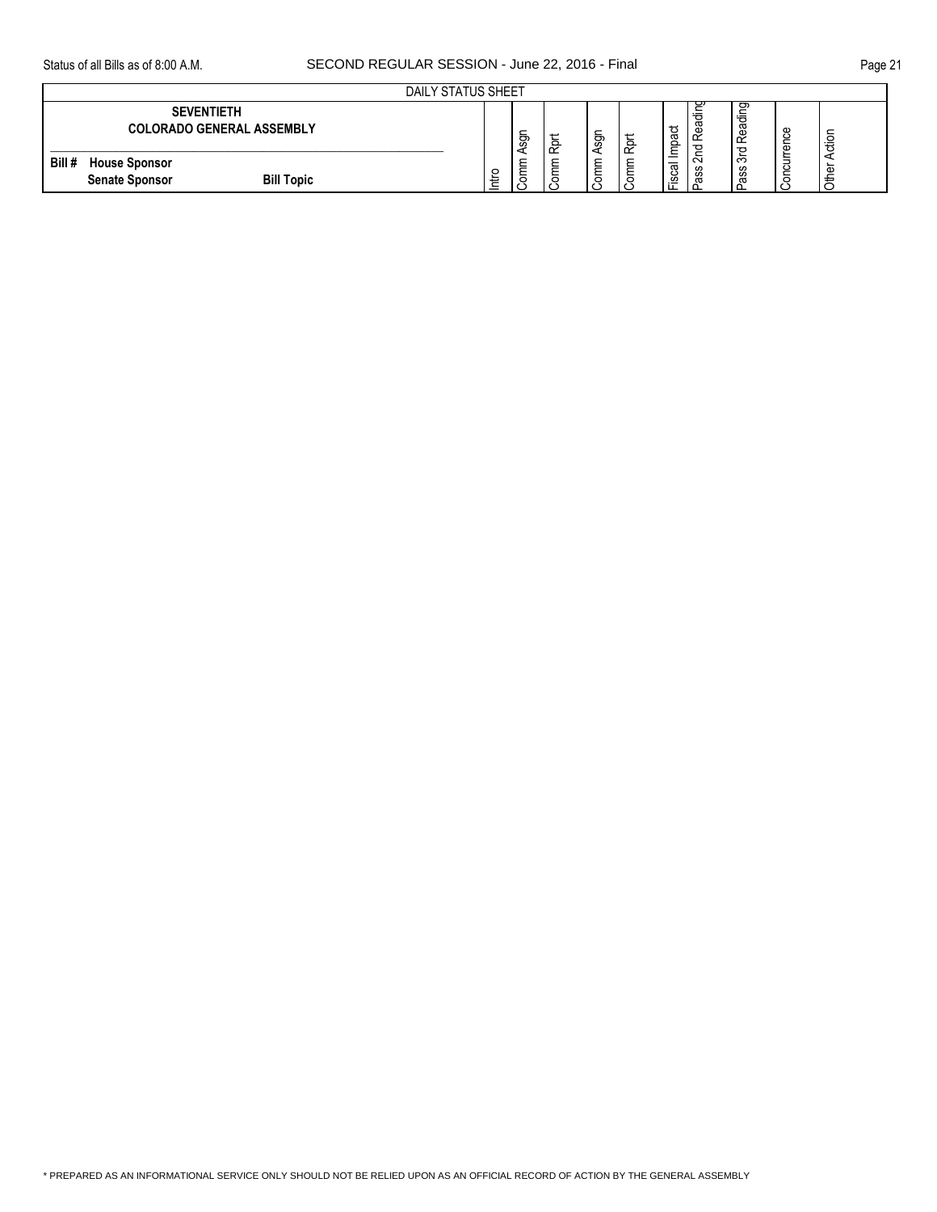| DAILY STATUS SHEET | | | | | | | | | | | |
|---|---|---|---|---|---|---|---|---|---|---|---|
| **SEVENTIETH COLORADO GENERAL ASSEMBLY** | | | | | | | | | | | |
| **Bill # House Sponsor Senate Sponsor** **Bill Topic** | Intro | Comm Asgn | Comm Rprt | Comm Asgn | Comm Rprt | Fiscal Impact | Pass 2nd Reading | Pass 3rd Reading | Concurrence | Other Action | |

* PREPARED AS AN INFORMATIONAL SERVICE ONLY SHOULD NOT BE RELIED UPON AS AN OFFICIAL RECORD OF ACTION BY THE GENERAL ASSEMBLY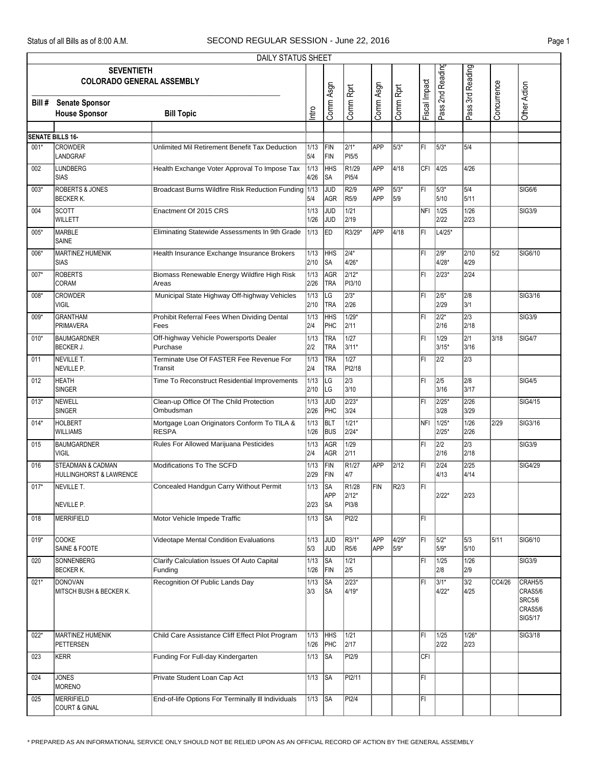DAILY STATUS SHEET

SEVENTIETH COLORADO GENERAL ASSEMBLY

| Bill # | Senate Sponsor / House Sponsor | Bill Topic | Intro | Comm Asgn | Comm Rprt | Comm Asgn | Comm Rprt | Fiscal Impact | Pass 2nd Reading | Pass 3rd Reading | Concurrence | Other Action |
|---|---|---|---|---|---|---|---|---|---|---|---|---|
| **SENATE BILLS 16-** | | | | | | | | | | | | |
| 001* | CROWDER<br>LANDGRAF | Unlimited Mil Retirement Benefit Tax Deduction | 1/13<br>5/4 | FIN<br>FIN | 2/1*<br>PI5/5 | APP | 5/3* | FI | 5/3* | 5/4 | | |
| 002 | LUNDBERG<br>SIAS | Health Exchange Voter Approval To Impose Tax | 1/13<br>4/26 | HHS<br>SA | R1/29<br>PI5/4 | APP | 4/18 | CFI | 4/25 | 4/26 | | |
| 003* | ROBERTS & JONES<br>BECKER K. | Broadcast Burns Wildfire Risk Reduction Funding | 1/13<br>5/4 | JUD<br>AGR | R2/9<br>R5/9 | APP<br>APP | 5/3*<br>5/9 | FI | 5/3*<br>5/10 | 5/4<br>5/11 | | SIG6/6 |
| 004 | SCOTT<br>WILLETT | Enactment Of 2015 CRS | 1/13<br>1/26 | JUD<br>JUD | 1/21<br>2/19 | | | NFI | 1/25<br>2/22 | 1/26<br>2/23 | | SIG3/9 |
| 005* | MARBLE<br>SAINE | Eliminating Statewide Assessments In 9th Grade | 1/13 | ED | R3/29* | APP | 4/18 | FI | L4/25* | | | |
| 006* | MARTINEZ HUMENIK<br>SIAS | Health Insurance Exchange Insurance Brokers | 1/13<br>2/10 | HHS<br>SA | 2/4*<br>4/26* | | | FI | 2/9*<br>4/28* | 2/10<br>4/29 | 5/2 | SIG6/10 |
| 007* | ROBERTS<br>CORAM | Biomass Renewable Energy Wildfire High Risk Areas | 1/13<br>2/26 | AGR<br>TRA | 2/12*<br>PI3/10 | | | FI | 2/23* | 2/24 | | |
| 008* | CROWDER<br>VIGIL | Municipal State Highway Off-highway Vehicles | 1/13<br>2/10 | LG<br>TRA | 2/3*<br>2/26 | | | FI | 2/5*<br>2/29 | 2/8<br>3/1 | | SIG3/16 |
| 009* | GRANTHAM<br>PRIMAVERA | Prohibit Referral Fees When Dividing Dental Fees | 1/13<br>2/4 | HHS<br>PHC | 1/29*<br>2/11 | | | FI | 2/2*<br>2/16 | 2/3<br>2/18 | | SIG3/9 |
| 010* | BAUMGARDNER<br>BECKER J. | Off-highway Vehicle Powersports Dealer Purchase | 1/13<br>2/2 | TRA<br>TRA | 1/27<br>3/11* | | | FI | 1/29<br>3/15* | 2/1<br>3/16 | 3/18 | SIG4/7 |
| 011 | NEVILLE T.<br>NEVILLE P. | Terminate Use Of FASTER Fee Revenue For Transit | 1/13<br>2/4 | TRA<br>TRA | 1/27<br>PI2/18 | | | FI | 2/2 | 2/3 | | |
| 012 | HEATH<br>SINGER | Time To Reconstruct Residential Improvements | 1/13<br>2/10 | LG<br>LG | 2/3<br>3/10 | | | FI | 2/5<br>3/16 | 2/8<br>3/17 | | SIG4/5 |
| 013* | NEWELL<br>SINGER | Clean-up Office Of The Child Protection Ombudsman | 1/13<br>2/26 | JUD<br>PHC | 2/23*<br>3/24 | | | FI | 2/25*<br>3/28 | 2/26<br>3/29 | | SIG4/15 |
| 014* | HOLBERT<br>WILLIAMS | Mortgage Loan Originators Conform To TILA & RESPA | 1/13<br>1/26 | BLT<br>BUS | 1/21*<br>2/24* | | | NFI | 1/25*<br>2/25* | 1/26<br>2/26 | 2/29 | SIG3/16 |
| 015 | BAUMGARDNER<br>VIGIL | Rules For Allowed Marijuana Pesticides | 1/13<br>2/4 | AGR<br>AGR | 1/29<br>2/11 | | | FI | 2/2<br>2/16 | 2/3<br>2/18 | | SIG3/9 |
| 016 | STEADMAN & CADMAN<br>HULLINGHORST & LAWRENCE | Modifications To The SCFD | 1/13<br>2/29 | FIN<br>FIN | R1/27<br>4/7 | APP | 2/12 | FI | 2/24<br>4/13 | 2/25<br>4/14 | | SIG4/29 |
| 017* | NEVILLE T.<br>NEVILLE P. | Concealed Handgun Carry Without Permit | 1/13<br>2/23 | SA<br>APP<br>SA | R1/28<br>2/12*<br>PI3/8 | FIN | R2/3 | FI | 2/22* | 2/23 | | |
| 018 | MERRIFIELD | Motor Vehicle Impede Traffic | 1/13 | SA | PI2/2 | | | FI | | | | |
| 019* | COOKE<br>SAINE & FOOTE | Videotape Mental Condition Evaluations | 1/13<br>5/3 | JUD<br>JUD | R3/1*<br>R5/6 | APP<br>APP | 4/29*<br>5/9* | FI | 5/2*<br>5/9* | 5/3<br>5/10 | 5/11 | SIG6/10 |
| 020 | SONNENBERG<br>BECKER K. | Clarify Calculation Issues Of Auto Capital Funding | 1/13<br>1/26 | SA<br>FIN | 1/21<br>2/5 | | | FI | 1/25<br>2/8 | 1/26<br>2/9 | | SIG3/9 |
| 021* | DONOVAN<br>MITSCH BUSH & BECKER K. | Recognition Of Public Lands Day | 1/13<br>3/3 | SA<br>SA | 2/23*<br>4/19* | | | FI | 3/1*<br>4/22* | 3/2<br>4/25 | CC4/26 | CRAH5/5<br>CRAS5/6<br>SRC5/6<br>CRAS5/6<br>SIG5/17 |
| 022* | MARTINEZ HUMENIK<br>PETTERSEN | Child Care Assistance Cliff Effect Pilot Program | 1/13<br>1/26 | HHS<br>PHC | 1/21<br>2/17 | | | FI | 1/25<br>2/22 | 1/26*<br>2/23 | | SIG3/18 |
| 023 | KERR | Funding For Full-day Kindergarten | 1/13 | SA | PI2/9 | | | CFI | | | | |
| 024 | JONES<br>MORENO | Private Student Loan Cap Act | 1/13 | SA | PI2/11 | | | FI | | | | |
| 025 | MERRIFIELD<br>COURT & GINAL | End-of-life Options For Terminally Ill Individuals | 1/13 | SA | PI2/4 | | | FI | | | | |

* PREPARED AS AN INFORMATIONAL SERVICE ONLY SHOULD NOT BE RELIED UPON AS AN OFFICIAL RECORD OF ACTION BY THE GENERAL ASSEMBLY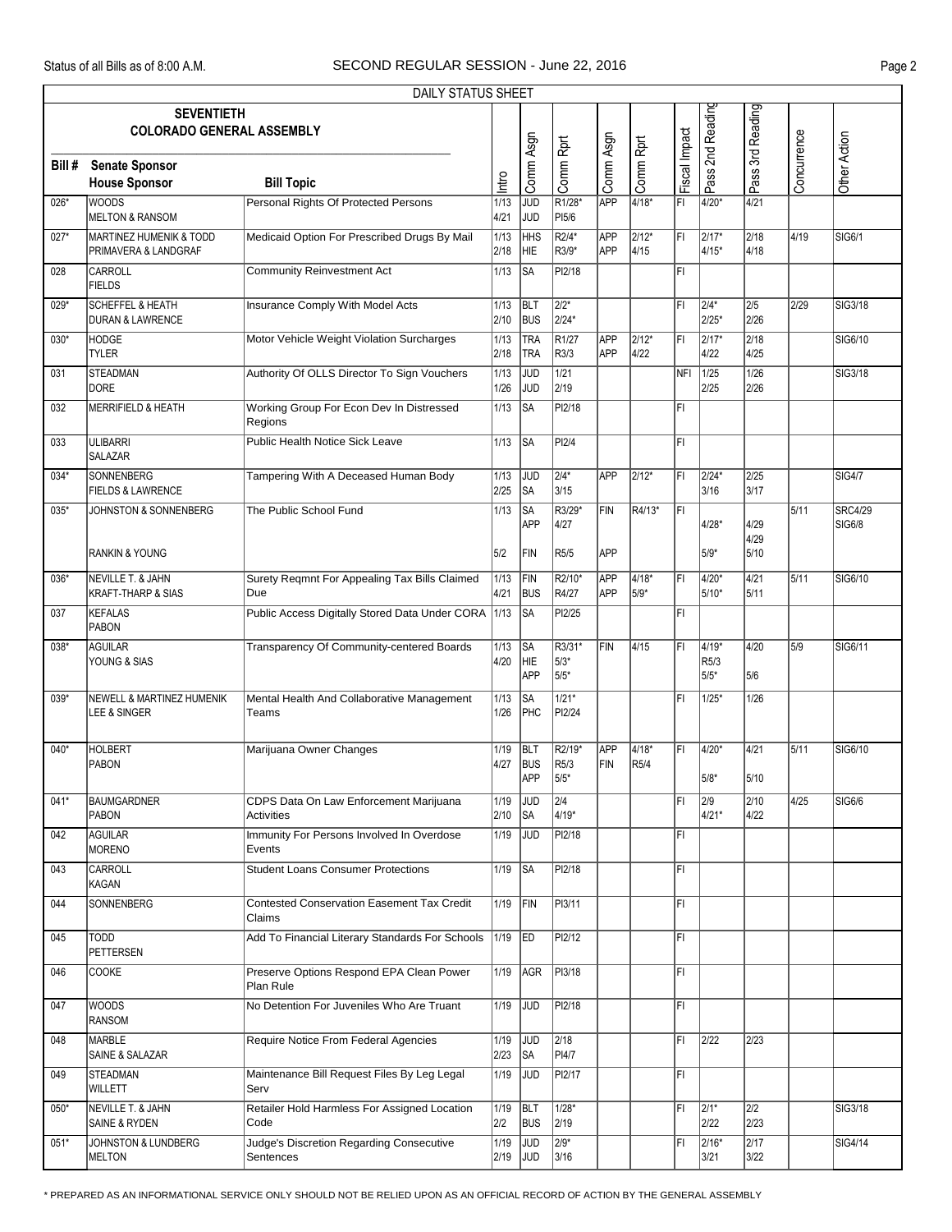DAILY STATUS SHEET

SEVENTIETH COLORADO GENERAL ASSEMBLY

| Bill # | Senate Sponsor / House Sponsor | Bill Topic | Intro | Comm Asgn | Comm Rprt | Comm Asgn | Comm Rprt | Fiscal Impact | Pass 2nd Reading | Pass 3rd Reading | Concurrence | Other Action |
|---|---|---|---|---|---|---|---|---|---|---|---|---|
| 026* | WOODS<br>MELTON & RANSOM | Personal Rights Of Protected Persons | 1/13<br>4/21 | JUD<br>JUD | R1/28*<br>PI5/6 | APP | 4/18* | FI | 4/20* | 4/21 | | |
| 027* | MARTINEZ HUMENIK & TODD<br>PRIMAVERA & LANDGRAF | Medicaid Option For Prescribed Drugs By Mail | 1/13<br>2/18 | HHS<br>HIE | R2/4*<br>R3/9* | APP<br>APP | 2/12*<br>4/15 | FI | 2/17*<br>4/15* | 2/18<br>4/18 | 4/19 | SIG6/1 |
| 028 | CARROLL<br>FIELDS | Community Reinvestment Act | 1/13 | SA | PI2/18 | | | FI | | | | |
| 029* | SCHEFFEL & HEATH<br>DURAN & LAWRENCE | Insurance Comply With Model Acts | 1/13<br>2/10 | BLT<br>BUS | 2/2*<br>2/24* | | | FI | 2/4*<br>2/25* | 2/5<br>2/26 | 2/29 | SIG3/18 |
| 030* | HODGE<br>TYLER | Motor Vehicle Weight Violation Surcharges | 1/13<br>2/18 | TRA<br>TRA | R1/27<br>R3/3 | APP<br>APP | 2/12*<br>4/22 | FI | 2/17*<br>4/22 | 2/18<br>4/25 | | SIG6/10 |
| 031 | STEADMAN<br>DORE | Authority Of OLLS Director To Sign Vouchers | 1/13<br>1/26 | JUD<br>JUD | 1/21<br>2/19 | | | NFI | 1/25<br>2/25 | 1/26<br>2/26 | | SIG3/18 |
| 032 | MERRIFIELD & HEATH | Working Group For Econ Dev In Distressed Regions | 1/13 | SA | PI2/18 | | | FI | | | | |
| 033 | ULIBARRI<br>SALAZAR | Public Health Notice Sick Leave | 1/13 | SA | PI2/4 | | | FI | | | | |
| 034* | SONNENBERG<br>FIELDS & LAWRENCE | Tampering With A Deceased Human Body | 1/13<br>2/25 | JUD<br>SA | 2/4*<br>3/15 | APP | 2/12* | FI | 2/24*<br>3/16 | 2/25<br>3/17 | | SIG4/7 |
| 035* | JOHNSTON & SONNENBERG<br><br><br>RANKIN & YOUNG | The Public School Fund | 1/13<br><br><br>5/2 | SA<br>APP<br><br>FIN | R3/29*<br>4/27<br><br>R5/5 | FIN<br><br><br>APP | R4/13* | FI | <br>4/28*<br><br>5/9* | <br>4/29<br>4/29<br>5/10 | 5/11 | SRC4/29<br>SIG6/8 |
| 036* | NEVILLE T. & JAHN<br>KRAFT-THARP & SIAS | Surety Reqmnt For Appealing Tax Bills Claimed Due | 1/13<br>4/21 | FIN<br>BUS | R2/10*<br>R4/27 | APP<br>APP | 4/18*<br>5/9* | FI | 4/20*<br>5/10* | 4/21<br>5/11 | 5/11 | SIG6/10 |
| 037 | KEFALAS<br>PABON | Public Access Digitally Stored Data Under CORA | 1/13 | SA | PI2/25 | | | FI | | | | |
| 038* | AGUILAR<br>YOUNG & SIAS | Transparency Of Community-centered Boards | 1/13<br>4/20 | SA<br>HIE<br>APP | R3/31*<br>5/3*<br>5/5* | FIN | 4/15 | FI | 4/19*<br>R5/3<br>5/5* | 4/20<br><br>5/6 | 5/9 | SIG6/11 |
| 039* | NEWELL & MARTINEZ HUMENIK<br>LEE & SINGER | Mental Health And Collaborative Management Teams | 1/13<br>1/26 | SA<br>PHC | 1/21*<br>PI2/24 | | | FI | 1/25* | 1/26 | | |
| 040* | HOLBERT<br>PABON | Marijuana Owner Changes | 1/19<br>4/27 | BLT<br>BUS<br>APP | R2/19*<br>R5/3<br>5/5* | APP<br>FIN | 4/18*<br>R5/4 | FI | 4/20*<br><br>5/8* | 4/21<br><br>5/10 | 5/11 | SIG6/10 |
| 041* | BAUMGARDNER<br>PABON | CDPS Data On Law Enforcement Marijuana Activities | 1/19<br>2/10 | JUD<br>SA | 2/4<br>4/19* | | | FI | 2/9<br>4/21* | 2/10<br>4/22 | 4/25 | SIG6/6 |
| 042 | AGUILAR<br>MORENO | Immunity For Persons Involved In Overdose Events | 1/19 | JUD | PI2/18 | | | FI | | | | |
| 043 | CARROLL<br>KAGAN | Student Loans Consumer Protections | 1/19 | SA | PI2/18 | | | FI | | | | |
| 044 | SONNENBERG | Contested Conservation Easement Tax Credit Claims | 1/19 | FIN | PI3/11 | | | FI | | | | |
| 045 | TODD<br>PETTERSEN | Add To Financial Literary Standards For Schools | 1/19 | ED | PI2/12 | | | FI | | | | |
| 046 | COOKE | Preserve Options Respond EPA Clean Power Plan Rule | 1/19 | AGR | PI3/18 | | | FI | | | | |
| 047 | WOODS<br>RANSOM | No Detention For Juveniles Who Are Truant | 1/19 | JUD | PI2/18 | | | FI | | | | |
| 048 | MARBLE<br>SAINE & SALAZAR | Require Notice From Federal Agencies | 1/19<br>2/23 | JUD<br>SA | 2/18<br>PI4/7 | | | FI | 2/22 | 2/23 | | |
| 049 | STEADMAN<br>WILLETT | Maintenance Bill Request Files By Leg Legal Serv | 1/19 | JUD | PI2/17 | | | FI | | | | |
| 050* | NEVILLE T. & JAHN<br>SAINE & RYDEN | Retailer Hold Harmless For Assigned Location Code | 1/19<br>2/2 | BLT<br>BUS | 1/28*<br>2/19 | | | FI | 2/1*<br>2/22 | 2/2<br>2/23 | | SIG3/18 |
| 051* | JOHNSTON & LUNDBERG<br>MELTON | Judge's Discretion Regarding Consecutive Sentences | 1/19<br>2/19 | JUD<br>JUD | 2/9*<br>3/16 | | | FI | 2/16*<br>3/21 | 2/17<br>3/22 | | SIG4/14 |

\* PREPARED AS AN INFORMATIONAL SERVICE ONLY SHOULD NOT BE RELIED UPON AS AN OFFICIAL RECORD OF ACTION BY THE GENERAL ASSEMBLY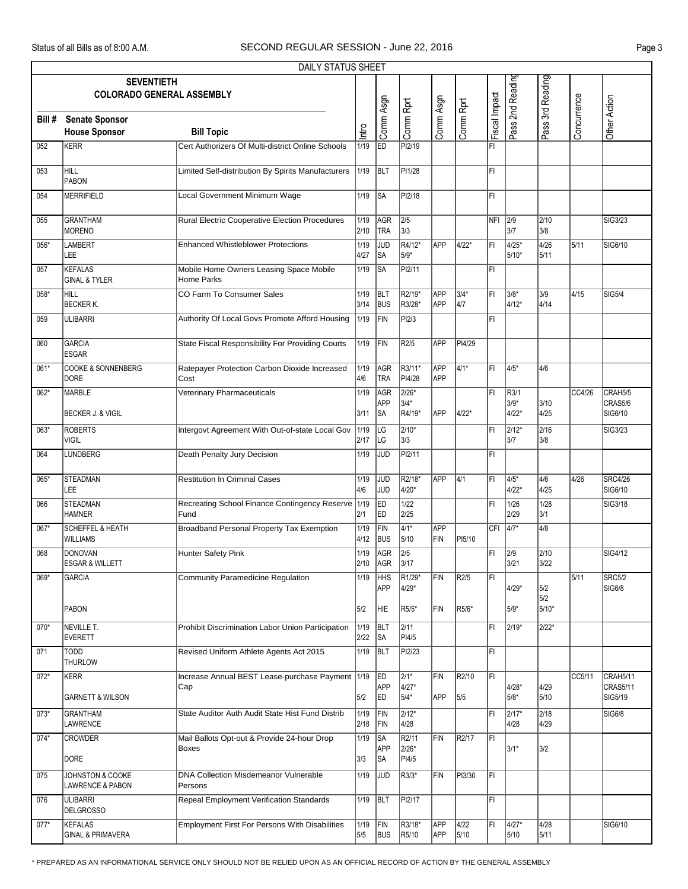DAILY STATUS SHEET

| Bill # | SEVENTIETH COLORADO GENERAL ASSEMBLY Senate Sponsor / House Sponsor | Bill Topic | Intro | Comm Asgn | Comm Rprt | Comm Asgn | Comm Rprt | Fiscal Impact | Pass 2nd Reading | Pass 3rd Reading | Concurrence | Other Action |
|---|---|---|---|---|---|---|---|---|---|---|---|---|
| 052 | KERR | Cert Authorizers Of Multi-district Online Schools | 1/19 | ED | PI2/19 | | | FI | | | | |
| 053 | HILL<br>PABON | Limited Self-distribution By Spirits Manufacturers | 1/19 | BLT | PI1/28 | | | FI | | | | |
| 054 | MERRIFIELD | Local Government Minimum Wage | 1/19 | SA | PI2/18 | | | FI | | | | |
| 055 | GRANTHAM<br>MORENO | Rural Electric Cooperative Election Procedures | 1/19<br>2/10 | AGR<br>TRA | 2/5<br>3/3 | | | NFI | 2/9<br>3/7 | 2/10<br>3/8 | | SIG3/23 |
| 056* | LAMBERT<br>LEE | Enhanced Whistleblower Protections | 1/19<br>4/27 | JUD<br>SA | R4/12*<br>5/9* | APP | 4/22* | FI | 4/25*<br>5/10* | 4/26<br>5/11 | 5/11 | SIG6/10 |
| 057 | KEFALAS<br>GINAL & TYLER | Mobile Home Owners Leasing Space Mobile Home Parks | 1/19 | SA | PI2/11 | | | FI | | | | |
| 058* | HILL<br>BECKER K. | CO Farm To Consumer Sales | 1/19<br>3/14 | BLT<br>BUS | R2/19*<br>R3/28* | APP<br>APP | 3/4*<br>4/7 | FI | 3/8*<br>4/12* | 3/9<br>4/14 | 4/15 | SIG5/4 |
| 059 | ULIBARRI | Authority Of Local Govs Promote Afford Housing | 1/19 | FIN | PI2/3 | | | FI | | | | |
| 060 | GARCIA<br>ESGAR | State Fiscal Responsibility For Providing Courts | 1/19 | FIN | R2/5 | APP | PI4/29 | | | | | |
| 061* | COOKE & SONNENBERG<br>DORE | Ratepayer Protection Carbon Dioxide Increased Cost | 1/19<br>4/6 | AGR<br>TRA | R3/11*<br>PI4/28 | APP<br>APP | 4/1* | FI | 4/5* | 4/6 | | |
| 062* | MARBLE<br><br>BECKER J. & VIGIL | Veterinary Pharmaceuticals | 1/19<br><br>3/11 | AGR<br>APP<br>SA | 2/26*<br>3/4*<br>R4/19* | <br><br>APP | <br><br>4/22* | FI | R3/1<br>3/9*<br>4/22* | <br>3/10<br>4/25 | CC4/26 | CRAH5/5<br>CRAS5/6<br>SIG6/10 |
| 063* | ROBERTS<br>VIGIL | Intergovt Agreement With Out-of-state Local Gov | 1/19<br>2/17 | LG<br>LG | 2/10*<br>3/3 | | | FI | 2/12*<br>3/7 | 2/16<br>3/8 | | SIG3/23 |
| 064 | LUNDBERG | Death Penalty Jury Decision | 1/19 | JUD | PI2/11 | | | FI | | | | |
| 065* | STEADMAN<br>LEE | Restitution In Criminal Cases | 1/19<br>4/6 | JUD<br>JUD | R2/18*<br>4/20* | APP | 4/1 | FI | 4/5*<br>4/22* | 4/6<br>4/25 | 4/26 | SRC4/26<br>SIG6/10 |
| 066 | STEADMAN<br>HAMNER | Recreating School Finance Contingency Reserve Fund | 1/19<br>2/1 | ED<br>ED | 1/22<br>2/25 | | | FI | 1/26<br>2/29 | 1/28<br>3/1 | | SIG3/18 |
| 067* | SCHEFFEL & HEATH<br>WILLIAMS | Broadband Personal Property Tax Exemption | 1/19<br>4/12 | FIN<br>BUS | 4/1*<br>5/10 | APP<br>FIN | <br>PI5/10 | CFI | 4/7* | 4/8 | | |
| 068 | DONOVAN<br>ESGAR & WILLETT | Hunter Safety Pink | 1/19<br>2/10 | AGR<br>AGR | 2/5<br>3/17 | | | FI | 2/9<br>3/21 | 2/10<br>3/22 | | SIG4/12 |
| 069* | GARCIA<br><br>PABON | Community Paramedicine Regulation | 1/19<br><br>5/2 | HHS<br>APP<br>HIE | R1/29*<br>4/29*<br>R5/5* | FIN<br><br>FIN | R2/5<br><br>R5/6* | FI | <br>4/29*<br>5/9* | <br>5/2<br>5/2<br>5/10* | 5/11 | SRC5/2<br>SIG6/8 |
| 070* | NEVILLE T.<br>EVERETT | Prohibit Discrimination Labor Union Participation | 1/19<br>2/22 | BLT<br>SA | 2/11<br>PI4/5 | | | FI | 2/19* | 2/22* | | |
| 071 | TODD<br>THURLOW | Revised Uniform Athlete Agents Act 2015 | 1/19 | BLT | PI2/23 | | | FI | | | | |
| 072* | KERR<br><br>GARNETT & WILSON | Increase Annual BEST Lease-purchase Payment Cap | 1/19<br><br>5/2 | ED<br>APP<br>ED | 2/1*<br>4/27*<br>5/4* | FIN<br><br>APP | R2/10<br><br>5/5 | FI | <br>4/28*<br>5/8* | <br>4/29<br>5/10 | CC5/11 | CRAH5/11<br>CRAS5/11<br>SIG5/19 |
| 073* | GRANTHAM<br>LAWRENCE | State Auditor Auth Audit State Hist Fund Distrib | 1/19<br>2/18 | FIN<br>FIN | 2/12*<br>4/28 | | | FI | 2/17*<br>4/28 | 2/18<br>4/29 | | SIG6/8 |
| 074* | CROWDER<br><br>DORE | Mail Ballots Opt-out & Provide 24-hour Drop Boxes | 1/19<br><br>3/3 | SA<br>APP<br>SA | R2/11<br>2/26*<br>PI4/5 | FIN | R2/17 | FI | <br>3/1* | <br>3/2 | | |
| 075 | JOHNSTON & COOKE<br>LAWRENCE & PABON | DNA Collection Misdemeanor Vulnerable Persons | 1/19 | JUD | R3/3* | FIN | PI3/30 | FI | | | | |
| 076 | ULIBARRI<br>DELGROSSO | Repeal Employment Verification Standards | 1/19 | BLT | PI2/17 | | | FI | | | | |
| 077* | KEFALAS<br>GINAL & PRIMAVERA | Employment First For Persons With Disabilities | 1/19<br>5/5 | FIN<br>BUS | R3/18*<br>R5/10 | APP<br>APP | 4/22<br>5/10 | FI | 4/27*<br>5/10 | 4/28<br>5/11 | | SIG6/10 |

\* PREPARED AS AN INFORMATIONAL SERVICE ONLY SHOULD NOT BE RELIED UPON AS AN OFFICIAL RECORD OF ACTION BY THE GENERAL ASSEMBLY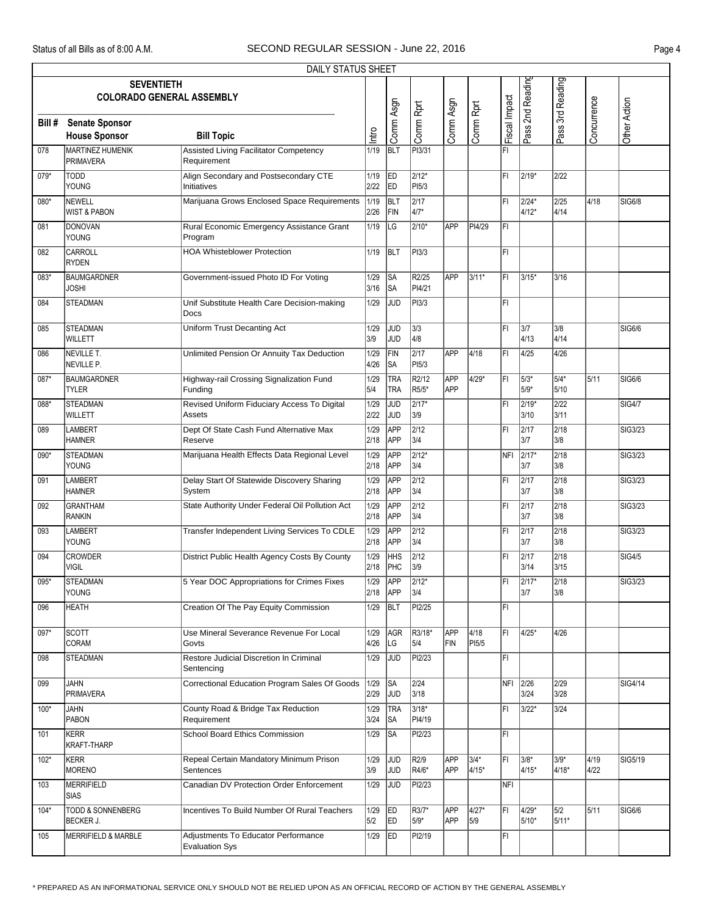DAILY STATUS SHEET

| Bill # | SEVENTIETH COLORADO GENERAL ASSEMBLY Senate Sponsor / House Sponsor | Bill Topic | Intro | Comm Asgn | Comm Rprt | Comm Asgn | Comm Rprt | Fiscal Impact | Pass 2nd Reading | Pass 3rd Reading | Concurrence | Other Action |
|---|---|---|---|---|---|---|---|---|---|---|---|---|
| 078 | MARTINEZ HUMENIK<br>PRIMAVERA | Assisted Living Facilitator Competency Requirement | 1/19 | BLT | PI3/31 | | | FI | | | | |
| 079* | TODD<br>YOUNG | Align Secondary and Postsecondary CTE Initiatives | 1/19<br>2/22 | ED<br>ED | 2/12*<br>PI5/3 | | | FI | 2/19* | 2/22 | | |
| 080* | NEWELL<br>WIST & PABON | Marijuana Grows Enclosed Space Requirements | 1/19<br>2/26 | BLT<br>FIN | 2/17<br>4/7* | | | FI | 2/24*<br>4/12* | 2/25<br>4/14 | 4/18 | SIG6/8 |
| 081 | DONOVAN<br>YOUNG | Rural Economic Emergency Assistance Grant Program | 1/19 | LG | 2/10* | APP | PI4/29 | FI | | | | |
| 082 | CARROLL<br>RYDEN | HOA Whistleblower Protection | 1/19 | BLT | PI3/3 | | | FI | | | | |
| 083* | BAUMGARDNER<br>JOSHI | Government-issued Photo ID For Voting | 1/29<br>3/16 | SA<br>SA | R2/25<br>PI4/21 | APP | 3/11* | FI | 3/15* | 3/16 | | |
| 084 | STEADMAN | Unif Substitute Health Care Decision-making Docs | 1/29 | JUD | PI3/3 | | | FI | | | | |
| 085 | STEADMAN<br>WILLETT | Uniform Trust Decanting Act | 1/29<br>3/9 | JUD<br>JUD | 3/3<br>4/8 | | | FI | 3/7<br>4/13 | 3/8<br>4/14 | | SIG6/6 |
| 086 | NEVILLE T.<br>NEVILLE P. | Unlimited Pension Or Annuity Tax Deduction | 1/29<br>4/26 | FIN<br>SA | 2/17<br>PI5/3 | APP | 4/18 | FI | 4/25 | 4/26 | | |
| 087* | BAUMGARDNER<br>TYLER | Highway-rail Crossing Signalization Fund Funding | 1/29<br>5/4 | TRA<br>TRA | R2/12<br>R5/5* | APP<br>APP | 4/29* | FI | 5/3*<br>5/9* | 5/4*<br>5/10 | 5/11 | SIG6/6 |
| 088* | STEADMAN<br>WILLETT | Revised Uniform Fiduciary Access To Digital Assets | 1/29<br>2/22 | JUD<br>JUD | 2/17*<br>3/9 | | | FI | 2/19*<br>3/10 | 2/22<br>3/11 | | SIG4/7 |
| 089 | LAMBERT<br>HAMNER | Dept Of State Cash Fund Alternative Max Reserve | 1/29<br>2/18 | APP<br>APP | 2/12<br>3/4 | | | FI | 2/17<br>3/7 | 2/18<br>3/8 | | SIG3/23 |
| 090* | STEADMAN<br>YOUNG | Marijuana Health Effects Data Regional Level | 1/29<br>2/18 | APP<br>APP | 2/12*<br>3/4 | | | NFI | 2/17*<br>3/7 | 2/18<br>3/8 | | SIG3/23 |
| 091 | LAMBERT<br>HAMNER | Delay Start Of Statewide Discovery Sharing System | 1/29<br>2/18 | APP<br>APP | 2/12<br>3/4 | | | FI | 2/17<br>3/7 | 2/18<br>3/8 | | SIG3/23 |
| 092 | GRANTHAM<br>RANKIN | State Authority Under Federal Oil Pollution Act | 1/29<br>2/18 | APP<br>APP | 2/12<br>3/4 | | | FI | 2/17<br>3/7 | 2/18<br>3/8 | | SIG3/23 |
| 093 | LAMBERT<br>YOUNG | Transfer Independent Living Services To CDLE | 1/29<br>2/18 | APP<br>APP | 2/12<br>3/4 | | | FI | 2/17<br>3/7 | 2/18<br>3/8 | | SIG3/23 |
| 094 | CROWDER<br>VIGIL | District Public Health Agency Costs By County | 1/29<br>2/18 | HHS<br>PHC | 2/12<br>3/9 | | | FI | 2/17<br>3/14 | 2/18<br>3/15 | | SIG4/5 |
| 095* | STEADMAN<br>YOUNG | 5 Year DOC Appropriations for Crimes Fixes | 1/29<br>2/18 | APP<br>APP | 2/12*<br>3/4 | | | FI | 2/17*<br>3/7 | 2/18<br>3/8 | | SIG3/23 |
| 096 | HEATH | Creation Of The Pay Equity Commission | 1/29 | BLT | PI2/25 | | | FI | | | | |
| 097* | SCOTT<br>CORAM | Use Mineral Severance Revenue For Local Govts | 1/29<br>4/26 | AGR<br>LG | R3/18*<br>5/4 | APP<br>FIN | 4/18<br>PI5/5 | FI | 4/25* | 4/26 | | |
| 098 | STEADMAN | Restore Judicial Discretion In Criminal Sentencing | 1/29 | JUD | PI2/23 | | | FI | | | | |
| 099 | JAHN<br>PRIMAVERA | Correctional Education Program Sales Of Goods | 1/29<br>2/29 | SA<br>JUD | 2/24<br>3/18 | | | NFI | 2/26<br>3/24 | 2/29<br>3/28 | | SIG4/14 |
| 100* | JAHN<br>PABON | County Road & Bridge Tax Reduction Requirement | 1/29<br>3/24 | TRA<br>SA | 3/18*<br>PI4/19 | | | FI | 3/22* | 3/24 | | |
| 101 | KERR<br>KRAFT-THARP | School Board Ethics Commission | 1/29 | SA | PI2/23 | | | FI | | | | |
| 102* | KERR<br>MORENO | Repeal Certain Mandatory Minimum Prison Sentences | 1/29<br>3/9 | JUD<br>JUD | R2/9<br>R4/6* | APP<br>APP | 3/4*<br>4/15* | FI | 3/8*<br>4/15* | 3/9*<br>4/18* | 4/19<br>4/22 | SIG5/19 |
| 103 | MERRIFIELD<br>SIAS | Canadian DV Protection Order Enforcement | 1/29 | JUD | PI2/23 | | | NFI | | | | |
| 104* | TODD & SONNENBERG<br>BECKER J. | Incentives To Build Number Of Rural Teachers | 1/29<br>5/2 | ED<br>ED | R3/7*<br>5/9* | APP<br>APP | 4/27*<br>5/9 | FI | 4/29*<br>5/10* | 5/2<br>5/11* | 5/11 | SIG6/6 |
| 105 | MERRIFIELD & MARBLE | Adjustments To Educator Performance Evaluation Sys | 1/29 | ED | PI2/19 | | | FI | | | | |

\* PREPARED AS AN INFORMATIONAL SERVICE ONLY SHOULD NOT BE RELIED UPON AS AN OFFICIAL RECORD OF ACTION BY THE GENERAL ASSEMBLY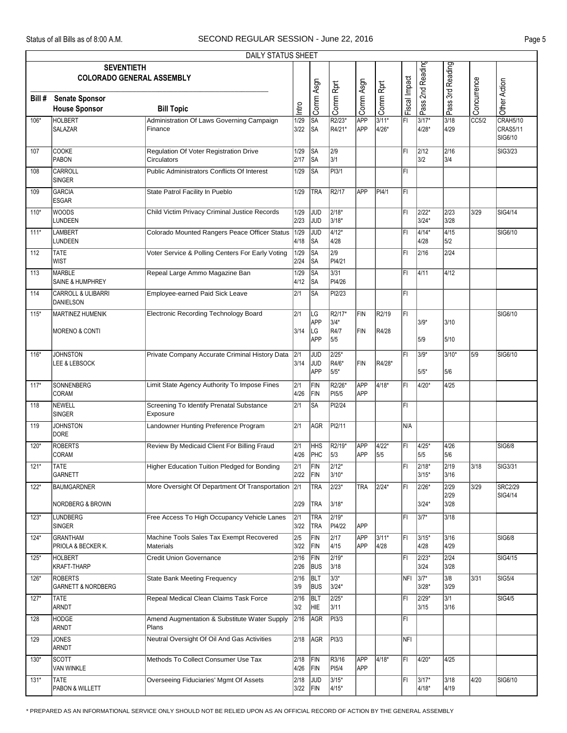DAILY STATUS SHEET

**SEVENTIETH COLORADO GENERAL ASSEMBLY**

| Bill # | Senate Sponsor / House Sponsor | Bill Topic | Intro | Comm Asgn | Comm Rprt | Comm Asgn | Comm Rprt | Fiscal Impact | Pass 2nd Reading | Pass 3rd Reading | Concurrence | Other Action |
|---|---|---|---|---|---|---|---|---|---|---|---|---|
| 106* | HOLBERT / SALAZAR | Administration Of Laws Governing Campaign Finance | 1/29 3/22 | SA SA | R2/23* R4/21* | APP APP | 3/11* 4/26* | FI | 3/17* 4/28* | 3/18 4/29 | CC5/2 | CRAH5/10 CRAS5/11 SIG6/10 |
| 107 | COOKE / PABON | Regulation Of Voter Registration Drive Circulators | 1/29 2/17 | SA SA | 2/9 3/1 | | | FI | 2/12 3/2 | 2/16 3/4 | | SIG3/23 |
| 108 | CARROLL / SINGER | Public Administrators Conflicts Of Interest | 1/29 | SA | PI3/1 | | | FI | | | | |
| 109 | GARCIA / ESGAR | State Patrol Facility In Pueblo | 1/29 | TRA | R2/17 | APP | PI4/1 | FI | | | | |
| 110* | WOODS / LUNDEEN | Child Victim Privacy Criminal Justice Records | 1/29 2/23 | JUD JUD | 2/18* 3/18* | | | FI | 2/22* 3/24* | 2/23 3/28 | 3/29 | SIG4/14 |
| 111* | LAMBERT / LUNDEEN | Colorado Mounted Rangers Peace Officer Status | 1/29 4/18 | JUD SA | 4/12* 4/28 | | | FI | 4/14* 4/28 | 4/15 5/2 | | SIG6/10 |
| 112 | TATE / WIST | Voter Service & Polling Centers For Early Voting | 1/29 2/24 | SA SA | 2/9 PI4/21 | | | FI | 2/16 | 2/24 | | |
| 113 | MARBLE / SAINE & HUMPHREY | Repeal Large Ammo Magazine Ban | 1/29 4/12 | SA SA | 3/31 PI4/26 | | | FI | 4/11 | 4/12 | | |
| 114 | CARROLL & ULIBARRI / DANIELSON | Employee-earned Paid Sick Leave | 2/1 | SA | PI2/23 | | | FI | | | | |
| 115* | MARTINEZ HUMENIK / MORENO & CONTI | Electronic Recording Technology Board | 2/1 3/14 | LG APP LG APP | R2/17* 3/4* R4/7 5/5 | FIN FIN | R2/19 R4/28 | FI | 3/9* 5/9 | 3/10 5/10 | | SIG6/10 |
| 116* | JOHNSTON / LEE & LEBSOCK | Private Company Accurate Criminal History Data | 2/1 3/14 | JUD JUD APP | 2/25* R4/6* 5/5* | FIN | R4/28* | FI | 3/9* 5/5* | 3/10* 5/6 | 5/9 | SIG6/10 |
| 117* | SONNENBERG / CORAM | Limit State Agency Authority To Impose Fines | 2/1 4/26 | FIN FIN | R2/26* PI5/5 | APP APP | 4/18* | FI | 4/20* | 4/25 | | |
| 118 | NEWELL / SINGER | Screening To Identify Prenatal Substance Exposure | 2/1 | SA | PI2/24 | | | FI | | | | |
| 119 | JOHNSTON / DORE | Landowner Hunting Preference Program | 2/1 | AGR | PI2/11 | | | N/A | | | | |
| 120* | ROBERTS / CORAM | Review By Medicaid Client For Billing Fraud | 2/1 4/26 | HHS PHC | R2/19* 5/3 | APP APP | 4/22* 5/5 | FI | 4/25* 5/5 | 4/26 5/6 | | SIG6/8 |
| 121* | TATE / GARNETT | Higher Education Tuition Pledged for Bonding | 2/1 2/22 | FIN FIN | 2/12* 3/10* | | | FI | 2/18* 3/15* | 2/19 3/16 | 3/18 | SIG3/31 |
| 122* | BAUMGARDNER / NORDBERG & BROWN | More Oversight Of Department Of Transportation | 2/1 2/29 | TRA TRA | 2/23* 3/18* | TRA | 2/24* | FI | 2/26* 3/24* | 2/29 2/29 3/28 | 3/29 | SRC2/29 SIG4/14 |
| 123* | LUNDBERG / SINGER | Free Access To High Occupancy Vehicle Lanes | 2/1 3/22 | TRA TRA | 2/19* PI4/22 | APP | | FI | 3/7* | 3/18 | | |
| 124* | GRANTHAM / PRIOLA & BECKER K. | Machine Tools Sales Tax Exempt Recovered Materials | 2/5 3/22 | FIN FIN | 2/17 4/15 | APP APP | 3/11* 4/28 | FI | 3/15* 4/28 | 3/16 4/29 | | SIG6/8 |
| 125* | HOLBERT / KRAFT-THARP | Credit Union Governance | 2/16 2/26 | FIN BUS | 2/19* 3/18 | | | FI | 2/23* 3/24 | 2/24 3/28 | | SIG4/15 |
| 126* | ROBERTS / GARNETT & NORDBERG | State Bank Meeting Frequency | 2/16 3/9 | BLT BUS | 3/3* 3/24* | | | NFI | 3/7* 3/28* | 3/8 3/29 | 3/31 | SIG5/4 |
| 127* | TATE / ARNDT | Repeal Medical Clean Claims Task Force | 2/16 3/2 | BLT HIE | 2/25* 3/11 | | | FI | 2/29* 3/15 | 3/1 3/16 | | SIG4/5 |
| 128 | HODGE / ARNDT | Amend Augmentation & Substitute Water Supply Plans | 2/16 | AGR | PI3/3 | | | FI | | | | |
| 129 | JONES / ARNDT | Neutral Oversight Of Oil And Gas Activities | 2/18 | AGR | PI3/3 | | | NFI | | | | |
| 130* | SCOTT / VAN WINKLE | Methods To Collect Consumer Use Tax | 2/18 4/26 | FIN FIN | R3/16 PI5/4 | APP APP | 4/18* | FI | 4/20* | 4/25 | | |
| 131* | TATE / PABON & WILLETT | Overseeing Fiduciaries' Mgmt Of Assets | 2/18 3/22 | JUD FIN | 3/15* 4/15* | | | FI | 3/17* 4/18* | 3/18 4/19 | 4/20 | SIG6/10 |

\* PREPARED AS AN INFORMATIONAL SERVICE ONLY SHOULD NOT BE RELIED UPON AS AN OFFICIAL RECORD OF ACTION BY THE GENERAL ASSEMBLY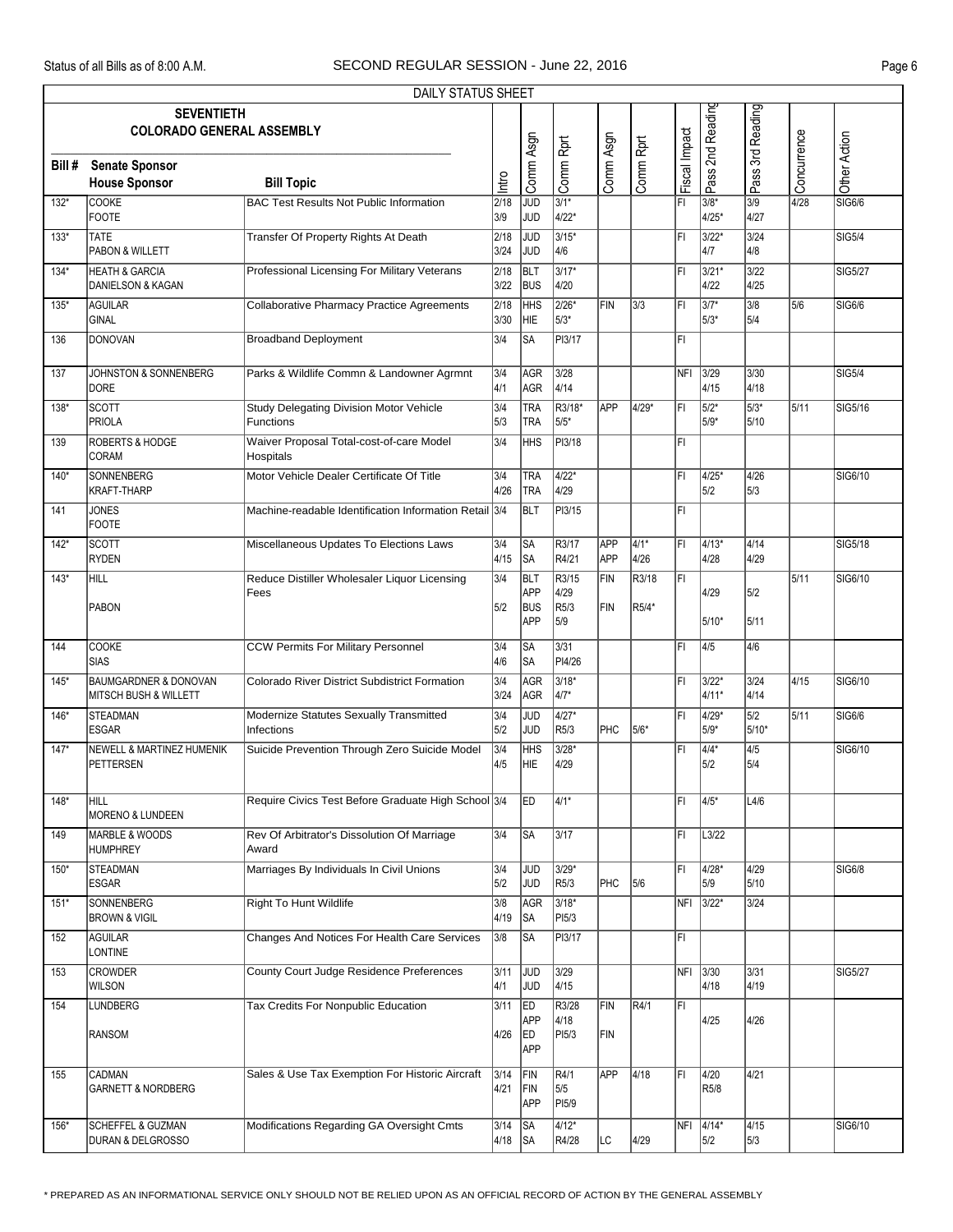DAILY STATUS SHEET

| Bill # | SEVENTIETH COLORADO GENERAL ASSEMBLY Senate Sponsor / House Sponsor | Bill Topic | Intro | Comm Asgn | Comm Rprt | Comm Asgn | Comm Rprt | Fiscal Impact | Pass 2nd Reading | Pass 3rd Reading | Concurrence | Other Action |
|---|---|---|---|---|---|---|---|---|---|---|---|---|
| 132* | COOKE<br>FOOTE | BAC Test Results Not Public Information | 2/18<br>3/9 | JUD<br>JUD | 3/1*<br>4/22* | | | FI | 3/8*<br>4/25* | 3/9<br>4/27 | 4/28 | SIG6/6 |
| 133* | TATE<br>PABON & WILLETT | Transfer Of Property Rights At Death | 2/18<br>3/24 | JUD<br>JUD | 3/15*<br>4/6 | | | FI | 3/22*<br>4/7 | 3/24<br>4/8 | | SIG5/4 |
| 134* | HEATH & GARCIA<br>DANIELSON & KAGAN | Professional Licensing For Military Veterans | 2/18<br>3/22 | BLT<br>BUS | 3/17*<br>4/20 | | | FI | 3/21*<br>4/22 | 3/22<br>4/25 | | SIG5/27 |
| 135* | AGUILAR<br>GINAL | Collaborative Pharmacy Practice Agreements | 2/18<br>3/30 | HHS<br>HIE | 2/26*<br>5/3* | FIN | 3/3 | FI | 3/7*<br>5/3* | 3/8<br>5/4 | 5/6 | SIG6/6 |
| 136 | DONOVAN | Broadband Deployment | 3/4 | SA | PI3/17 | | | FI | | | | |
| 137 | JOHNSTON & SONNENBERG<br>DORE | Parks & Wildlife Commn & Landowner Agrmnt | 3/4<br>4/1 | AGR<br>AGR | 3/28<br>4/14 | | | NFI | 3/29<br>4/15 | 3/30<br>4/18 | | SIG5/4 |
| 138* | SCOTT<br>PRIOLA | Study Delegating Division Motor Vehicle Functions | 3/4<br>5/3 | TRA<br>TRA | R3/18*<br>5/5* | APP | 4/29* | FI | 5/2*<br>5/9* | 5/3*<br>5/10 | 5/11 | SIG5/16 |
| 139 | ROBERTS & HODGE<br>CORAM | Waiver Proposal Total-cost-of-care Model Hospitals | 3/4 | HHS | PI3/18 | | | FI | | | | |
| 140* | SONNENBERG<br>KRAFT-THARP | Motor Vehicle Dealer Certificate Of Title | 3/4<br>4/26 | TRA<br>TRA | 4/22*<br>4/29 | | | FI | 4/25*<br>5/2 | 4/26<br>5/3 | | SIG6/10 |
| 141 | JONES<br>FOOTE | Machine-readable Identification Information Retail | 3/4 | BLT | PI3/15 | | | FI | | | | |
| 142* | SCOTT<br>RYDEN | Miscellaneous Updates To Elections Laws | 3/4<br>4/15 | SA<br>SA | R3/17<br>R4/21 | APP<br>APP | 4/1*<br>4/26 | FI | 4/13*<br>4/28 | 4/14<br>4/29 | | SIG5/18 |
| 143* | HILL<br>PABON | Reduce Distiller Wholesaler Liquor Licensing Fees | 3/4<br>5/2 | BLT<br>APP<br>BUS<br>APP | R3/15<br>4/29<br>R5/3<br>5/9 | FIN<br>FIN | R3/18<br>R5/4* | FI | 4/29<br>5/10* | 5/2<br>5/11 | 5/11 | SIG6/10 |
| 144 | COOKE<br>SIAS | CCW Permits For Military Personnel | 3/4<br>4/6 | SA<br>SA | 3/31<br>PI4/26 | | | FI | 4/5 | 4/6 | | |
| 145* | BAUMGARDNER & DONOVAN<br>MITSCH BUSH & WILLETT | Colorado River District Subdistrict Formation | 3/4<br>3/24 | AGR<br>AGR | 3/18*<br>4/7* | | | FI | 3/22*<br>4/11* | 3/24<br>4/14 | 4/15 | SIG6/10 |
| 146* | STEADMAN<br>ESGAR | Modernize Statutes Sexually Transmitted Infections | 3/4<br>5/2 | JUD<br>JUD | 4/27*<br>R5/3 | PHC | 5/6* | FI | 4/29*<br>5/9* | 5/2<br>5/10* | 5/11 | SIG6/6 |
| 147* | NEWELL & MARTINEZ HUMENIK<br>PETTERSEN | Suicide Prevention Through Zero Suicide Model | 3/4<br>4/5 | HHS<br>HIE | 3/28*<br>4/29 | | | FI | 4/4*<br>5/2 | 4/5<br>5/4 | | SIG6/10 |
| 148* | HILL<br>MORENO & LUNDEEN | Require Civics Test Before Graduate High School | 3/4 | ED | 4/1* | | | FI | 4/5* | L4/6 | | |
| 149 | MARBLE & WOODS<br>HUMPHREY | Rev Of Arbitrator's Dissolution Of Marriage Award | 3/4 | SA | 3/17 | | | FI | L3/22 | | | |
| 150* | STEADMAN<br>ESGAR | Marriages By Individuals In Civil Unions | 3/4<br>5/2 | JUD<br>JUD | 3/29*<br>R5/3 | PHC | 5/6 | FI | 4/28*<br>5/9 | 4/29<br>5/10 | | SIG6/8 |
| 151* | SONNENBERG<br>BROWN & VIGIL | Right To Hunt Wildlife | 3/8<br>4/19 | AGR<br>SA | 3/18*<br>PI5/3 | | | NFI | 3/22* | 3/24 | | |
| 152 | AGUILAR<br>LONTINE | Changes And Notices For Health Care Services | 3/8 | SA | PI3/17 | | | FI | | | | |
| 153 | CROWDER<br>WILSON | County Court Judge Residence Preferences | 3/11<br>4/1 | JUD<br>JUD | 3/29<br>4/15 | | | NFI | 3/30<br>4/18 | 3/31<br>4/19 | | SIG5/27 |
| 154 | LUNDBERG<br>RANSOM | Tax Credits For Nonpublic Education | 3/11<br>4/26 | ED<br>APP<br>ED<br>APP | R3/28<br>4/18<br>PI5/3 | FIN<br>FIN | R4/1 | FI | 4/25 | 4/26 | | |
| 155 | CADMAN<br>GARNETT & NORDBERG | Sales & Use Tax Exemption For Historic Aircraft | 3/14<br>4/21 | FIN<br>FIN<br>APP | R4/1<br>5/5<br>PI5/9 | APP | 4/18 | FI | 4/20<br>R5/8 | 4/21 | | |
| 156* | SCHEFFEL & GUZMAN<br>DURAN & DELGROSSO | Modifications Regarding GA Oversight Cmts | 3/14<br>4/18 | SA<br>SA | 4/12*<br>R4/28 | LC | 4/29 | NFI | 4/14*<br>5/2 | 4/15<br>5/3 | | SIG6/10 |

* PREPARED AS AN INFORMATIONAL SERVICE ONLY SHOULD NOT BE RELIED UPON AS AN OFFICIAL RECORD OF ACTION BY THE GENERAL ASSEMBLY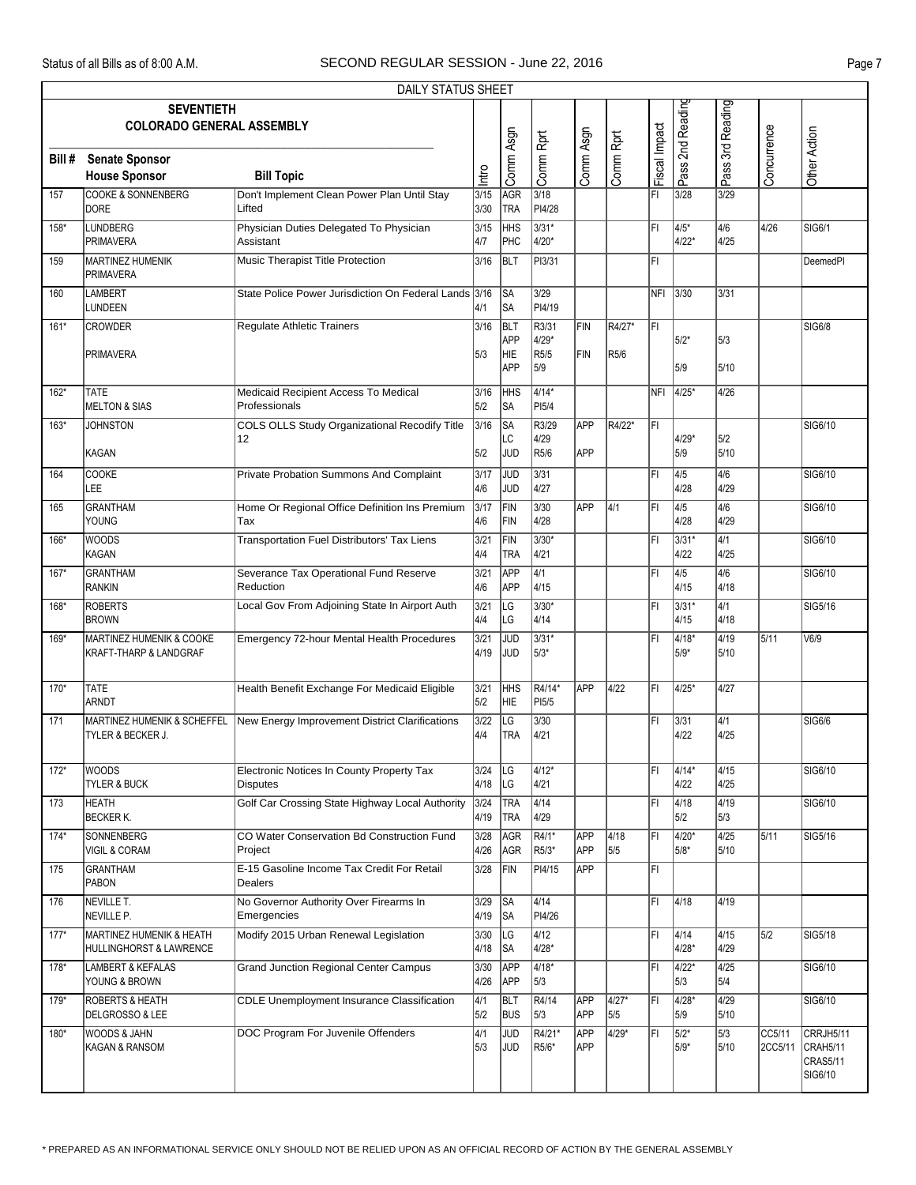DAILY STATUS SHEET

| Bill # | SEVENTIETH COLORADO GENERAL ASSEMBLY<br>Senate Sponsor<br>House Sponsor | Bill Topic | Intro | Comm Asgn | Comm Rprt | Comm Asgn | Comm Rprt | Fiscal Impact | Pass 2nd Reading | Pass 3rd Reading | Concurrence | Other Action |
|---|---|---|---|---|---|---|---|---|---|---|---|---|
| 157 | COOKE & SONNENBERG<br>DORE | Don't Implement Clean Power Plan Until Stay Lifted | 3/15<br>3/30 | AGR<br>TRA | 3/18<br>PI4/28 | | | FI | 3/28 | 3/29 | | |
| 158* | LUNDBERG<br>PRIMAVERA | Physician Duties Delegated To Physician Assistant | 3/15<br>4/7 | HHS<br>PHC | 3/31*<br>4/20* | | | FI | 4/5*<br>4/22* | 4/6<br>4/25 | 4/26 | SIG6/1 |
| 159 | MARTINEZ HUMENIK<br>PRIMAVERA | Music Therapist Title Protection | 3/16 | BLT | PI3/31 | | | FI | | | | DeemedPI |
| 160 | LAMBERT<br>LUNDEEN | State Police Power Jurisdiction On Federal Lands | 3/16<br>4/1 | SA<br>SA | 3/29<br>PI4/19 | | | NFI | 3/30 | 3/31 | | |
| 161* | CROWDER<br>PRIMAVERA | Regulate Athletic Trainers | 3/16<br>5/3 | BLT<br>APP<br>HIE<br>APP | R3/31<br>4/29*<br>R5/5<br>5/9 | FIN<br>FIN | R4/27*<br>R5/6 | FI | 5/2*<br>5/9 | 5/3<br>5/10 | | SIG6/8 |
| 162* | TATE<br>MELTON & SIAS | Medicaid Recipient Access To Medical Professionals | 3/16<br>5/2 | HHS<br>SA | 4/14*<br>PI5/4 | | | NFI | 4/25* | 4/26 | | |
| 163* | JOHNSTON<br>KAGAN | COLS OLLS Study Organizational Recodify Title 12 | 3/16<br>5/2 | SA<br>LC<br>JUD | R3/29<br>4/29<br>R5/6 | APP<br>APP | R4/22* | FI | 4/29*<br>5/9 | 5/2<br>5/10 | | SIG6/10 |
| 164 | COOKE<br>LEE | Private Probation Summons And Complaint | 3/17<br>4/6 | JUD<br>JUD | 3/31<br>4/27 | | | FI | 4/5<br>4/28 | 4/6<br>4/29 | | SIG6/10 |
| 165 | GRANTHAM<br>YOUNG | Home Or Regional Office Definition Ins Premium Tax | 3/17<br>4/6 | FIN<br>FIN | 3/30<br>4/28 | APP | 4/1 | FI | 4/5<br>4/28 | 4/6<br>4/29 | | SIG6/10 |
| 166* | WOODS<br>KAGAN | Transportation Fuel Distributors' Tax Liens | 3/21<br>4/4 | FIN<br>TRA | 3/30*<br>4/21 | | | FI | 3/31*<br>4/22 | 4/1<br>4/25 | | SIG6/10 |
| 167* | GRANTHAM<br>RANKIN | Severance Tax Operational Fund Reserve Reduction | 3/21<br>4/6 | APP<br>APP | 4/1<br>4/15 | | | FI | 4/5<br>4/15 | 4/6<br>4/18 | | SIG6/10 |
| 168* | ROBERTS<br>BROWN | Local Gov From Adjoining State In Airport Auth | 3/21<br>4/4 | LG<br>LG | 3/30*<br>4/14 | | | FI | 3/31*<br>4/15 | 4/1<br>4/18 | | SIG5/16 |
| 169* | MARTINEZ HUMENIK & COOKE<br>KRAFT-THARP & LANDGRAF | Emergency 72-hour Mental Health Procedures | 3/21<br>4/19 | JUD<br>JUD | 3/31*<br>5/3* | | | FI | 4/18*<br>5/9* | 4/19<br>5/10 | 5/11 | V6/9 |
| 170* | TATE<br>ARNDT | Health Benefit Exchange For Medicaid Eligible | 3/21<br>5/2 | HHS<br>HIE | R4/14*<br>PI5/5 | APP | 4/22 | FI | 4/25* | 4/27 | | |
| 171 | MARTINEZ HUMENIK & SCHEFFEL<br>TYLER & BECKER J. | New Energy Improvement District Clarifications | 3/22<br>4/4 | LG<br>TRA | 3/30<br>4/21 | | | FI | 3/31<br>4/22 | 4/1<br>4/25 | | SIG6/6 |
| 172* | WOODS<br>TYLER & BUCK | Electronic Notices In County Property Tax Disputes | 3/24<br>4/18 | LG<br>LG | 4/12*<br>4/21 | | | FI | 4/14*<br>4/22 | 4/15<br>4/25 | | SIG6/10 |
| 173 | HEATH<br>BECKER K. | Golf Car Crossing State Highway Local Authority | 3/24<br>4/19 | TRA<br>TRA | 4/14<br>4/29 | | | FI | 4/18<br>5/2 | 4/19<br>5/3 | | SIG6/10 |
| 174* | SONNENBERG<br>VIGIL & CORAM | CO Water Conservation Bd Construction Fund Project | 3/28<br>4/26 | AGR<br>AGR | R4/1*<br>R5/3* | APP<br>APP | 4/18<br>5/5 | FI | 4/20*<br>5/8* | 4/25<br>5/10 | 5/11 | SIG5/16 |
| 175 | GRANTHAM<br>PABON | E-15 Gasoline Income Tax Credit For Retail Dealers | 3/28 | FIN | PI4/15 | APP | | FI | | | | |
| 176 | NEVILLE T.<br>NEVILLE P. | No Governor Authority Over Firearms In Emergencies | 3/29<br>4/19 | SA<br>SA | 4/14<br>PI4/26 | | | FI | 4/18 | 4/19 | | |
| 177* | MARTINEZ HUMENIK & HEATH<br>HULLINGHORST & LAWRENCE | Modify 2015 Urban Renewal Legislation | 3/30<br>4/18 | LG<br>SA | 4/12<br>4/28* | | | FI | 4/14<br>4/28* | 4/15<br>4/29 | 5/2 | SIG5/18 |
| 178* | LAMBERT & KEFALAS<br>YOUNG & BROWN | Grand Junction Regional Center Campus | 3/30<br>4/26 | APP<br>APP | 4/18*<br>5/3 | | | FI | 4/22*<br>5/3 | 4/25<br>5/4 | | SIG6/10 |
| 179* | ROBERTS & HEATH<br>DELGROSSO & LEE | CDLE Unemployment Insurance Classification | 4/1<br>5/2 | BLT<br>BUS | R4/14<br>5/3 | APP<br>APP | 4/27*<br>5/5 | FI | 4/28*<br>5/9 | 4/29<br>5/10 | | SIG6/10 |
| 180* | WOODS & JAHN<br>KAGAN & RANSOM | DOC Program For Juvenile Offenders | 4/1<br>5/3 | JUD<br>JUD | R4/21*<br>R5/6* | APP<br>APP | 4/29* | FI | 5/2*<br>5/9* | 5/3<br>5/10 | CC5/11<br>2CC5/11 | CRRJH5/11<br>CRAH5/11<br>CRAS5/11<br>SIG6/10 |

\* PREPARED AS AN INFORMATIONAL SERVICE ONLY SHOULD NOT BE RELIED UPON AS AN OFFICIAL RECORD OF ACTION BY THE GENERAL ASSEMBLY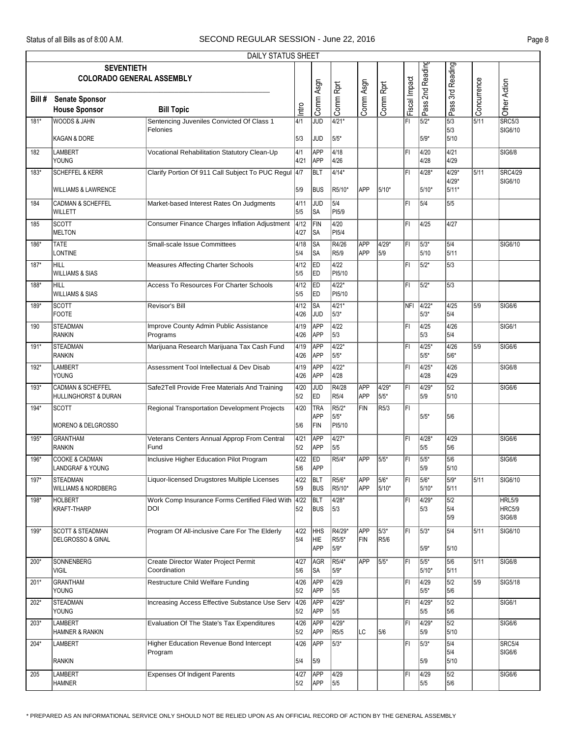DAILY STATUS SHEET

**SEVENTIETH COLORADO GENERAL ASSEMBLY**

| Bill # | Senate Sponsor / House Sponsor | Bill Topic | Intro | Comm Asgn | Comm Rprt | Comm Asgn | Comm Rprt | Fiscal Impact | Pass 2nd Reading | Pass 3rd Reading | Concurrence | Other Action |
|---|---|---|---|---|---|---|---|---|---|---|---|---|
| 181* | WOODS & JAHN | Sentencing Juveniles Convicted Of Class 1 Felonies | 4/1 | JUD | 4/21* | | | FI | 5/2* | 5/3 5/3 | 5/11 | SRC5/3 SIG6/10 |
| | KAGAN & DORE | | 5/3 | JUD | 5/5* | | | | 5/9* | 5/10 | | |
| 182 | LAMBERT | Vocational Rehabilitation Statutory Clean-Up | 4/1 | APP | 4/18 | | | FI | 4/20 | 4/21 | | SIG6/8 |
| | YOUNG | | 4/21 | APP | 4/26 | | | | 4/28 | 4/29 | | |
| 183* | SCHEFFEL & KERR | Clarify Portion Of 911 Call Subject To PUC Regul | 4/7 | BLT | 4/14* | | | FI | 4/28* | 4/29* 4/29* | 5/11 | SRC4/29 SIG6/10 |
| | WILLIAMS & LAWRENCE | | 5/9 | BUS | R5/10* | APP | 5/10* | | 5/10* | 5/11* | | |
| 184 | CADMAN & SCHEFFEL | Market-based Interest Rates On Judgments | 4/11 | JUD | 5/4 | | | FI | 5/4 | 5/5 | | |
| | WILLETT | | 5/5 | SA | PI5/9 | | | | | | | |
| 185 | SCOTT | Consumer Finance Charges Inflation Adjustment | 4/12 | FIN | 4/20 | | | FI | 4/25 | 4/27 | | |
| | MELTON | | 4/27 | SA | PI5/4 | | | | | | | |
| 186* | TATE | Small-scale Issue Committees | 4/18 | SA | R4/26 | APP | 4/29* | FI | 5/3* | 5/4 | | SIG6/10 |
| | LONTINE | | 5/4 | SA | R5/9 | APP | 5/9 | | 5/10 | 5/11 | | |
| 187* | HILL | Measures Affecting Charter Schools | 4/12 | ED | 4/22 | | | FI | 5/2* | 5/3 | | |
| | WILLIAMS & SIAS | | 5/5 | ED | PI5/10 | | | | | | | |
| 188* | HILL | Access To Resources For Charter Schools | 4/12 | ED | 4/22* | | | FI | 5/2* | 5/3 | | |
| | WILLIAMS & SIAS | | 5/5 | ED | PI5/10 | | | | | | | |
| 189* | SCOTT | Revisor's Bill | 4/12 | SA | 4/21* | | | NFI | 4/22* | 4/25 | 5/9 | SIG6/6 |
| | FOOTE | | 4/26 | JUD | 5/3* | | | | 5/3* | 5/4 | | |
| 190 | STEADMAN | Improve County Admin Public Assistance Programs | 4/19 | APP | 4/22 | | | FI | 4/25 | 4/26 | | SIG6/1 |
| | RANKIN | | 4/26 | APP | 5/3 | | | | 5/3 | 5/4 | | |
| 191* | STEADMAN | Marijuana Research Marijuana Tax Cash Fund | 4/19 | APP | 4/22* | | | FI | 4/25* | 4/26 | 5/9 | SIG6/6 |
| | RANKIN | | 4/26 | APP | 5/5* | | | | 5/5* | 5/6* | | |
| 192* | LAMBERT | Assessment Tool Intellectual & Dev Disab | 4/19 | APP | 4/22* | | | FI | 4/25* | 4/26 | | SIG6/8 |
| | YOUNG | | 4/26 | APP | 4/28 | | | | 4/28 | 4/29 | | |
| 193* | CADMAN & SCHEFFEL | Safe2Tell Provide Free Materials And Training | 4/20 | JUD | R4/28 | APP | 4/29* | FI | 4/29* | 5/2 | | SIG6/6 |
| | HULLINGHORST & DURAN | | 5/2 | ED | R5/4 | APP | 5/5* | | 5/9 | 5/10 | | |
| 194* | SCOTT | Regional Transportation Development Projects | 4/20 | TRA APP | R5/2* 5/5* | FIN | R5/3 | FI | | | | |
| | MORENO & DELGROSSO | | 5/6 | FIN | PI5/10 | | | | 5/5* | 5/6 | | |
| 195* | GRANTHAM | Veterans Centers Annual Approp From Central Fund | 4/21 | APP | 4/27* | | | FI | 4/28* | 4/29 | | SIG6/6 |
| | RANKIN | | 5/2 | APP | 5/5 | | | | 5/5 | 5/6 | | |
| 196* | COOKE & CADMAN | Inclusive Higher Education Pilot Program | 4/22 | ED | R5/4* | APP | 5/5* | FI | 5/5* | 5/6 | | SIG6/6 |
| | LANDGRAF & YOUNG | | 5/6 | APP | | | | | 5/9 | 5/10 | | |
| 197* | STEADMAN | Liquor-licensed Drugstores Multiple Licenses | 4/22 | BLT | R5/6* | APP | 5/6* | FI | 5/6* | 5/9* | 5/11 | SIG6/10 |
| | WILLIAMS & NORDBERG | | 5/9 | BUS | R5/10* | APP | 5/10* | | 5/10* | 5/11 | | |
| 198* | HOLBERT | Work Comp Insurance Forms Certified Filed With DOI | 4/22 | BLT | 4/28* | | | FI | 4/29* | 5/2 | | HRL5/9 |
| | KRAFT-THARP | | 5/2 | BUS | 5/3 | | | | 5/3 | 5/4 5/9 | | HRC5/9 SIG6/8 |
| 199* | SCOTT & STEADMAN | Program Of All-inclusive Care For The Elderly | 4/22 | HHS | R4/29* | APP | 5/3* | FI | 5/3* | 5/4 | 5/11 | SIG6/10 |
| | DELGROSSO & GINAL | | 5/4 | HIE APP | R5/5* 5/9* | FIN | R5/6 | | 5/9* | 5/10 | | |
| 200* | SONNENBERG | Create Director Water Project Permit Coordination | 4/27 | AGR | R5/4* | APP | 5/5* | FI | 5/5* | 5/6 | 5/11 | SIG6/8 |
| | VIGIL | | 5/6 | SA | 5/9* | | | | 5/10* | 5/11 | | |
| 201* | GRANTHAM | Restructure Child Welfare Funding | 4/26 | APP | 4/29 | | | FI | 4/29 | 5/2 | 5/9 | SIG5/18 |
| | YOUNG | | 5/2 | APP | 5/5 | | | | 5/5* | 5/6 | | |
| 202* | STEADMAN | Increasing Access Effective Substance Use Serv | 4/26 | APP | 4/29* | | | FI | 4/29* | 5/2 | | SIG6/1 |
| | YOUNG | | 5/2 | APP | 5/5 | | | | 5/5 | 5/6 | | |
| 203* | LAMBERT | Evaluation Of The State's Tax Expenditures | 4/26 | APP | 4/29* | | | FI | 4/29* | 5/2 | | SIG6/6 |
| | HAMNER & RANKIN | | 5/2 | APP | R5/5 | LC | 5/6 | | 5/9 | 5/10 | | |
| 204* | LAMBERT | Higher Education Revenue Bond Intercept Program | 4/26 | APP | 5/3* | | | FI | 5/3* | 5/4 5/4 | | SRC5/4 SIG6/6 |
| | RANKIN | | 5/4 | 5/9 | | | | | 5/9 | 5/10 | | |
| 205 | LAMBERT | Expenses Of Indigent Parents | 4/27 | APP | 4/29 | | | FI | 4/29 | 5/2 | | SIG6/6 |
| | HAMNER | | 5/2 | APP | 5/5 | | | | 5/5 | 5/6 | | |

\* PREPARED AS AN INFORMATIONAL SERVICE ONLY SHOULD NOT BE RELIED UPON AS AN OFFICIAL RECORD OF ACTION BY THE GENERAL ASSEMBLY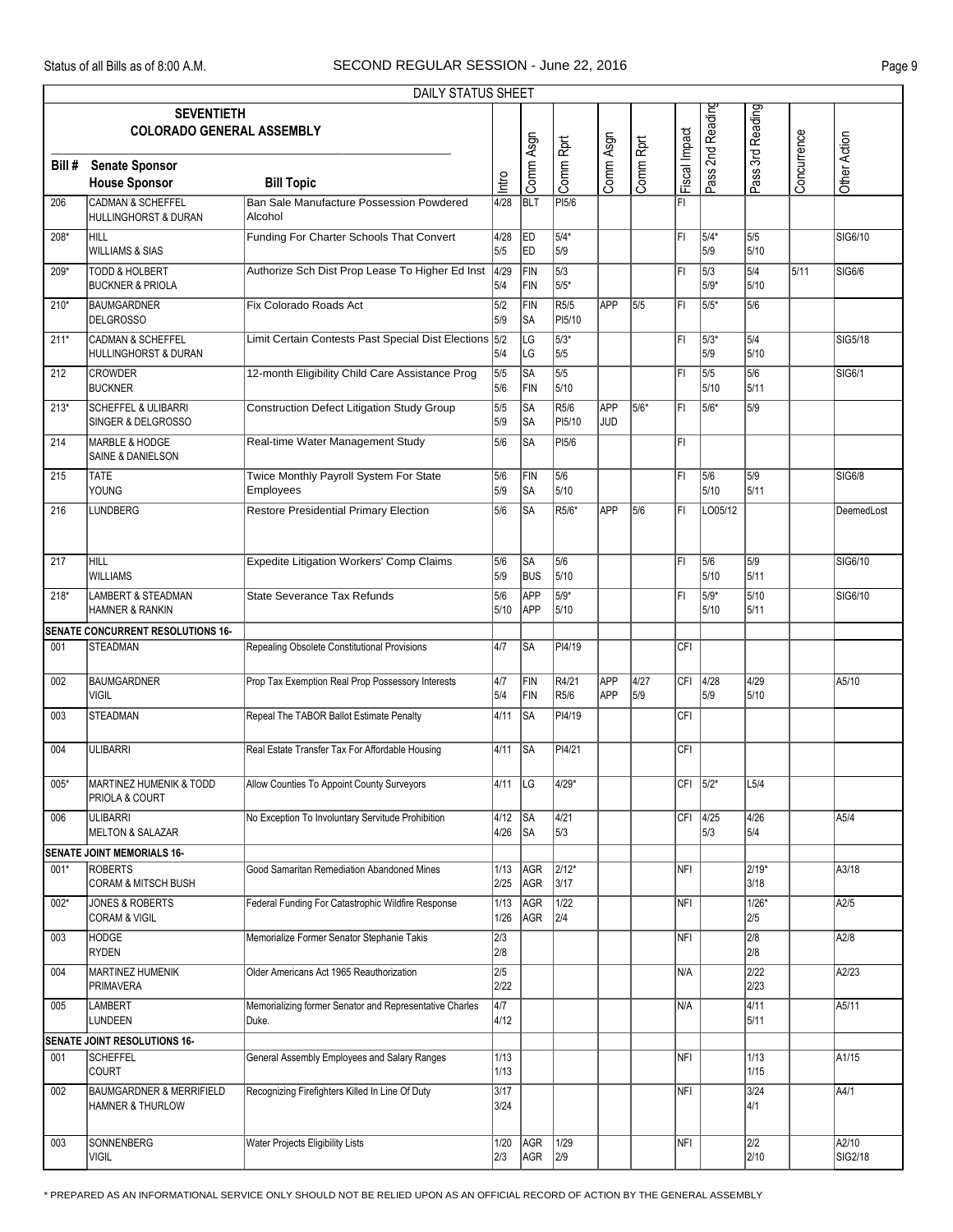DAILY STATUS SHEET

| SEVENTIETH COLORADO GENERAL ASSEMBLY Bill # | Senate Sponsor / House Sponsor | Bill Topic | Intro | Comm Asgn | Comm Rprt | Comm Asgn | Comm Rprt | Fiscal Impact | Pass 2nd Reading | Pass 3rd Reading | Concurrence | Other Action |
|---|---|---|---|---|---|---|---|---|---|---|---|---|
| 206 | CADMAN & SCHEFFEL<br>HULLINGHORST & DURAN | Ban Sale Manufacture Possession Powdered Alcohol | 4/28 | BLT | PI5/6 | | | FI | | | | |
| 208* | HILL<br>WILLIAMS & SIAS | Funding For Charter Schools That Convert | 4/28<br>5/5 | ED<br>ED | 5/4*<br>5/9 | | | FI | 5/4*<br>5/9 | 5/5<br>5/10 | | SIG6/10 |
| 209* | TODD & HOLBERT<br>BUCKNER & PRIOLA | Authorize Sch Dist Prop Lease To Higher Ed Inst | 4/29<br>5/4 | FIN<br>FIN | 5/3<br>5/5* | | | FI | 5/3<br>5/9* | 5/4<br>5/10 | 5/11 | SIG6/6 |
| 210* | BAUMGARDNER<br>DELGROSSO | Fix Colorado Roads Act | 5/2<br>5/9 | FIN<br>SA | R5/5<br>PI5/10 | APP | 5/5 | FI | 5/5* | 5/6 | | |
| 211* | CADMAN & SCHEFFEL<br>HULLINGHORST & DURAN | Limit Certain Contests Past Special Dist Elections | 5/2<br>5/4 | LG<br>LG | 5/3*<br>5/5 | | | FI | 5/3*<br>5/9 | 5/4<br>5/10 | | SIG5/18 |
| 212 | CROWDER<br>BUCKNER | 12-month Eligibility Child Care Assistance Prog | 5/5<br>5/6 | SA<br>FIN | 5/5<br>5/10 | | | FI | 5/5<br>5/10 | 5/6<br>5/11 | | SIG6/1 |
| 213* | SCHEFFEL & ULIBARRI<br>SINGER & DELGROSSO | Construction Defect Litigation Study Group | 5/5<br>5/9 | SA<br>SA | R5/6<br>PI5/10 | APP<br>JUD | 5/6* | FI | 5/6* | 5/9 | | |
| 214 | MARBLE & HODGE<br>SAINE & DANIELSON | Real-time Water Management Study | 5/6 | SA | PI5/6 | | | FI | | | | |
| 215 | TATE<br>YOUNG | Twice Monthly Payroll System For State Employees | 5/6<br>5/9 | FIN<br>SA | 5/6<br>5/10 | | | FI | 5/6<br>5/10 | 5/9<br>5/11 | | SIG6/8 |
| 216 | LUNDBERG | Restore Presidential Primary Election | 5/6 | SA | R5/6* | APP | 5/6 | FI | LO05/12 | | | DeemedLost |
| 217 | HILL<br>WILLIAMS | Expedite Litigation Workers' Comp Claims | 5/6<br>5/9 | SA<br>BUS | 5/6<br>5/10 | | | FI | 5/6<br>5/10 | 5/9<br>5/11 | | SIG6/10 |
| 218* | LAMBERT & STEADMAN<br>HAMNER & RANKIN | State Severance Tax Refunds | 5/6<br>5/10 | APP<br>APP | 5/9*<br>5/10 | | | FI | 5/9*<br>5/10 | 5/10<br>5/11 | | SIG6/10 |
| **SENATE CONCURRENT RESOLUTIONS 16-** | | | | | | | | | | | | |
| 001 | STEADMAN | Repealing Obsolete Constitutional Provisions | 4/7 | SA | PI4/19 | | | CFI | | | | |
| 002 | BAUMGARDNER<br>VIGIL | Prop Tax Exemption Real Prop Possessory Interests | 4/7<br>5/4 | FIN<br>FIN | R4/21<br>R5/6 | APP<br>APP | 4/27<br>5/9 | CFI | 4/28<br>5/9 | 4/29<br>5/10 | | A5/10 |
| 003 | STEADMAN | Repeal The TABOR Ballot Estimate Penalty | 4/11 | SA | PI4/19 | | | CFI | | | | |
| 004 | ULIBARRI | Real Estate Transfer Tax For Affordable Housing | 4/11 | SA | PI4/21 | | | CFI | | | | |
| 005* | MARTINEZ HUMENIK & TODD<br>PRIOLA & COURT | Allow Counties To Appoint County Surveyors | 4/11 | LG | 4/29* | | | CFI | 5/2* | L5/4 | | |
| 006 | ULIBARRI<br>MELTON & SALAZAR | No Exception To Involuntary Servitude Prohibition | 4/12<br>4/26 | SA<br>SA | 4/21<br>5/3 | | | CFI | 4/25<br>5/3 | 4/26<br>5/4 | | A5/4 |
| **SENATE JOINT MEMORIALS 16-** | | | | | | | | | | | | |
| 001* | ROBERTS<br>CORAM & MITSCH BUSH | Good Samaritan Remediation Abandoned Mines | 1/13<br>2/25 | AGR<br>AGR | 2/12*<br>3/17 | | | NFI | | 2/19*<br>3/18 | | A3/18 |
| 002* | JONES & ROBERTS<br>CORAM & VIGIL | Federal Funding For Catastrophic Wildfire Response | 1/13<br>1/26 | AGR<br>AGR | 1/22<br>2/4 | | | NFI | | 1/26*<br>2/5 | | A2/5 |
| 003 | HODGE<br>RYDEN | Memorialize Former Senator Stephanie Takis | 2/3<br>2/8 | | | | | NFI | | 2/8<br>2/8 | | A2/8 |
| 004 | MARTINEZ HUMENIK<br>PRIMAVERA | Older Americans Act 1965 Reauthorization | 2/5<br>2/22 | | | | | N/A | | 2/22<br>2/23 | | A2/23 |
| 005 | LAMBERT<br>LUNDEEN | Memorializing former Senator and Representative Charles Duke. | 4/7<br>4/12 | | | | | N/A | | 4/11<br>5/11 | | A5/11 |
| **SENATE JOINT RESOLUTIONS 16-** | | | | | | | | | | | | |
| 001 | SCHEFFEL<br>COURT | General Assembly Employees and Salary Ranges | 1/13<br>1/13 | | | | | NFI | | 1/13<br>1/15 | | A1/15 |
| 002 | BAUMGARDNER & MERRIFIELD<br>HAMNER & THURLOW | Recognizing Firefighters Killed In Line Of Duty | 3/17<br>3/24 | | | | | NFI | | 3/24<br>4/1 | | A4/1 |
| 003 | SONNENBERG<br>VIGIL | Water Projects Eligibility Lists | 1/20<br>2/3 | AGR<br>AGR | 1/29<br>2/9 | | | NFI | | 2/2<br>2/10 | | A2/10<br>SIG2/18 |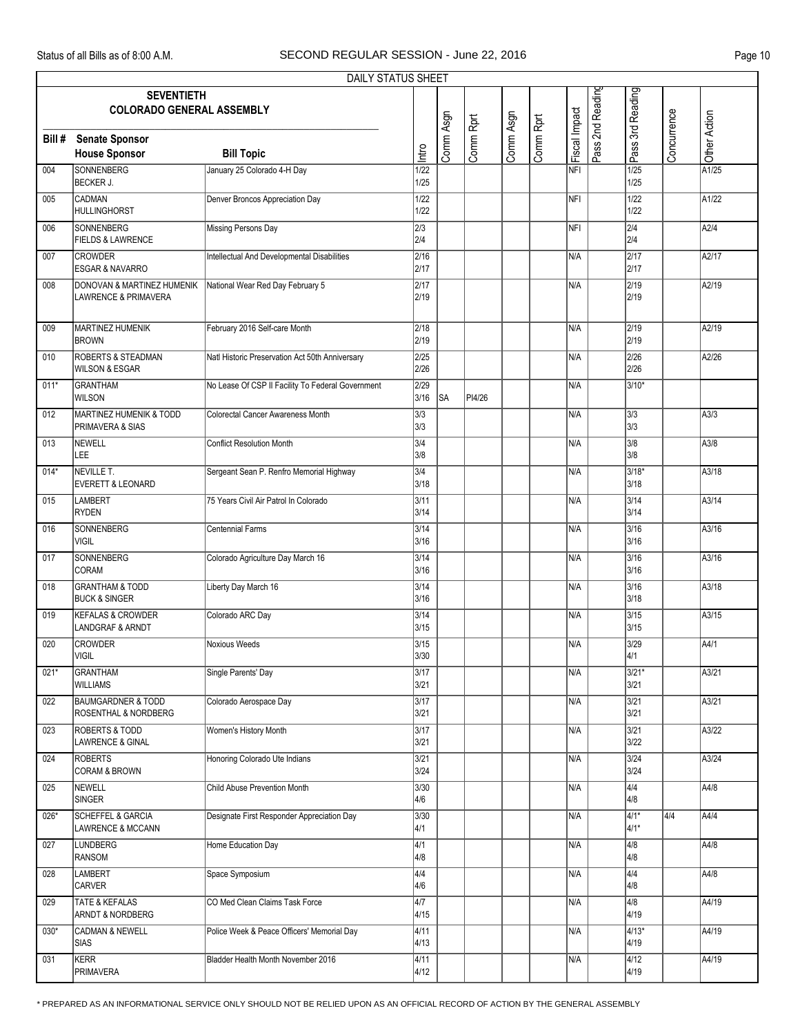DAILY STATUS SHEET

| Bill # | SEVENTIETH COLORADO GENERAL ASSEMBLY<br>Senate Sponsor<br>House Sponsor | Bill Topic | Intro | Comm Asgn | Comm Rprt | Comm Asgn | Comm Rprt | Fiscal Impact | Pass 2nd Reading | Pass 3rd Reading | Concurrence | Other Action |
|---|---|---|---|---|---|---|---|---|---|---|---|---|
| 004 | SONNENBERG<br>BECKER J. | January 25 Colorado 4-H Day | 1/22<br>1/25 | | | | | NFI | | 1/25<br>1/25 | | A1/25 |
| 005 | CADMAN<br>HULLINGHORST | Denver Broncos Appreciation Day | 1/22<br>1/22 | | | | | NFI | | 1/22<br>1/22 | | A1/22 |
| 006 | SONNENBERG<br>FIELDS & LAWRENCE | Missing Persons Day | 2/3<br>2/4 | | | | | NFI | | 2/4<br>2/4 | | A2/4 |
| 007 | CROWDER<br>ESGAR & NAVARRO | Intellectual And Developmental Disabilities | 2/16<br>2/17 | | | | | N/A | | 2/17<br>2/17 | | A2/17 |
| 008 | DONOVAN & MARTINEZ HUMENIK<br>LAWRENCE & PRIMAVERA | National Wear Red Day February 5 | 2/17<br>2/19 | | | | | N/A | | 2/19<br>2/19 | | A2/19 |
| 009 | MARTINEZ HUMENIK<br>BROWN | February 2016 Self-care Month | 2/18<br>2/19 | | | | | N/A | | 2/19<br>2/19 | | A2/19 |
| 010 | ROBERTS & STEADMAN<br>WILSON & ESGAR | Natl Historic Preservation Act 50th Anniversary | 2/25<br>2/26 | | | | | N/A | | 2/26<br>2/26 | | A2/26 |
| 011* | GRANTHAM<br>WILSON | No Lease Of CSP II Facility To Federal Government | 2/29<br>3/16 | <br>SA | <br>PI4/26 | | | N/A | | 3/10* | | |
| 012 | MARTINEZ HUMENIK & TODD<br>PRIMAVERA & SIAS | Colorectal Cancer Awareness Month | 3/3<br>3/3 | | | | | N/A | | 3/3<br>3/3 | | A3/3 |
| 013 | NEWELL<br>LEE | Conflict Resolution Month | 3/4<br>3/8 | | | | | N/A | | 3/8<br>3/8 | | A3/8 |
| 014* | NEVILLE T.<br>EVERETT & LEONARD | Sergeant Sean P. Renfro Memorial Highway | 3/4<br>3/18 | | | | | N/A | | 3/18*<br>3/18 | | A3/18 |
| 015 | LAMBERT<br>RYDEN | 75 Years Civil Air Patrol In Colorado | 3/11<br>3/14 | | | | | N/A | | 3/14<br>3/14 | | A3/14 |
| 016 | SONNENBERG<br>VIGIL | Centennial Farms | 3/14<br>3/16 | | | | | N/A | | 3/16<br>3/16 | | A3/16 |
| 017 | SONNENBERG<br>CORAM | Colorado Agriculture Day March 16 | 3/14<br>3/16 | | | | | N/A | | 3/16<br>3/16 | | A3/16 |
| 018 | GRANTHAM & TODD<br>BUCK & SINGER | Liberty Day March 16 | 3/14<br>3/16 | | | | | N/A | | 3/16<br>3/18 | | A3/18 |
| 019 | KEFALAS & CROWDER<br>LANDGRAF & ARNDT | Colorado ARC Day | 3/14<br>3/15 | | | | | N/A | | 3/15<br>3/15 | | A3/15 |
| 020 | CROWDER<br>VIGIL | Noxious Weeds | 3/15<br>3/30 | | | | | N/A | | 3/29<br>4/1 | | A4/1 |
| 021* | GRANTHAM<br>WILLIAMS | Single Parents' Day | 3/17<br>3/21 | | | | | N/A | | 3/21*<br>3/21 | | A3/21 |
| 022 | BAUMGARDNER & TODD<br>ROSENTHAL & NORDBERG | Colorado Aerospace Day | 3/17<br>3/21 | | | | | N/A | | 3/21<br>3/21 | | A3/21 |
| 023 | ROBERTS & TODD<br>LAWRENCE & GINAL | Women's History Month | 3/17<br>3/21 | | | | | N/A | | 3/21<br>3/22 | | A3/22 |
| 024 | ROBERTS<br>CORAM & BROWN | Honoring Colorado Ute Indians | 3/21<br>3/24 | | | | | N/A | | 3/24<br>3/24 | | A3/24 |
| 025 | NEWELL<br>SINGER | Child Abuse Prevention Month | 3/30<br>4/6 | | | | | N/A | | 4/4<br>4/8 | | A4/8 |
| 026* | SCHEFFEL & GARCIA<br>LAWRENCE & MCCANN | Designate First Responder Appreciation Day | 3/30<br>4/1 | | | | | N/A | | 4/1*<br>4/1* | 4/4 | A4/4 |
| 027 | LUNDBERG<br>RANSOM | Home Education Day | 4/1<br>4/8 | | | | | N/A | | 4/8<br>4/8 | | A4/8 |
| 028 | LAMBERT<br>CARVER | Space Symposium | 4/4<br>4/6 | | | | | N/A | | 4/4<br>4/8 | | A4/8 |
| 029 | TATE & KEFALAS<br>ARNDT & NORDBERG | CO Med Clean Claims Task Force | 4/7<br>4/15 | | | | | N/A | | 4/8<br>4/19 | | A4/19 |
| 030* | CADMAN & NEWELL<br>SIAS | Police Week & Peace Officers' Memorial Day | 4/11<br>4/13 | | | | | N/A | | 4/13*<br>4/19 | | A4/19 |
| 031 | KERR<br>PRIMAVERA | Bladder Health Month November 2016 | 4/11<br>4/12 | | | | | N/A | | 4/12<br>4/19 | | A4/19 |

* PREPARED AS AN INFORMATIONAL SERVICE ONLY SHOULD NOT BE RELIED UPON AS AN OFFICIAL RECORD OF ACTION BY THE GENERAL ASSEMBLY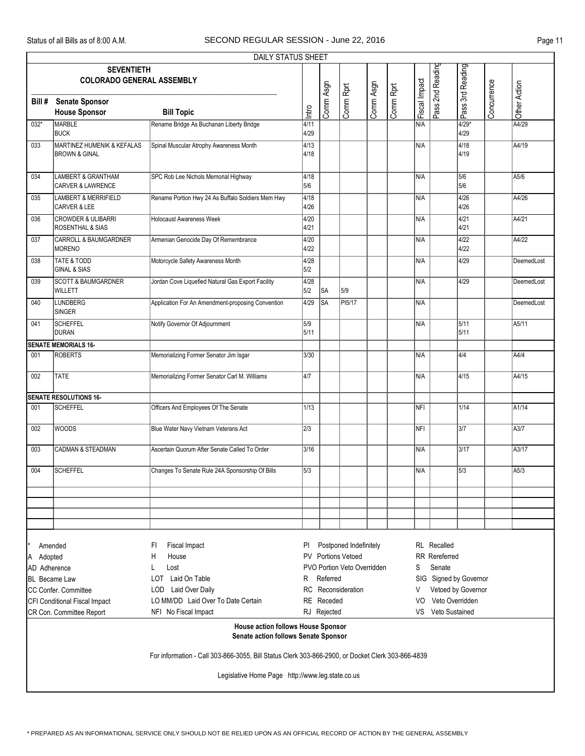DAILY STATUS SHEET

| SEVENTIETH COLORADO GENERAL ASSEMBLY Bill # | Senate Sponsor / House Sponsor | Bill Topic | Intro | Comm Asgn | Comm Rprt | Comm Asgn | Comm Rprt | Fiscal Impact | Pass 2nd Reading | Pass 3rd Reading | Concurrence | Other Action |
|---|---|---|---|---|---|---|---|---|---|---|---|---|
| 032* | MARBLE<br>BUCK | Rename Bridge As Buchanan Liberty Bridge | 4/11<br>4/29 | | | | | N/A | | 4/29*<br>4/29 | | A4/29 |
| 033 | MARTINEZ HUMENIK & KEFALAS<br>BROWN & GINAL | Spinal Muscular Atrophy Awareness Month | 4/13<br>4/18 | | | | | N/A | | 4/18<br>4/19 | | A4/19 |
| 034 | LAMBERT & GRANTHAM<br>CARVER & LAWRENCE | SPC Rob Lee Nichols Memorial Highway | 4/18<br>5/6 | | | | | N/A | | 5/6<br>5/6 | | A5/6 |
| 035 | LAMBERT & MERRIFIELD<br>CARVER & LEE | Rename Portion Hwy 24 As Buffalo Soldiers Mem Hwy | 4/18<br>4/26 | | | | | N/A | | 4/26<br>4/26 | | A4/26 |
| 036 | CROWDER & ULIBARRI<br>ROSENTHAL & SIAS | Holocaust Awareness Week | 4/20<br>4/21 | | | | | N/A | | 4/21<br>4/21 | | A4/21 |
| 037 | CARROLL & BAUMGARDNER<br>MORENO | Armenian Genocide Day Of Remembrance | 4/20<br>4/22 | | | | | N/A | | 4/22<br>4/22 | | A4/22 |
| 038 | TATE & TODD<br>GINAL & SIAS | Motorcycle Safety Awareness Month | 4/28<br>5/2 | | | | | N/A | | 4/29 | | DeemedLost |
| 039 | SCOTT & BAUMGARDNER<br>WILLETT | Jordan Cove Liquefied Natural Gas Export Facility | 4/28<br>5/2 | SA | 5/9 | | | N/A | | 4/29 | | DeemedLost |
| 040 | LUNDBERG<br>SINGER | Application For An Amendment-proposing Convention | 4/29 | SA | PI5/17 | | | N/A | | | | DeemedLost |
| 041 | SCHEFFEL<br>DURAN | Notify Governor Of Adjournment | 5/9<br>5/11 | | | | | N/A | | 5/11<br>5/11 | | A5/11 |
| **SENATE MEMORIALS 16-** | | | | | | | | | | | | |
| 001 | ROBERTS | Memorializing Former Senator Jim Isgar | 3/30 | | | | | N/A | | 4/4 | | A4/4 |
| 002 | TATE | Memorializing Former Senator Carl M. Williams | 4/7 | | | | | N/A | | 4/15 | | A4/15 |
| **SENATE RESOLUTIONS 16-** | | | | | | | | | | | | |
| 001 | SCHEFFEL | Officers And Employees Of The Senate | 1/13 | | | | | NFI | | 1/14 | | A1/14 |
| 002 | WOODS | Blue Water Navy Vietnam Veterans Act | 2/3 | | | | | NFI | | 3/7 | | A3/7 |
| 003 | CADMAN & STEADMAN | Ascertain Quorum After Senate Called To Order | 3/16 | | | | | N/A | | 3/17 | | A3/17 |
| 004 | SCHEFFEL | Changes To Senate Rule 24A Sponsorship Of Bills | 5/3 | | | | | N/A | | 5/3 | | A5/3 |

| | | | |
|---|---|---|---|
| * Amended | FI Fiscal Impact | PI Postponed Indefinitely | RL Recalled |
| A Adopted | H House | PV Portions Vetoed | RR Rereferred |
| AD Adherence | L Lost | PVO Portion Veto Overridden | S Senate |
| BL Became Law | LOT Laid On Table | R Referred | SIG Signed by Governor |
| CC Confer. Committee | LOD Laid Over Daily | RC Reconsideration | V Vetoed by Governor |
| CFI Conditional Fiscal Impact | LO MM/DD Laid Over To Date Certain | RE Receded | VO Veto Overridden |
| CR Con. Committee Report | NFI No Fiscal Impact | RJ Rejected | VS Veto Sustained |

**House action follows House Sponsor**
**Senate action follows Senate Sponsor**

For information - Call 303-866-3055, Bill Status Clerk 303-866-2900, or Docket Clerk 303-866-4839

Legislative Home Page http://www.leg.state.co.us

* PREPARED AS AN INFORMATIONAL SERVICE ONLY SHOULD NOT BE RELIED UPON AS AN OFFICIAL RECORD OF ACTION BY THE GENERAL ASSEMBLY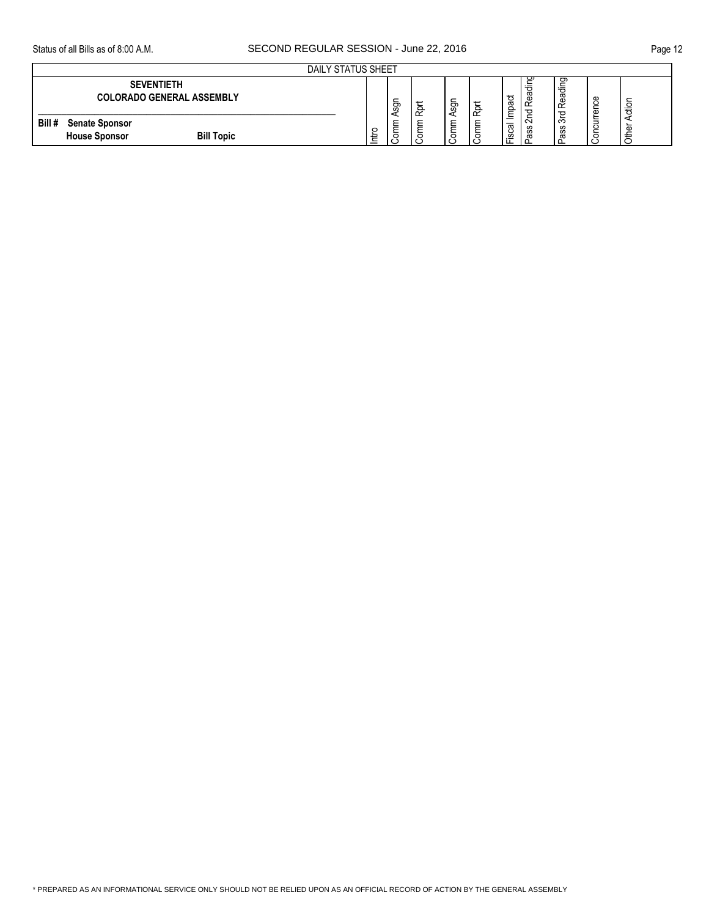| DAILY STATUS SHEET | | | | | | | | | | |
|---|---|---|---|---|---|---|---|---|---|---|
| **SEVENTIETH COLORADO GENERAL ASSEMBLY** | | | | | | | | | | |
| **Bill # Senate Sponsor House Sponsor Bill Topic** | Intro | Comm Asgn | Comm Rprt | Comm Asgn | Comm Rprt | Fiscal Impact | Pass 2nd Reading | Pass 3rd Reading | Concurrence | Other Action |

\* PREPARED AS AN INFORMATIONAL SERVICE ONLY SHOULD NOT BE RELIED UPON AS AN OFFICIAL RECORD OF ACTION BY THE GENERAL ASSEMBLY